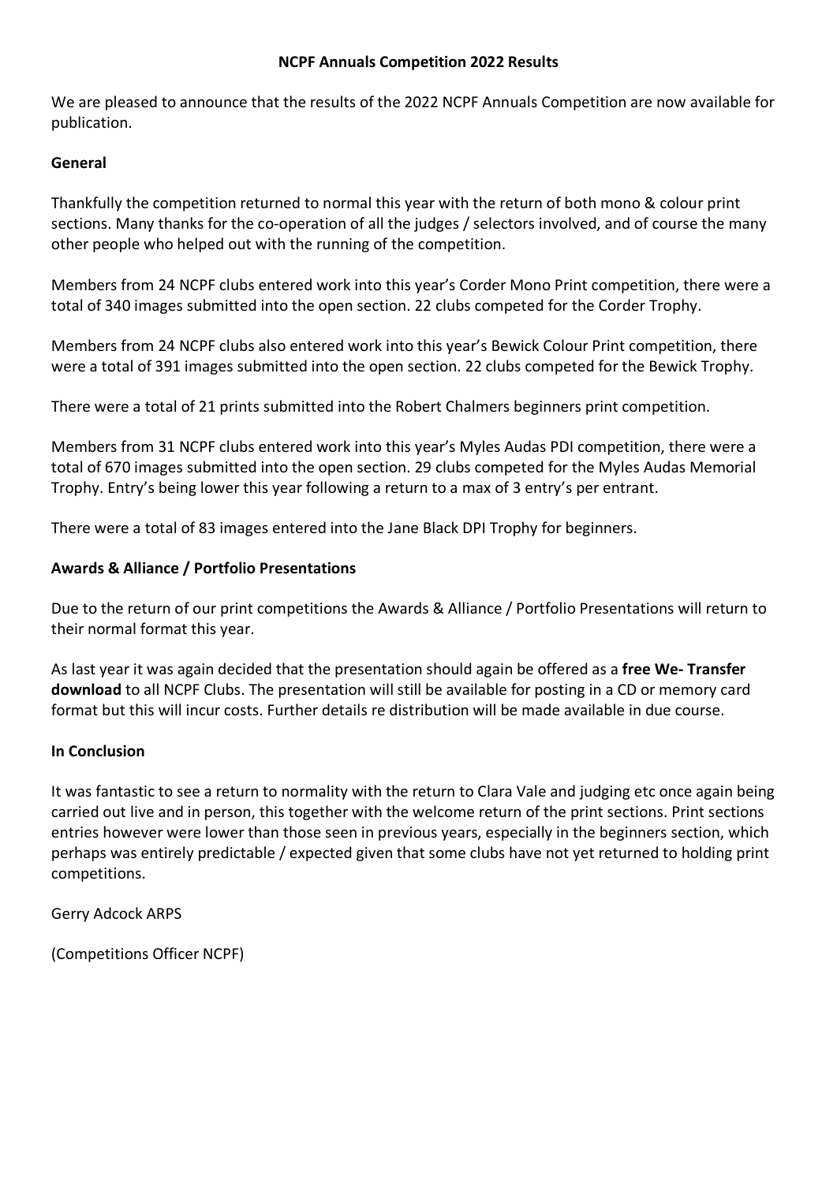# NCPF Annuals Competition 2022 Results

We are pleased to announce that the results of the 2022 NCPF Annuals Competition are now available for publication.

## General

Thankfully the competition returned to normal this year with the return of both mono & colour print sections. Many thanks for the co-operation of all the judges / selectors involved, and of course the many other people who helped out with the running of the competition.

Members from 24 NCPF clubs entered work into this year's Corder Mono Print competition, there were a total of 340 images submitted into the open section. 22 clubs competed for the Corder Trophy.

Members from 24 NCPF clubs also entered work into this year's Bewick Colour Print competition, there were a total of 391 images submitted into the open section. 22 clubs competed for the Bewick Trophy.

There were a total of 21 prints submitted into the Robert Chalmers beginners print competition.

Members from 31 NCPF clubs entered work into this year's Myles Audas PDI competition, there were a total of 670 images submitted into the open section. 29 clubs competed for the Myles Audas Memorial Trophy. Entry's being lower this year following a return to a max of 3 entry's per entrant.

There were a total of 83 images entered into the Jane Black DPI Trophy for beginners.

## Awards & Alliance / Portfolio Presentations

Due to the return of our print competitions the Awards & Alliance / Portfolio Presentations will return to their normal format this year.

As last year it was again decided that the presentation should again be offered as a **free We- Transfer download** to all NCPF Clubs. The presentation will still be available for posting in a CD or memory card format but this will incur costs. Further details re distribution will be made available in due course.

## In Conclusion

It was fantastic to see a return to normality with the return to Clara Vale and judging etc once again being carried out live and in person, this together with the welcome return of the print sections. Print sections entries however were lower than those seen in previous years, especially in the beginners section, which perhaps was entirely predictable / expected given that some clubs have not yet returned to holding print competitions.

Gerry Adcock ARPS

(Competitions Officer NCPF)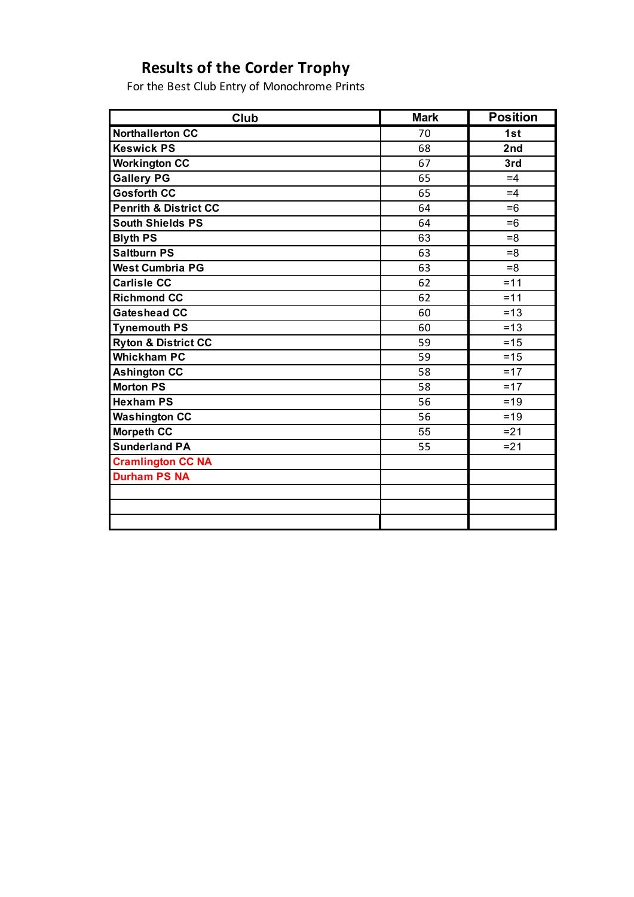# Results of the Corder Trophy

For the Best Club Entry of Monochrome Prints

| Club | Mark | Position |
|---|---|---|
| **Northallerton CC** | 70 | **1st** |
| **Keswick PS** | 68 | **2nd** |
| **Workington CC** | 67 | **3rd** |
| **Gallery PG** | 65 | =4 |
| **Gosforth CC** | 65 | =4 |
| **Penrith & District CC** | 64 | =6 |
| **South Shields PS** | 64 | =6 |
| **Blyth PS** | 63 | =8 |
| **Saltburn PS** | 63 | =8 |
| **West Cumbria PG** | 63 | =8 |
| **Carlisle CC** | 62 | =11 |
| **Richmond CC** | 62 | =11 |
| **Gateshead CC** | 60 | =13 |
| **Tynemouth PS** | 60 | =13 |
| **Ryton & District CC** | 59 | =15 |
| **Whickham PC** | 59 | =15 |
| **Ashington CC** | 58 | =17 |
| **Morton PS** | 58 | =17 |
| **Hexham PS** | 56 | =19 |
| **Washington CC** | 56 | =19 |
| **Morpeth CC** | 55 | =21 |
| **Sunderland PA** | 55 | =21 |
| **Cramlington CC NA** | | |
| **Durham PS NA** | | |
| | | |
| | | |
| | | |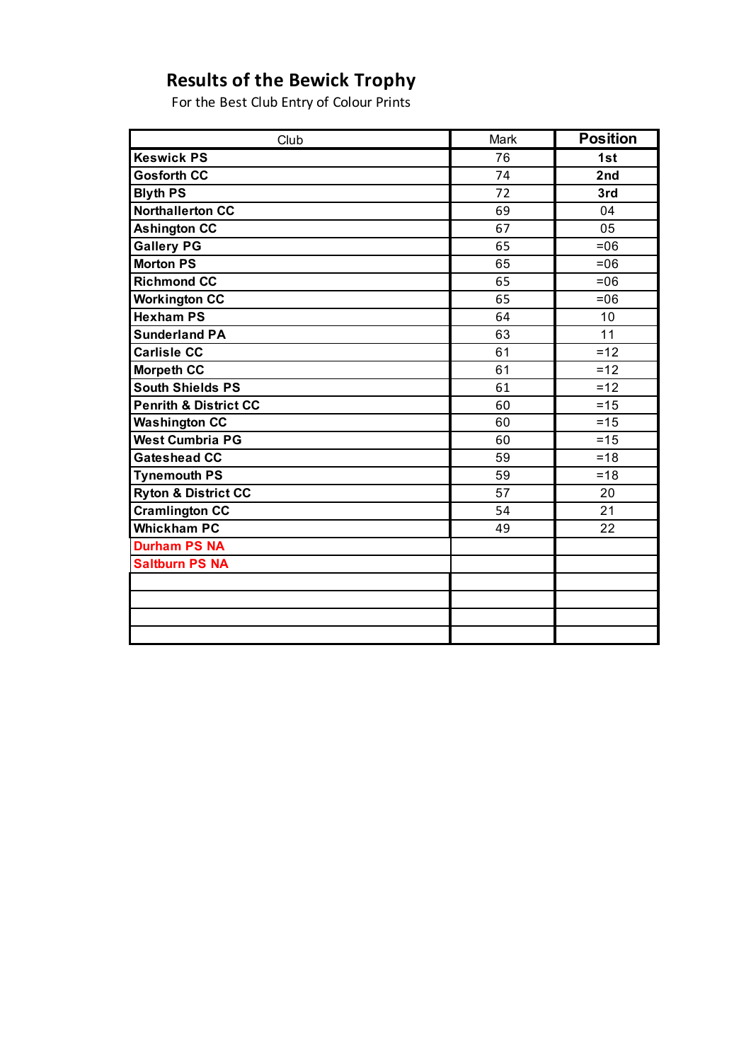# Results of the Bewick Trophy

For the Best Club Entry of Colour Prints

| Club | Mark | Position |
| --- | --- | --- |
| **Keswick PS** | 76 | **1st** |
| **Gosforth CC** | 74 | **2nd** |
| **Blyth PS** | 72 | **3rd** |
| **Northallerton CC** | 69 | 04 |
| **Ashington CC** | 67 | 05 |
| **Gallery PG** | 65 | =06 |
| **Morton PS** | 65 | =06 |
| **Richmond CC** | 65 | =06 |
| **Workington CC** | 65 | =06 |
| **Hexham PS** | 64 | 10 |
| **Sunderland PA** | 63 | 11 |
| **Carlisle CC** | 61 | =12 |
| **Morpeth CC** | 61 | =12 |
| **South Shields PS** | 61 | =12 |
| **Penrith & District CC** | 60 | =15 |
| **Washington CC** | 60 | =15 |
| **West Cumbria PG** | 60 | =15 |
| **Gateshead CC** | 59 | =18 |
| **Tynemouth PS** | 59 | =18 |
| **Ryton & District CC** | 57 | 20 |
| **Cramlington CC** | 54 | 21 |
| **Whickham PC** | 49 | 22 |
| **Durham PS NA** | | |
| **Saltburn PS NA** | | |
| | | |
| | | |
| | | |
| | | |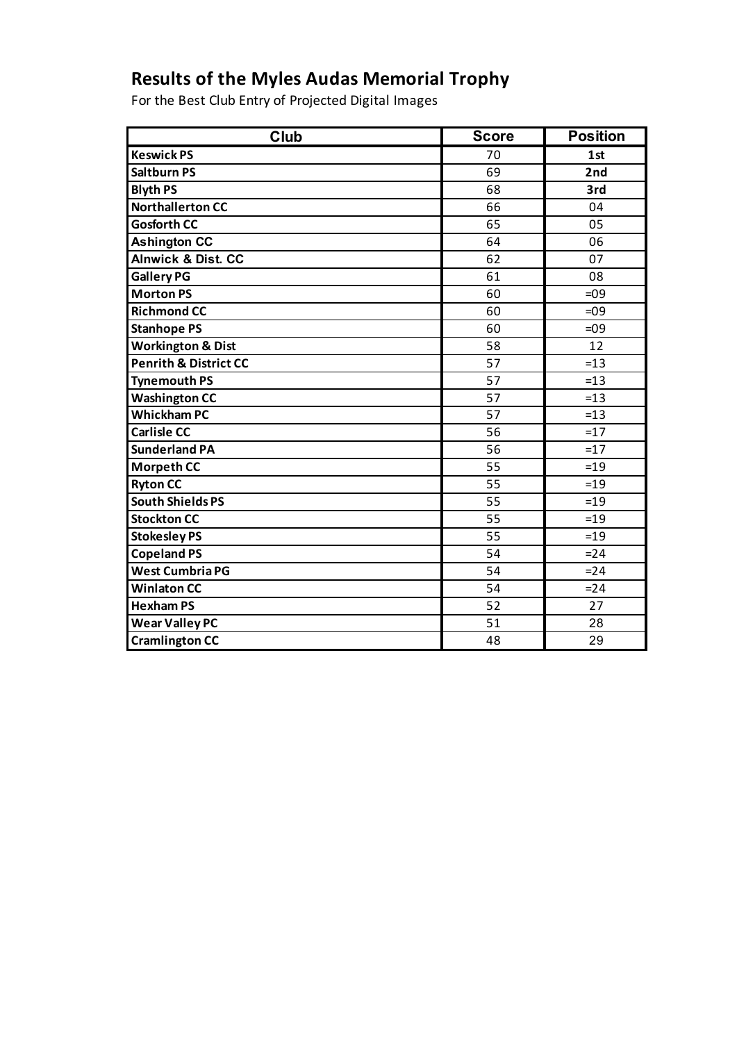## Results of the Myles Audas Memorial Trophy

For the Best Club Entry of Projected Digital Images

| Club | Score | Position |
| --- | --- | --- |
| **Keswick PS** | 70 | **1st** |
| **Saltburn PS** | 69 | **2nd** |
| **Blyth PS** | 68 | **3rd** |
| **Northallerton CC** | 66 | 04 |
| **Gosforth CC** | 65 | 05 |
| **Ashington CC** | 64 | 06 |
| **Alnwick & Dist. CC** | 62 | 07 |
| **Gallery PG** | 61 | 08 |
| **Morton PS** | 60 | =09 |
| **Richmond CC** | 60 | =09 |
| **Stanhope PS** | 60 | =09 |
| **Workington & Dist** | 58 | 12 |
| **Penrith & District CC** | 57 | =13 |
| **Tynemouth PS** | 57 | =13 |
| **Washington CC** | 57 | =13 |
| **Whickham PC** | 57 | =13 |
| **Carlisle CC** | 56 | =17 |
| **Sunderland PA** | 56 | =17 |
| **Morpeth CC** | 55 | =19 |
| **Ryton CC** | 55 | =19 |
| **South Shields PS** | 55 | =19 |
| **Stockton CC** | 55 | =19 |
| **Stokesley PS** | 55 | =19 |
| **Copeland PS** | 54 | =24 |
| **West Cumbria PG** | 54 | =24 |
| **Winlaton CC** | 54 | =24 |
| **Hexham PS** | 52 | 27 |
| **Wear Valley PC** | 51 | 28 |
| **Cramlington CC** | 48 | 29 |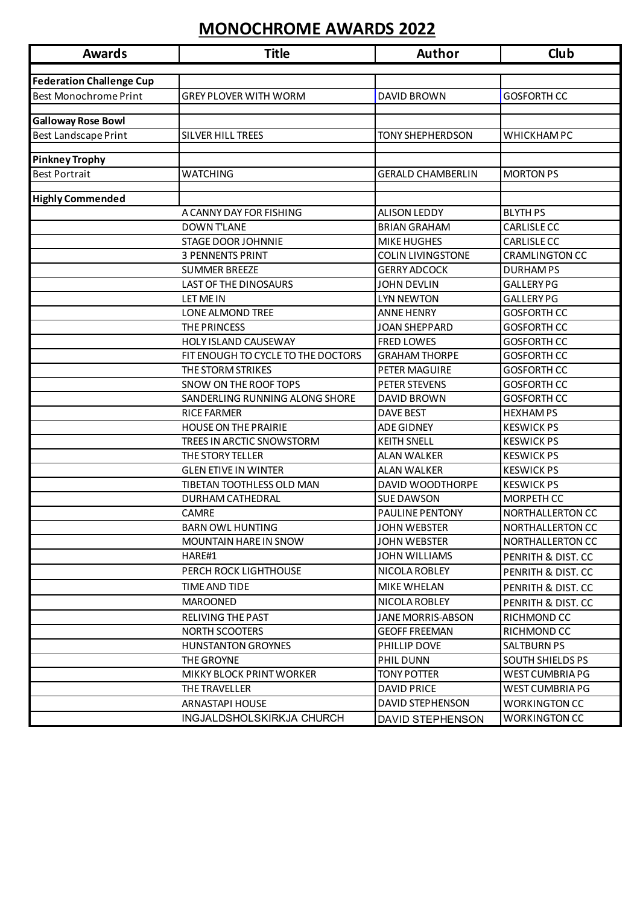# MONOCHROME AWARDS 2022

| Awards | Title | Author | Club |
|---|---|---|---|
| **Federation Challenge Cup** | | | |
| Best Monochrome Print | GREY PLOVER WITH WORM | DAVID BROWN | GOSFORTH CC |
| **Galloway Rose Bowl** | | | |
| Best Landscape Print | SILVER HILL TREES | TONY SHEPHERDSON | WHICKHAM PC |
| **Pinkney Trophy** | | | |
| Best Portrait | WATCHING | GERALD CHAMBERLIN | MORTON PS |
| **Highly Commended** | | | |
| | A CANNY DAY FOR FISHING | ALISON LEDDY | BLYTH PS |
| | DOWN T'LANE | BRIAN GRAHAM | CARLISLE CC |
| | STAGE DOOR JOHNNIE | MIKE HUGHES | CARLISLE CC |
| | 3 PENNENTS PRINT | COLIN LIVINGSTONE | CRAMLINGTON CC |
| | SUMMER BREEZE | GERRY ADCOCK | DURHAM PS |
| | LAST OF THE DINOSAURS | JOHN DEVLIN | GALLERY PG |
| | LET ME IN | LYN NEWTON | GALLERY PG |
| | LONE ALMOND TREE | ANNE HENRY | GOSFORTH CC |
| | THE PRINCESS | JOAN SHEPPARD | GOSFORTH CC |
| | HOLY ISLAND CAUSEWAY | FRED LOWES | GOSFORTH CC |
| | FIT ENOUGH TO CYCLE TO THE DOCTORS | GRAHAM THORPE | GOSFORTH CC |
| | THE STORM STRIKES | PETER MAGUIRE | GOSFORTH CC |
| | SNOW ON THE ROOF TOPS | PETER STEVENS | GOSFORTH CC |
| | SANDERLING RUNNING ALONG SHORE | DAVID BROWN | GOSFORTH CC |
| | RICE FARMER | DAVE BEST | HEXHAM PS |
| | HOUSE ON THE PRAIRIE | ADE GIDNEY | KESWICK PS |
| | TREES IN ARCTIC SNOWSTORM | KEITH SNELL | KESWICK PS |
| | THE STORY TELLER | ALAN WALKER | KESWICK PS |
| | GLEN ETIVE IN WINTER | ALAN WALKER | KESWICK PS |
| | TIBETAN TOOTHLESS OLD MAN | DAVID WOODTHORPE | KESWICK PS |
| | DURHAM CATHEDRAL | SUE DAWSON | MORPETH CC |
| | CAMRE | PAULINE PENTONY | NORTHALLERTON CC |
| | BARN OWL HUNTING | JOHN WEBSTER | NORTHALLERTON CC |
| | MOUNTAIN HARE IN SNOW | JOHN WEBSTER | NORTHALLERTON CC |
| | HARE#1 | JOHN WILLIAMS | PENRITH & DIST. CC |
| | PERCH ROCK LIGHTHOUSE | NICOLA ROBLEY | PENRITH & DIST. CC |
| | TIME AND TIDE | MIKE WHELAN | PENRITH & DIST. CC |
| | MAROONED | NICOLA ROBLEY | PENRITH & DIST. CC |
| | RELIVING THE PAST | JANE MORRIS-ABSON | RICHMOND CC |
| | NORTH SCOOTERS | GEOFF FREEMAN | RICHMOND CC |
| | HUNSTANTON GROYNES | PHILLIP DOVE | SALTBURN PS |
| | THE GROYNE | PHIL DUNN | SOUTH SHIELDS PS |
| | MIKKY BLOCK PRINT WORKER | TONY POTTER | WEST CUMBRIA PG |
| | THE TRAVELLER | DAVID PRICE | WEST CUMBRIA PG |
| | ARNASTAPI HOUSE | DAVID STEPHENSON | WORKINGTON CC |
| | INGJALDSHOLSKIRKJA CHURCH | DAVID STEPHENSON | WORKINGTON CC |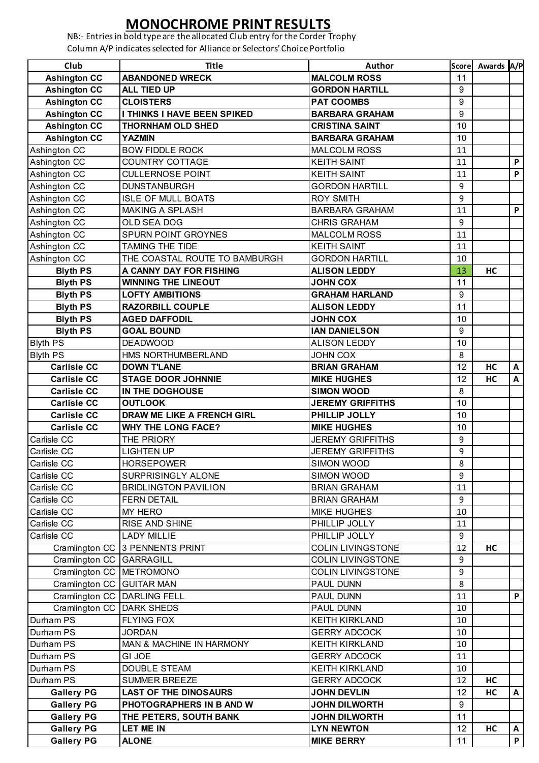# MONOCHROME PRINT RESULTS

NB:- Entries in bold type are the allocated Club entry for the Corder Trophy
Column A/P indicates selected for Alliance or Selectors' Choice Portfolio

| Club | Title | Author | Score | Awards | A/P |
|---|---|---|---|---|---|
| **Ashington CC** | **ABANDONED WRECK** | **MALCOLM ROSS** | 11 | | |
| **Ashington CC** | **ALL TIED UP** | **GORDON HARTILL** | 9 | | |
| **Ashington CC** | **CLOISTERS** | **PAT COOMBS** | 9 | | |
| **Ashington CC** | **I THINKS I HAVE BEEN SPIKED** | **BARBARA GRAHAM** | 9 | | |
| **Ashington CC** | **THORNHAM OLD SHED** | **CRISTINA SAINT** | 10 | | |
| **Ashington CC** | **YAZMIN** | **BARBARA GRAHAM** | 10 | | |
| Ashington CC | BOW FIDDLE ROCK | MALCOLM ROSS | 11 | | |
| Ashington CC | COUNTRY COTTAGE | KEITH SAINT | 11 | | P |
| Ashington CC | CULLERNOSE POINT | KEITH SAINT | 11 | | P |
| Ashington CC | DUNSTANBURGH | GORDON HARTILL | 9 | | |
| Ashington CC | ISLE OF MULL BOATS | ROY SMITH | 9 | | |
| Ashington CC | MAKING A SPLASH | BARBARA GRAHAM | 11 | | P |
| Ashington CC | OLD SEA DOG | CHRIS GRAHAM | 9 | | |
| Ashington CC | SPURN POINT GROYNES | MALCOLM ROSS | 11 | | |
| Ashington CC | TAMING THE TIDE | KEITH SAINT | 11 | | |
| Ashington CC | THE COASTAL ROUTE TO BAMBURGH | GORDON HARTILL | 10 | | |
| **Blyth PS** | **A CANNY DAY FOR FISHING** | **ALISON LEDDY** | 13 | HC | |
| **Blyth PS** | **WINNING THE LINEOUT** | **JOHN COX** | 11 | | |
| **Blyth PS** | **LOFTY AMBITIONS** | **GRAHAM HARLAND** | 9 | | |
| **Blyth PS** | **RAZORBILL COUPLE** | **ALISON LEDDY** | 11 | | |
| **Blyth PS** | **AGED DAFFODIL** | **JOHN COX** | 10 | | |
| **Blyth PS** | **GOAL BOUND** | **IAN DANIELSON** | 9 | | |
| Blyth PS | DEADWOOD | ALISON LEDDY | 10 | | |
| Blyth PS | HMS NORTHUMBERLAND | JOHN COX | 8 | | |
| **Carlisle CC** | **DOWN T'LANE** | **BRIAN GRAHAM** | 12 | HC | A |
| **Carlisle CC** | **STAGE DOOR JOHNNIE** | **MIKE HUGHES** | 12 | HC | A |
| **Carlisle CC** | **IN THE DOGHOUSE** | **SIMON WOOD** | 8 | | |
| **Carlisle CC** | **OUTLOOK** | **JEREMY GRIFFITHS** | 10 | | |
| **Carlisle CC** | **DRAW ME LIKE A FRENCH GIRL** | **PHILLIP JOLLY** | 10 | | |
| **Carlisle CC** | **WHY THE LONG FACE?** | **MIKE HUGHES** | 10 | | |
| Carlisle CC | THE PRIORY | JEREMY GRIFFITHS | 9 | | |
| Carlisle CC | LIGHTEN UP | JEREMY GRIFFITHS | 9 | | |
| Carlisle CC | HORSEPOWER | SIMON WOOD | 8 | | |
| Carlisle CC | SURPRISINGLY ALONE | SIMON WOOD | 9 | | |
| Carlisle CC | BRIDLINGTON PAVILION | BRIAN GRAHAM | 11 | | |
| Carlisle CC | FERN DETAIL | BRIAN GRAHAM | 9 | | |
| Carlisle CC | MY HERO | MIKE HUGHES | 10 | | |
| Carlisle CC | RISE AND SHINE | PHILLIP JOLLY | 11 | | |
| Carlisle CC | LADY MILLIE | PHILLIP JOLLY | 9 | | |
| Cramlington CC | 3 PENNENTS PRINT | COLIN LIVINGSTONE | 12 | HC | |
| Cramlington CC | GARRAGILL | COLIN LIVINGSTONE | 9 | | |
| Cramlington CC | METROMONO | COLIN LIVINGSTONE | 9 | | |
| Cramlington CC | GUITAR MAN | PAUL DUNN | 8 | | |
| Cramlington CC | DARLING FELL | PAUL DUNN | 11 | | P |
| Cramlington CC | DARK SHEDS | PAUL DUNN | 10 | | |
| Durham PS | FLYING FOX | KEITH KIRKLAND | 10 | | |
| Durham PS | JORDAN | GERRY ADCOCK | 10 | | |
| Durham PS | MAN & MACHINE IN HARMONY | KEITH KIRKLAND | 10 | | |
| Durham PS | GI JOE | GERRY ADCOCK | 11 | | |
| Durham PS | DOUBLE STEAM | KEITH KIRKLAND | 10 | | |
| Durham PS | SUMMER BREEZE | GERRY ADCOCK | 12 | HC | |
| **Gallery PG** | **LAST OF THE DINOSAURS** | **JOHN DEVLIN** | 12 | HC | A |
| **Gallery PG** | **PHOTOGRAPHERS IN B AND W** | **JOHN DILWORTH** | 9 | | |
| **Gallery PG** | **THE PETERS, SOUTH BANK** | **JOHN DILWORTH** | 11 | | |
| **Gallery PG** | **LET ME IN** | **LYN NEWTON** | 12 | HC | A |
| **Gallery PG** | **ALONE** | **MIKE BERRY** | 11 | | P |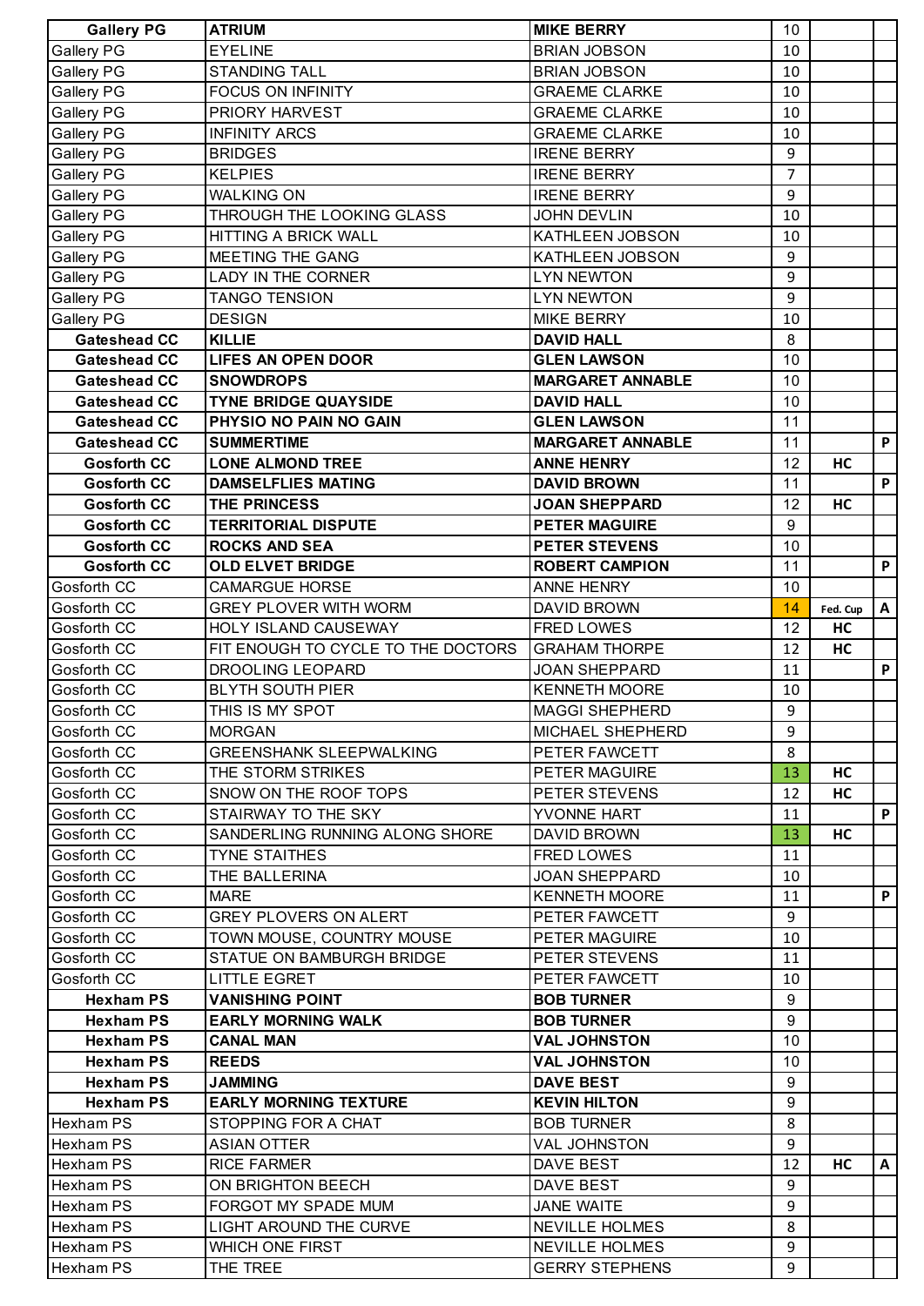| | | | | | |
|---|---|---|---|---|---|
| **Gallery PG** | **ATRIUM** | **MIKE BERRY** | 10 | | |
| Gallery PG | EYELINE | BRIAN JOBSON | 10 | | |
| Gallery PG | STANDING TALL | BRIAN JOBSON | 10 | | |
| Gallery PG | FOCUS ON INFINITY | GRAEME CLARKE | 10 | | |
| Gallery PG | PRIORY HARVEST | GRAEME CLARKE | 10 | | |
| Gallery PG | INFINITY ARCS | GRAEME CLARKE | 10 | | |
| Gallery PG | BRIDGES | IRENE BERRY | 9 | | |
| Gallery PG | KELPIES | IRENE BERRY | 7 | | |
| Gallery PG | WALKING ON | IRENE BERRY | 9 | | |
| Gallery PG | THROUGH THE LOOKING GLASS | JOHN DEVLIN | 10 | | |
| Gallery PG | HITTING A BRICK WALL | KATHLEEN JOBSON | 10 | | |
| Gallery PG | MEETING THE GANG | KATHLEEN JOBSON | 9 | | |
| Gallery PG | LADY IN THE CORNER | LYN NEWTON | 9 | | |
| Gallery PG | TANGO TENSION | LYN NEWTON | 9 | | |
| Gallery PG | DESIGN | MIKE BERRY | 10 | | |
| **Gateshead CC** | **KILLIE** | **DAVID HALL** | 8 | | |
| **Gateshead CC** | **LIFES AN OPEN DOOR** | **GLEN LAWSON** | 10 | | |
| **Gateshead CC** | **SNOWDROPS** | **MARGARET ANNABLE** | 10 | | |
| **Gateshead CC** | **TYNE BRIDGE QUAYSIDE** | **DAVID HALL** | 10 | | |
| **Gateshead CC** | **PHYSIO NO PAIN NO GAIN** | **GLEN LAWSON** | 11 | | |
| **Gateshead CC** | **SUMMERTIME** | **MARGARET ANNABLE** | 11 | | **P** |
| **Gosforth CC** | **LONE ALMOND TREE** | **ANNE HENRY** | 12 | **HC** | |
| **Gosforth CC** | **DAMSELFLIES MATING** | **DAVID BROWN** | 11 | | **P** |
| **Gosforth CC** | **THE PRINCESS** | **JOAN SHEPPARD** | 12 | **HC** | |
| **Gosforth CC** | **TERRITORIAL DISPUTE** | **PETER MAGUIRE** | 9 | | |
| **Gosforth CC** | **ROCKS AND SEA** | **PETER STEVENS** | 10 | | |
| **Gosforth CC** | **OLD ELVET BRIDGE** | **ROBERT CAMPION** | 11 | | **P** |
| Gosforth CC | CAMARGUE HORSE | ANNE HENRY | 10 | | |
| Gosforth CC | GREY PLOVER WITH WORM | DAVID BROWN | 14 | **Fed. Cup** | **A** |
| Gosforth CC | HOLY ISLAND CAUSEWAY | FRED LOWES | 12 | **HC** | |
| Gosforth CC | FIT ENOUGH TO CYCLE TO THE DOCTORS | GRAHAM THORPE | 12 | **HC** | |
| Gosforth CC | DROOLING LEOPARD | JOAN SHEPPARD | 11 | | **P** |
| Gosforth CC | BLYTH SOUTH PIER | KENNETH MOORE | 10 | | |
| Gosforth CC | THIS IS MY SPOT | MAGGI SHEPHERD | 9 | | |
| Gosforth CC | MORGAN | MICHAEL SHEPHERD | 9 | | |
| Gosforth CC | GREENSHANK SLEEPWALKING | PETER FAWCETT | 8 | | |
| Gosforth CC | THE STORM STRIKES | PETER MAGUIRE | 13 | **HC** | |
| Gosforth CC | SNOW ON THE ROOF TOPS | PETER STEVENS | 12 | **HC** | |
| Gosforth CC | STAIRWAY TO THE SKY | YVONNE HART | 11 | | **P** |
| Gosforth CC | SANDERLING RUNNING ALONG SHORE | DAVID BROWN | 13 | **HC** | |
| Gosforth CC | TYNE STAITHES | FRED LOWES | 11 | | |
| Gosforth CC | THE BALLERINA | JOAN SHEPPARD | 10 | | |
| Gosforth CC | MARE | KENNETH MOORE | 11 | | **P** |
| Gosforth CC | GREY PLOVERS ON ALERT | PETER FAWCETT | 9 | | |
| Gosforth CC | TOWN MOUSE, COUNTRY MOUSE | PETER MAGUIRE | 10 | | |
| Gosforth CC | STATUE ON BAMBURGH BRIDGE | PETER STEVENS | 11 | | |
| Gosforth CC | LITTLE EGRET | PETER FAWCETT | 10 | | |
| **Hexham PS** | **VANISHING POINT** | **BOB TURNER** | 9 | | |
| **Hexham PS** | **EARLY MORNING WALK** | **BOB TURNER** | 9 | | |
| **Hexham PS** | **CANAL MAN** | **VAL JOHNSTON** | 10 | | |
| **Hexham PS** | **REEDS** | **VAL JOHNSTON** | 10 | | |
| **Hexham PS** | **JAMMING** | **DAVE BEST** | 9 | | |
| **Hexham PS** | **EARLY MORNING TEXTURE** | **KEVIN HILTON** | 9 | | |
| Hexham PS | STOPPING FOR A CHAT | BOB TURNER | 8 | | |
| Hexham PS | ASIAN OTTER | VAL JOHNSTON | 9 | | |
| Hexham PS | RICE FARMER | DAVE BEST | 12 | **HC** | **A** |
| Hexham PS | ON BRIGHTON BEECH | DAVE BEST | 9 | | |
| Hexham PS | FORGOT MY SPADE MUM | JANE WAITE | 9 | | |
| Hexham PS | LIGHT AROUND THE CURVE | NEVILLE HOLMES | 8 | | |
| Hexham PS | WHICH ONE FIRST | NEVILLE HOLMES | 9 | | |
| Hexham PS | THE TREE | GERRY STEPHENS | 9 | | |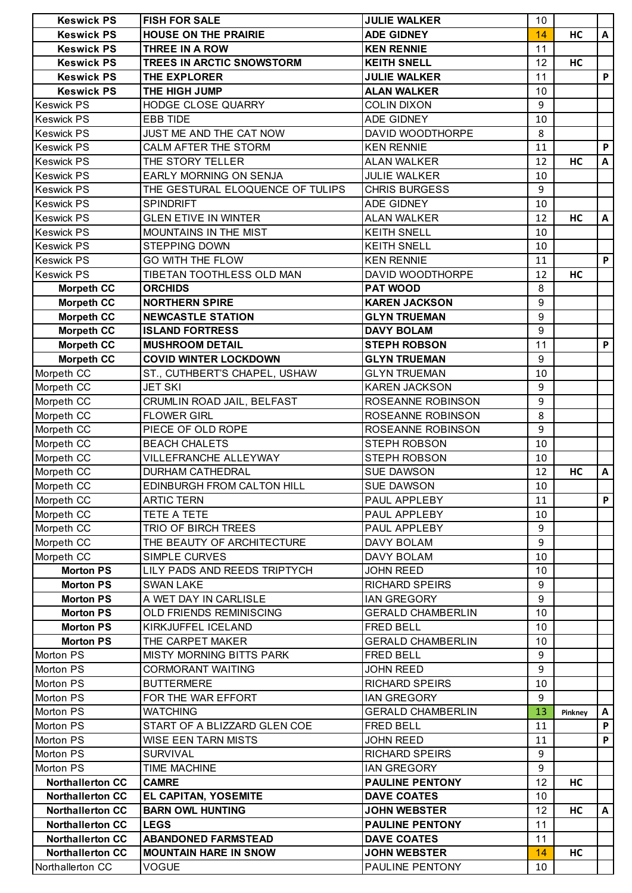| | | | | | |
|---|---|---|---|---|---|
| **Keswick PS** | **FISH FOR SALE** | **JULIE WALKER** | 10 | | |
| **Keswick PS** | **HOUSE ON THE PRAIRIE** | **ADE GIDNEY** | 14 | **HC** | **A** |
| **Keswick PS** | **THREE IN A ROW** | **KEN RENNIE** | 11 | | |
| **Keswick PS** | **TREES IN ARCTIC SNOWSTORM** | **KEITH SNELL** | 12 | **HC** | |
| **Keswick PS** | **THE EXPLORER** | **JULIE WALKER** | 11 | | **P** |
| **Keswick PS** | **THE HIGH JUMP** | **ALAN WALKER** | 10 | | |
| Keswick PS | HODGE CLOSE QUARRY | COLIN DIXON | 9 | | |
| Keswick PS | EBB TIDE | ADE GIDNEY | 10 | | |
| Keswick PS | JUST ME AND THE CAT NOW | DAVID WOODTHORPE | 8 | | |
| Keswick PS | CALM AFTER THE STORM | KEN RENNIE | 11 | | **P** |
| Keswick PS | THE STORY TELLER | ALAN WALKER | 12 | **HC** | **A** |
| Keswick PS | EARLY MORNING ON SENJA | JULIE WALKER | 10 | | |
| Keswick PS | THE GESTURAL ELOQUENCE OF TULIPS | CHRIS BURGESS | 9 | | |
| Keswick PS | SPINDRIFT | ADE GIDNEY | 10 | | |
| Keswick PS | GLEN ETIVE IN WINTER | ALAN WALKER | 12 | **HC** | **A** |
| Keswick PS | MOUNTAINS IN THE MIST | KEITH SNELL | 10 | | |
| Keswick PS | STEPPING DOWN | KEITH SNELL | 10 | | |
| Keswick PS | GO WITH THE FLOW | KEN RENNIE | 11 | | **P** |
| Keswick PS | TIBETAN TOOTHLESS OLD MAN | DAVID WOODTHORPE | 12 | **HC** | |
| **Morpeth CC** | **ORCHIDS** | **PAT WOOD** | 8 | | |
| **Morpeth CC** | **NORTHERN SPIRE** | **KAREN JACKSON** | 9 | | |
| **Morpeth CC** | **NEWCASTLE STATION** | **GLYN TRUEMAN** | 9 | | |
| **Morpeth CC** | **ISLAND FORTRESS** | **DAVY BOLAM** | 9 | | |
| **Morpeth CC** | **MUSHROOM DETAIL** | **STEPH ROBSON** | 11 | | **P** |
| **Morpeth CC** | **COVID WINTER LOCKDOWN** | **GLYN TRUEMAN** | 9 | | |
| Morpeth CC | ST., CUTHBERT'S CHAPEL, USHAW | GLYN TRUEMAN | 10 | | |
| Morpeth CC | JET SKI | KAREN JACKSON | 9 | | |
| Morpeth CC | CRUMLIN ROAD JAIL, BELFAST | ROSEANNE ROBINSON | 9 | | |
| Morpeth CC | FLOWER GIRL | ROSEANNE ROBINSON | 8 | | |
| Morpeth CC | PIECE OF OLD ROPE | ROSEANNE ROBINSON | 9 | | |
| Morpeth CC | BEACH CHALETS | STEPH ROBSON | 10 | | |
| Morpeth CC | VILLEFRANCHE ALLEYWAY | STEPH ROBSON | 10 | | |
| Morpeth CC | DURHAM CATHEDRAL | SUE DAWSON | 12 | **HC** | **A** |
| Morpeth CC | EDINBURGH FROM CALTON HILL | SUE DAWSON | 10 | | |
| Morpeth CC | ARTIC TERN | PAUL APPLEBY | 11 | | **P** |
| Morpeth CC | TETE A TETE | PAUL APPLEBY | 10 | | |
| Morpeth CC | TRIO OF BIRCH TREES | PAUL APPLEBY | 9 | | |
| Morpeth CC | THE BEAUTY OF ARCHITECTURE | DAVY BOLAM | 9 | | |
| Morpeth CC | SIMPLE CURVES | DAVY BOLAM | 10 | | |
| **Morton PS** | LILY PADS AND REEDS TRIPTYCH | JOHN REED | 10 | | |
| **Morton PS** | SWAN LAKE | RICHARD SPEIRS | 9 | | |
| **Morton PS** | A WET DAY IN CARLISLE | IAN GREGORY | 9 | | |
| **Morton PS** | OLD FRIENDS REMINISCING | GERALD CHAMBERLIN | 10 | | |
| **Morton PS** | KIRKJUFFEL ICELAND | FRED BELL | 10 | | |
| **Morton PS** | THE CARPET MAKER | GERALD CHAMBERLIN | 10 | | |
| Morton PS | MISTY MORNING BITTS PARK | FRED BELL | 9 | | |
| Morton PS | CORMORANT WAITING | JOHN REED | 9 | | |
| Morton PS | BUTTERMERE | RICHARD SPEIRS | 10 | | |
| Morton PS | FOR THE WAR EFFORT | IAN GREGORY | 9 | | |
| Morton PS | WATCHING | GERALD CHAMBERLIN | 13 | **Pinkney** | **A** |
| Morton PS | START OF A BLIZZARD GLEN COE | FRED BELL | 11 | | **P** |
| Morton PS | WISE EEN TARN MISTS | JOHN REED | 11 | | **P** |
| Morton PS | SURVIVAL | RICHARD SPEIRS | 9 | | |
| Morton PS | TIME MACHINE | IAN GREGORY | 9 | | |
| **Northallerton CC** | **CAMRE** | **PAULINE PENTONY** | 12 | **HC** | |
| **Northallerton CC** | **EL CAPITAN, YOSEMITE** | **DAVE COATES** | 10 | | |
| **Northallerton CC** | **BARN OWL HUNTING** | **JOHN WEBSTER** | 12 | **HC** | **A** |
| **Northallerton CC** | **LEGS** | **PAULINE PENTONY** | 11 | | |
| **Northallerton CC** | **ABANDONED FARMSTEAD** | **DAVE COATES** | 11 | | |
| **Northallerton CC** | **MOUNTAIN HARE IN SNOW** | **JOHN WEBSTER** | 14 | **HC** | |
| Northallerton CC | VOGUE | PAULINE PENTONY | 10 | | |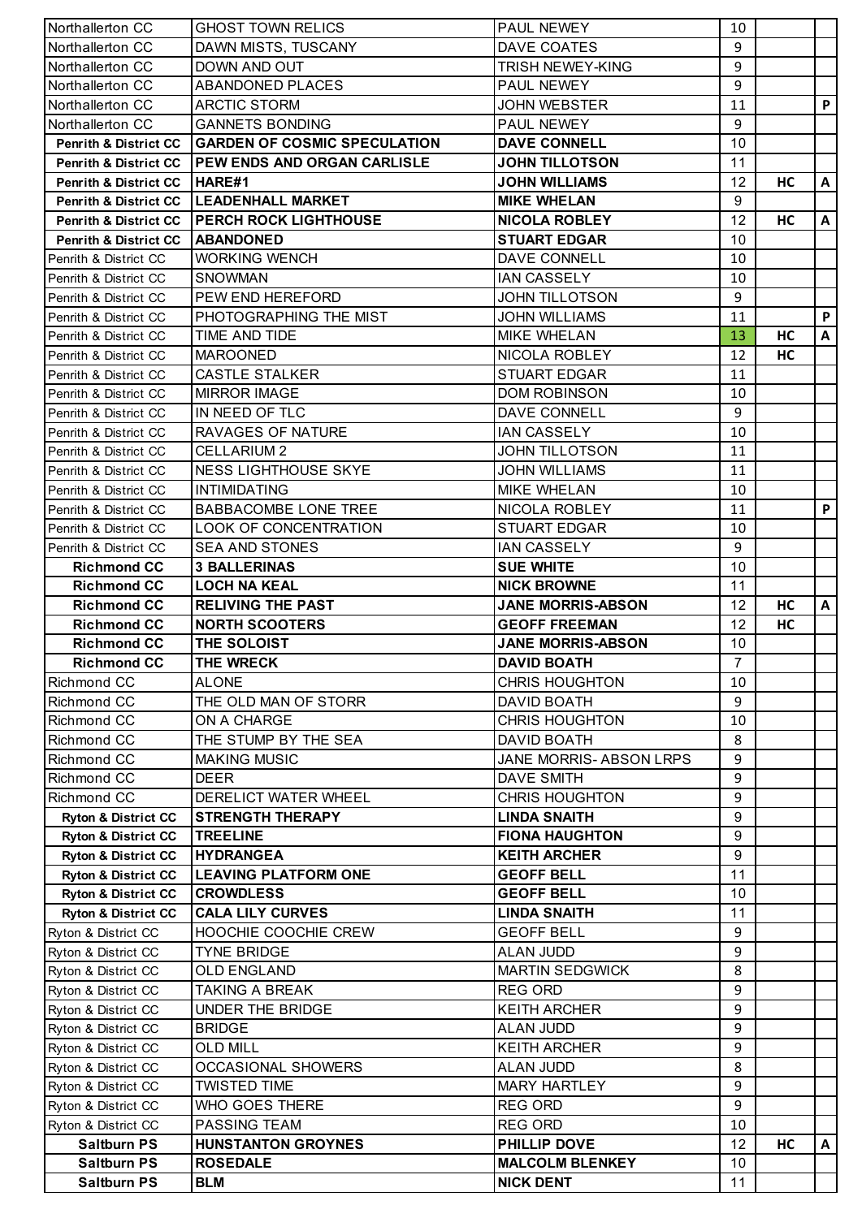| | | | | | |
|---|---|---|---|---|---|
| Northallerton CC | GHOST TOWN RELICS | PAUL NEWEY | 10 | | |
| Northallerton CC | DAWN MISTS, TUSCANY | DAVE COATES | 9 | | |
| Northallerton CC | DOWN AND OUT | TRISH NEWEY-KING | 9 | | |
| Northallerton CC | ABANDONED PLACES | PAUL NEWEY | 9 | | |
| Northallerton CC | ARCTIC STORM | JOHN WEBSTER | 11 | | P |
| Northallerton CC | GANNETS BONDING | PAUL NEWEY | 9 | | |
| **Penrith & District CC** | **GARDEN OF COSMIC SPECULATION** | **DAVE CONNELL** | 10 | | |
| **Penrith & District CC** | **PEW ENDS AND ORGAN CARLISLE** | **JOHN TILLOTSON** | 11 | | |
| **Penrith & District CC** | **HARE#1** | **JOHN WILLIAMS** | 12 | HC | A |
| **Penrith & District CC** | **LEADENHALL MARKET** | **MIKE WHELAN** | 9 | | |
| **Penrith & District CC** | **PERCH ROCK LIGHTHOUSE** | **NICOLA ROBLEY** | 12 | HC | A |
| **Penrith & District CC** | **ABANDONED** | **STUART EDGAR** | 10 | | |
| Penrith & District CC | WORKING WENCH | DAVE CONNELL | 10 | | |
| Penrith & District CC | SNOWMAN | IAN CASSELY | 10 | | |
| Penrith & District CC | PEW END HEREFORD | JOHN TILLOTSON | 9 | | |
| Penrith & District CC | PHOTOGRAPHING THE MIST | JOHN WILLIAMS | 11 | | P |
| Penrith & District CC | TIME AND TIDE | MIKE WHELAN | 13 | HC | A |
| Penrith & District CC | MAROONED | NICOLA ROBLEY | 12 | HC | |
| Penrith & District CC | CASTLE STALKER | STUART EDGAR | 11 | | |
| Penrith & District CC | MIRROR IMAGE | DOM ROBINSON | 10 | | |
| Penrith & District CC | IN NEED OF TLC | DAVE CONNELL | 9 | | |
| Penrith & District CC | RAVAGES OF NATURE | IAN CASSELY | 10 | | |
| Penrith & District CC | CELLARIUM 2 | JOHN TILLOTSON | 11 | | |
| Penrith & District CC | NESS LIGHTHOUSE SKYE | JOHN WILLIAMS | 11 | | |
| Penrith & District CC | INTIMIDATING | MIKE WHELAN | 10 | | |
| Penrith & District CC | BABBACOMBE LONE TREE | NICOLA ROBLEY | 11 | | P |
| Penrith & District CC | LOOK OF CONCENTRATION | STUART EDGAR | 10 | | |
| Penrith & District CC | SEA AND STONES | IAN CASSELY | 9 | | |
| **Richmond CC** | **3 BALLERINAS** | **SUE WHITE** | 10 | | |
| **Richmond CC** | **LOCH NA KEAL** | **NICK BROWNE** | 11 | | |
| **Richmond CC** | **RELIVING THE PAST** | **JANE MORRIS-ABSON** | 12 | HC | A |
| **Richmond CC** | **NORTH SCOOTERS** | **GEOFF FREEMAN** | 12 | HC | |
| **Richmond CC** | **THE SOLOIST** | **JANE MORRIS-ABSON** | 10 | | |
| **Richmond CC** | **THE WRECK** | **DAVID BOATH** | 7 | | |
| Richmond CC | ALONE | CHRIS HOUGHTON | 10 | | |
| Richmond CC | THE OLD MAN OF STORR | DAVID BOATH | 9 | | |
| Richmond CC | ON A CHARGE | CHRIS HOUGHTON | 10 | | |
| Richmond CC | THE STUMP BY THE SEA | DAVID BOATH | 8 | | |
| Richmond CC | MAKING MUSIC | JANE MORRIS- ABSON LRPS | 9 | | |
| Richmond CC | DEER | DAVE SMITH | 9 | | |
| Richmond CC | DERELICT WATER WHEEL | CHRIS HOUGHTON | 9 | | |
| **Ryton & District CC** | **STRENGTH THERAPY** | **LINDA SNAITH** | 9 | | |
| **Ryton & District CC** | **TREELINE** | **FIONA HAUGHTON** | 9 | | |
| **Ryton & District CC** | **HYDRANGEA** | **KEITH ARCHER** | 9 | | |
| **Ryton & District CC** | **LEAVING PLATFORM ONE** | **GEOFF BELL** | 11 | | |
| **Ryton & District CC** | **CROWDLESS** | **GEOFF BELL** | 10 | | |
| **Ryton & District CC** | **CALA LILY CURVES** | **LINDA SNAITH** | 11 | | |
| Ryton & District CC | HOOCHIE COOCHIE CREW | GEOFF BELL | 9 | | |
| Ryton & District CC | TYNE BRIDGE | ALAN JUDD | 9 | | |
| Ryton & District CC | OLD ENGLAND | MARTIN SEDGWICK | 8 | | |
| Ryton & District CC | TAKING A BREAK | REG ORD | 9 | | |
| Ryton & District CC | UNDER THE BRIDGE | KEITH ARCHER | 9 | | |
| Ryton & District CC | BRIDGE | ALAN JUDD | 9 | | |
| Ryton & District CC | OLD MILL | KEITH ARCHER | 9 | | |
| Ryton & District CC | OCCASIONAL SHOWERS | ALAN JUDD | 8 | | |
| Ryton & District CC | TWISTED TIME | MARY HARTLEY | 9 | | |
| Ryton & District CC | WHO GOES THERE | REG ORD | 9 | | |
| Ryton & District CC | PASSING TEAM | REG ORD | 10 | | |
| **Saltburn PS** | **HUNSTANTON GROYNES** | **PHILLIP DOVE** | 12 | HC | A |
| **Saltburn PS** | **ROSEDALE** | **MALCOLM BLENKEY** | 10 | | |
| **Saltburn PS** | **BLM** | **NICK DENT** | 11 | | |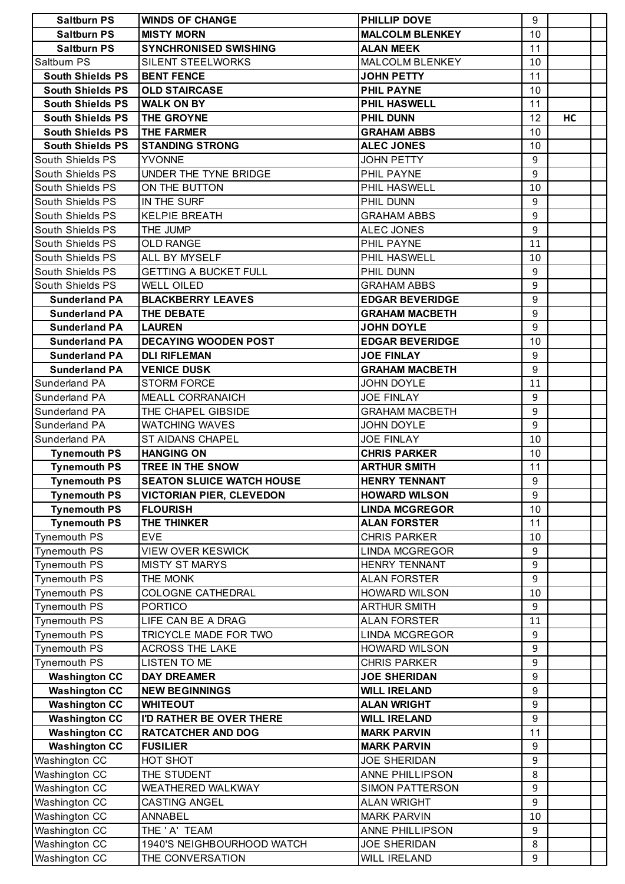| | | | | | |
|---|---|---|---|---|---|
| **Saltburn PS** | **WINDS OF CHANGE** | **PHILLIP DOVE** | 9 | | |
| **Saltburn PS** | **MISTY MORN** | **MALCOLM BLENKEY** | 10 | | |
| **Saltburn PS** | **SYNCHRONISED SWISHING** | **ALAN MEEK** | 11 | | |
| Saltburn PS | SILENT STEELWORKS | MALCOLM BLENKEY | 10 | | |
| **South Shields PS** | **BENT FENCE** | **JOHN PETTY** | 11 | | |
| **South Shields PS** | **OLD STAIRCASE** | **PHIL PAYNE** | 10 | | |
| **South Shields PS** | **WALK ON BY** | **PHIL HASWELL** | 11 | | |
| **South Shields PS** | **THE GROYNE** | **PHIL DUNN** | 12 | **HC** | |
| **South Shields PS** | **THE FARMER** | **GRAHAM ABBS** | 10 | | |
| **South Shields PS** | **STANDING STRONG** | **ALEC JONES** | 10 | | |
| South Shields PS | YVONNE | JOHN PETTY | 9 | | |
| South Shields PS | UNDER THE TYNE BRIDGE | PHIL PAYNE | 9 | | |
| South Shields PS | ON THE BUTTON | PHIL HASWELL | 10 | | |
| South Shields PS | IN THE SURF | PHIL DUNN | 9 | | |
| South Shields PS | KELPIE BREATH | GRAHAM ABBS | 9 | | |
| South Shields PS | THE JUMP | ALEC JONES | 9 | | |
| South Shields PS | OLD RANGE | PHIL PAYNE | 11 | | |
| South Shields PS | ALL BY MYSELF | PHIL HASWELL | 10 | | |
| South Shields PS | GETTING A BUCKET FULL | PHIL DUNN | 9 | | |
| South Shields PS | WELL OILED | GRAHAM ABBS | 9 | | |
| **Sunderland PA** | **BLACKBERRY LEAVES** | **EDGAR BEVERIDGE** | 9 | | |
| **Sunderland PA** | **THE DEBATE** | **GRAHAM MACBETH** | 9 | | |
| **Sunderland PA** | **LAUREN** | **JOHN DOYLE** | 9 | | |
| **Sunderland PA** | **DECAYING WOODEN POST** | **EDGAR BEVERIDGE** | 10 | | |
| **Sunderland PA** | **DLI RIFLEMAN** | **JOE FINLAY** | 9 | | |
| **Sunderland PA** | **VENICE DUSK** | **GRAHAM MACBETH** | 9 | | |
| Sunderland PA | STORM FORCE | JOHN DOYLE | 11 | | |
| Sunderland PA | MEALL CORRANAICH | JOE FINLAY | 9 | | |
| Sunderland PA | THE CHAPEL GIBSIDE | GRAHAM MACBETH | 9 | | |
| Sunderland PA | WATCHING WAVES | JOHN DOYLE | 9 | | |
| Sunderland PA | ST AIDANS CHAPEL | JOE FINLAY | 10 | | |
| **Tynemouth PS** | **HANGING ON** | **CHRIS PARKER** | 10 | | |
| **Tynemouth PS** | **TREE IN THE SNOW** | **ARTHUR SMITH** | 11 | | |
| **Tynemouth PS** | **SEATON SLUICE WATCH HOUSE** | **HENRY TENNANT** | 9 | | |
| **Tynemouth PS** | **VICTORIAN PIER, CLEVEDON** | **HOWARD WILSON** | 9 | | |
| **Tynemouth PS** | **FLOURISH** | **LINDA MCGREGOR** | 10 | | |
| **Tynemouth PS** | **THE THINKER** | **ALAN FORSTER** | 11 | | |
| Tynemouth PS | EVE | CHRIS PARKER | 10 | | |
| Tynemouth PS | VIEW OVER KESWICK | LINDA MCGREGOR | 9 | | |
| Tynemouth PS | MISTY ST MARYS | HENRY TENNANT | 9 | | |
| Tynemouth PS | THE MONK | ALAN FORSTER | 9 | | |
| Tynemouth PS | COLOGNE CATHEDRAL | HOWARD WILSON | 10 | | |
| Tynemouth PS | PORTICO | ARTHUR SMITH | 9 | | |
| Tynemouth PS | LIFE CAN BE A DRAG | ALAN FORSTER | 11 | | |
| Tynemouth PS | TRICYCLE MADE FOR TWO | LINDA MCGREGOR | 9 | | |
| Tynemouth PS | ACROSS THE LAKE | HOWARD WILSON | 9 | | |
| Tynemouth PS | LISTEN TO ME | CHRIS PARKER | 9 | | |
| **Washington CC** | **DAY DREAMER** | **JOE SHERIDAN** | 9 | | |
| **Washington CC** | **NEW BEGINNINGS** | **WILL IRELAND** | 9 | | |
| **Washington CC** | **WHITEOUT** | **ALAN WRIGHT** | 9 | | |
| **Washington CC** | **I'D RATHER BE OVER THERE** | **WILL IRELAND** | 9 | | |
| **Washington CC** | **RATCATCHER AND DOG** | **MARK PARVIN** | 11 | | |
| **Washington CC** | **FUSILIER** | **MARK PARVIN** | 9 | | |
| Washington CC | HOT SHOT | JOE SHERIDAN | 9 | | |
| Washington CC | THE STUDENT | ANNE PHILLIPSON | 8 | | |
| Washington CC | WEATHERED WALKWAY | SIMON PATTERSON | 9 | | |
| Washington CC | CASTING ANGEL | ALAN WRIGHT | 9 | | |
| Washington CC | ANNABEL | MARK PARVIN | 10 | | |
| Washington CC | THE ' A' TEAM | ANNE PHILLIPSON | 9 | | |
| Washington CC | 1940'S NEIGHBOURHOOD WATCH | JOE SHERIDAN | 8 | | |
| Washington CC | THE CONVERSATION | WILL IRELAND | 9 | | |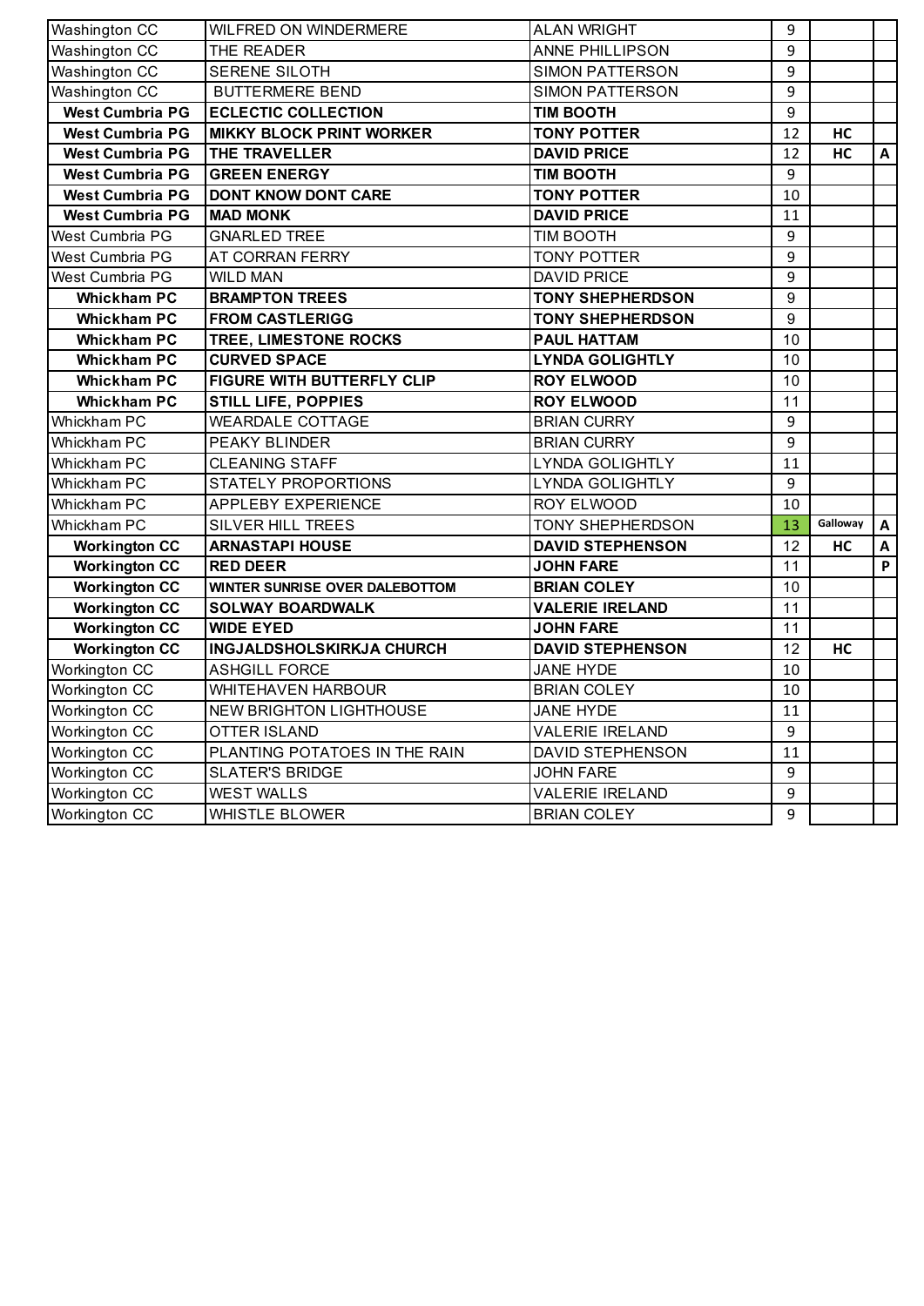| | | | | | |
|---|---|---|---|---|---|
| Washington CC | WILFRED ON WINDERMERE | ALAN WRIGHT | 9 | | |
| Washington CC | THE READER | ANNE PHILLIPSON | 9 | | |
| Washington CC | SERENE SILOTH | SIMON PATTERSON | 9 | | |
| Washington CC | BUTTERMERE BEND | SIMON PATTERSON | 9 | | |
| **West Cumbria PG** | **ECLECTIC COLLECTION** | **TIM BOOTH** | 9 | | |
| **West Cumbria PG** | **MIKKY BLOCK PRINT WORKER** | **TONY POTTER** | 12 | **HC** | |
| **West Cumbria PG** | **THE TRAVELLER** | **DAVID PRICE** | 12 | **HC** | **A** |
| **West Cumbria PG** | **GREEN ENERGY** | **TIM BOOTH** | 9 | | |
| **West Cumbria PG** | **DONT KNOW DONT CARE** | **TONY POTTER** | 10 | | |
| **West Cumbria PG** | **MAD MONK** | **DAVID PRICE** | 11 | | |
| West Cumbria PG | GNARLED TREE | TIM BOOTH | 9 | | |
| West Cumbria PG | AT CORRAN FERRY | TONY POTTER | 9 | | |
| West Cumbria PG | WILD MAN | DAVID PRICE | 9 | | |
| **Whickham PC** | **BRAMPTON TREES** | **TONY SHEPHERDSON** | 9 | | |
| **Whickham PC** | **FROM CASTLERIGG** | **TONY SHEPHERDSON** | 9 | | |
| **Whickham PC** | **TREE, LIMESTONE ROCKS** | **PAUL HATTAM** | 10 | | |
| **Whickham PC** | **CURVED SPACE** | **LYNDA GOLIGHTLY** | 10 | | |
| **Whickham PC** | **FIGURE WITH BUTTERFLY CLIP** | **ROY ELWOOD** | 10 | | |
| **Whickham PC** | **STILL LIFE, POPPIES** | **ROY ELWOOD** | 11 | | |
| Whickham PC | WEARDALE COTTAGE | BRIAN CURRY | 9 | | |
| Whickham PC | PEAKY BLINDER | BRIAN CURRY | 9 | | |
| Whickham PC | CLEANING STAFF | LYNDA GOLIGHTLY | 11 | | |
| Whickham PC | STATELY PROPORTIONS | LYNDA GOLIGHTLY | 9 | | |
| Whickham PC | APPLEBY EXPERIENCE | ROY ELWOOD | 10 | | |
| Whickham PC | SILVER HILL TREES | TONY SHEPHERDSON | 13 | Galloway | **A** |
| **Workington CC** | **ARNASTAPI HOUSE** | **DAVID STEPHENSON** | 12 | **HC** | **A** |
| **Workington CC** | **RED DEER** | **JOHN FARE** | 11 | | **P** |
| **Workington CC** | **WINTER SUNRISE OVER DALEBOTTOM** | **BRIAN COLEY** | 10 | | |
| **Workington CC** | **SOLWAY BOARDWALK** | **VALERIE IRELAND** | 11 | | |
| **Workington CC** | **WIDE EYED** | **JOHN FARE** | 11 | | |
| **Workington CC** | **INGJALDSHOLSKIRKJA CHURCH** | **DAVID STEPHENSON** | 12 | **HC** | |
| Workington CC | ASHGILL FORCE | JANE HYDE | 10 | | |
| Workington CC | WHITEHAVEN HARBOUR | BRIAN COLEY | 10 | | |
| Workington CC | NEW BRIGHTON LIGHTHOUSE | JANE HYDE | 11 | | |
| Workington CC | OTTER ISLAND | VALERIE IRELAND | 9 | | |
| Workington CC | PLANTING POTATOES IN THE RAIN | DAVID STEPHENSON | 11 | | |
| Workington CC | SLATER'S BRIDGE | JOHN FARE | 9 | | |
| Workington CC | WEST WALLS | VALERIE IRELAND | 9 | | |
| Workington CC | WHISTLE BLOWER | BRIAN COLEY | 9 | | |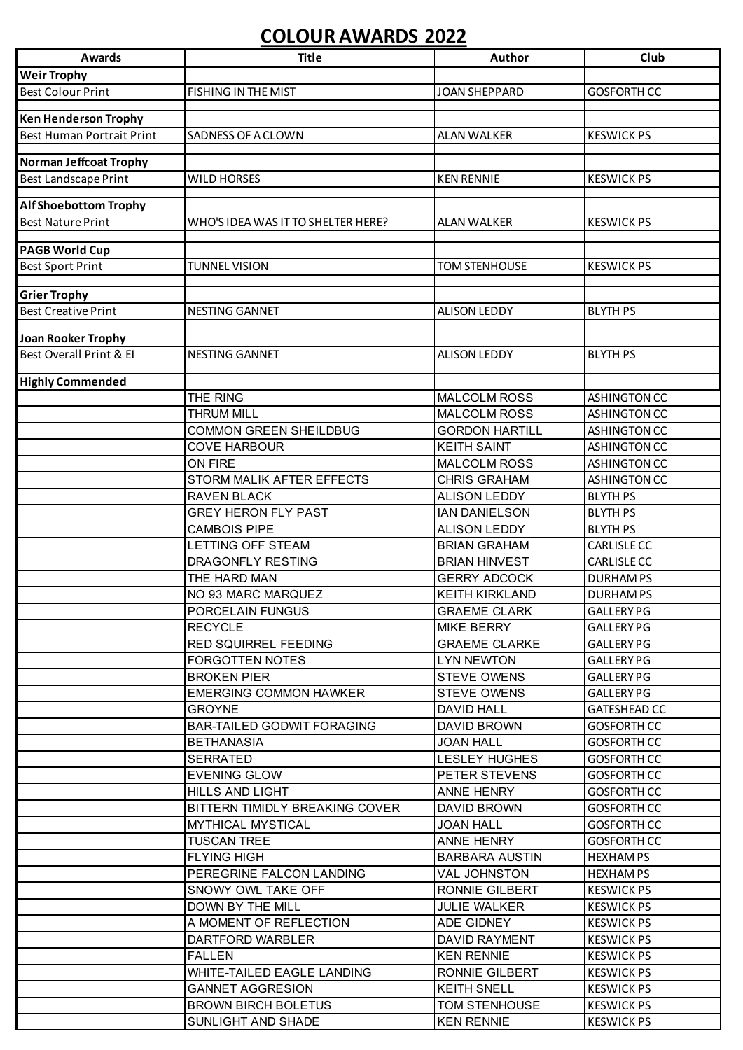# COLOUR AWARDS 2022

| Awards | Title | Author | Club |
|---|---|---|---|
| **Weir Trophy** | | | |
| Best Colour Print | FISHING IN THE MIST | JOAN SHEPPARD | GOSFORTH CC |
| | | | |
| **Ken Henderson Trophy** | | | |
| Best Human Portrait Print | SADNESS OF A CLOWN | ALAN WALKER | KESWICK PS |
| | | | |
| **Norman Jeffcoat Trophy** | | | |
| Best Landscape Print | WILD HORSES | KEN RENNIE | KESWICK PS |
| | | | |
| **Alf Shoebottom Trophy** | | | |
| Best Nature Print | WHO'S IDEA WAS IT TO SHELTER HERE? | ALAN WALKER | KESWICK PS |
| | | | |
| **PAGB World Cup** | | | |
| Best Sport Print | TUNNEL VISION | TOM STENHOUSE | KESWICK PS |
| | | | |
| **Grier Trophy** | | | |
| Best Creative Print | NESTING GANNET | ALISON LEDDY | BLYTH PS |
| | | | |
| **Joan Rooker Trophy** | | | |
| Best Overall Print & EI | NESTING GANNET | ALISON LEDDY | BLYTH PS |
| | | | |
| **Highly Commended** | | | |
| | THE RING | MALCOLM ROSS | ASHINGTON CC |
| | THRUM MILL | MALCOLM ROSS | ASHINGTON CC |
| | COMMON GREEN SHEILDBUG | GORDON HARTILL | ASHINGTON CC |
| | COVE HARBOUR | KEITH SAINT | ASHINGTON CC |
| | ON FIRE | MALCOLM ROSS | ASHINGTON CC |
| | STORM MALIK AFTER EFFECTS | CHRIS GRAHAM | ASHINGTON CC |
| | RAVEN BLACK | ALISON LEDDY | BLYTH PS |
| | GREY HERON FLY PAST | IAN DANIELSON | BLYTH PS |
| | CAMBOIS PIPE | ALISON LEDDY | BLYTH PS |
| | LETTING OFF STEAM | BRIAN GRAHAM | CARLISLE CC |
| | DRAGONFLY RESTING | BRIAN HINVEST | CARLISLE CC |
| | THE HARD MAN | GERRY ADCOCK | DURHAM PS |
| | NO 93 MARC MARQUEZ | KEITH KIRKLAND | DURHAM PS |
| | PORCELAIN FUNGUS | GRAEME CLARK | GALLERY PG |
| | RECYCLE | MIKE BERRY | GALLERY PG |
| | RED SQUIRREL FEEDING | GRAEME CLARKE | GALLERY PG |
| | FORGOTTEN NOTES | LYN NEWTON | GALLERY PG |
| | BROKEN PIER | STEVE OWENS | GALLERY PG |
| | EMERGING COMMON HAWKER | STEVE OWENS | GALLERY PG |
| | GROYNE | DAVID HALL | GATESHEAD CC |
| | BAR-TAILED GODWIT FORAGING | DAVID BROWN | GOSFORTH CC |
| | BETHANASIA | JOAN HALL | GOSFORTH CC |
| | SERRATED | LESLEY HUGHES | GOSFORTH CC |
| | EVENING GLOW | PETER STEVENS | GOSFORTH CC |
| | HILLS AND LIGHT | ANNE HENRY | GOSFORTH CC |
| | BITTERN TIMIDLY BREAKING COVER | DAVID BROWN | GOSFORTH CC |
| | MYTHICAL MYSTICAL | JOAN HALL | GOSFORTH CC |
| | TUSCAN TREE | ANNE HENRY | GOSFORTH CC |
| | FLYING HIGH | BARBARA AUSTIN | HEXHAM PS |
| | PEREGRINE FALCON LANDING | VAL JOHNSTON | HEXHAM PS |
| | SNOWY OWL TAKE OFF | RONNIE GILBERT | KESWICK PS |
| | DOWN BY THE MILL | JULIE WALKER | KESWICK PS |
| | A MOMENT OF REFLECTION | ADE GIDNEY | KESWICK PS |
| | DARTFORD WARBLER | DAVID RAYMENT | KESWICK PS |
| | FALLEN | KEN RENNIE | KESWICK PS |
| | WHITE-TAILED EAGLE LANDING | RONNIE GILBERT | KESWICK PS |
| | GANNET AGGRESION | KEITH SNELL | KESWICK PS |
| | BROWN BIRCH BOLETUS | TOM STENHOUSE | KESWICK PS |
| | SUNLIGHT AND SHADE | KEN RENNIE | KESWICK PS |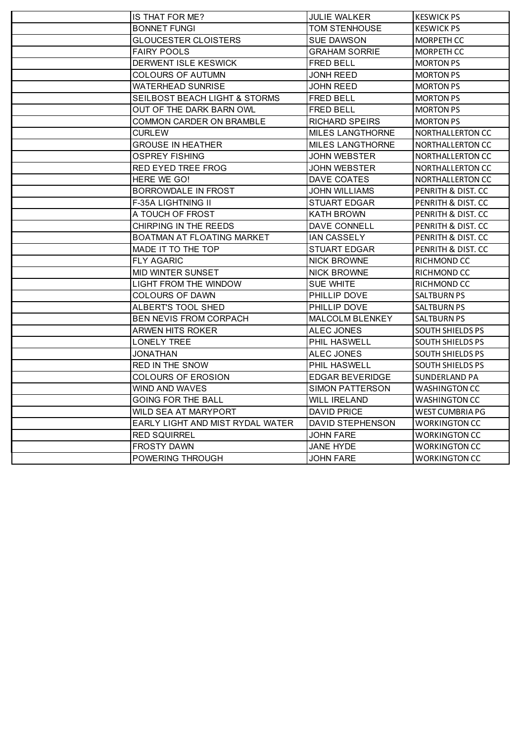| | | | |
|---|---|---|---|
| | IS THAT FOR ME? | JULIE WALKER | KESWICK PS |
| | BONNET FUNGI | TOM STENHOUSE | KESWICK PS |
| | GLOUCESTER CLOISTERS | SUE DAWSON | MORPETH CC |
| | FAIRY POOLS | GRAHAM SORRIE | MORPETH CC |
| | DERWENT ISLE KESWICK | FRED BELL | MORTON PS |
| | COLOURS OF AUTUMN | JONH REED | MORTON PS |
| | WATERHEAD SUNRISE | JOHN REED | MORTON PS |
| | SEILBOST BEACH LIGHT & STORMS | FRED BELL | MORTON PS |
| | OUT OF THE DARK BARN OWL | FRED BELL | MORTON PS |
| | COMMON CARDER ON BRAMBLE | RICHARD SPEIRS | MORTON PS |
| | CURLEW | MILES LANGTHORNE | NORTHALLERTON CC |
| | GROUSE IN HEATHER | MILES LANGTHORNE | NORTHALLERTON CC |
| | OSPREY FISHING | JOHN WEBSTER | NORTHALLERTON CC |
| | RED EYED TREE FROG | JOHN WEBSTER | NORTHALLERTON CC |
| | HERE WE GO! | DAVE COATES | NORTHALLERTON CC |
| | BORROWDALE IN FROST | JOHN WILLIAMS | PENRITH & DIST. CC |
| | F-35A LIGHTNING II | STUART EDGAR | PENRITH & DIST. CC |
| | A TOUCH OF FROST | KATH BROWN | PENRITH & DIST. CC |
| | CHIRPING IN THE REEDS | DAVE CONNELL | PENRITH & DIST. CC |
| | BOATMAN AT FLOATING MARKET | IAN CASSELY | PENRITH & DIST. CC |
| | MADE IT TO THE TOP | STUART EDGAR | PENRITH & DIST. CC |
| | FLY AGARIC | NICK BROWNE | RICHMOND CC |
| | MID WINTER SUNSET | NICK BROWNE | RICHMOND CC |
| | LIGHT FROM THE WINDOW | SUE WHITE | RICHMOND CC |
| | COLOURS OF DAWN | PHILLIP DOVE | SALTBURN PS |
| | ALBERT'S TOOL SHED | PHILLIP DOVE | SALTBURN PS |
| | BEN NEVIS FROM CORPACH | MALCOLM BLENKEY | SALTBURN PS |
| | ARWEN HITS ROKER | ALEC JONES | SOUTH SHIELDS PS |
| | LONELY TREE | PHIL HASWELL | SOUTH SHIELDS PS |
| | JONATHAN | ALEC JONES | SOUTH SHIELDS PS |
| | RED IN THE SNOW | PHIL HASWELL | SOUTH SHIELDS PS |
| | COLOURS OF EROSION | EDGAR BEVERIDGE | SUNDERLAND PA |
| | WIND AND WAVES | SIMON PATTERSON | WASHINGTON CC |
| | GOING FOR THE BALL | WILL IRELAND | WASHINGTON CC |
| | WILD SEA AT MARYPORT | DAVID PRICE | WEST CUMBRIA PG |
| | EARLY LIGHT AND MIST RYDAL WATER | DAVID STEPHENSON | WORKINGTON CC |
| | RED SQUIRREL | JOHN FARE | WORKINGTON CC |
| | FROSTY DAWN | JANE HYDE | WORKINGTON CC |
| | POWERING THROUGH | JOHN FARE | WORKINGTON CC |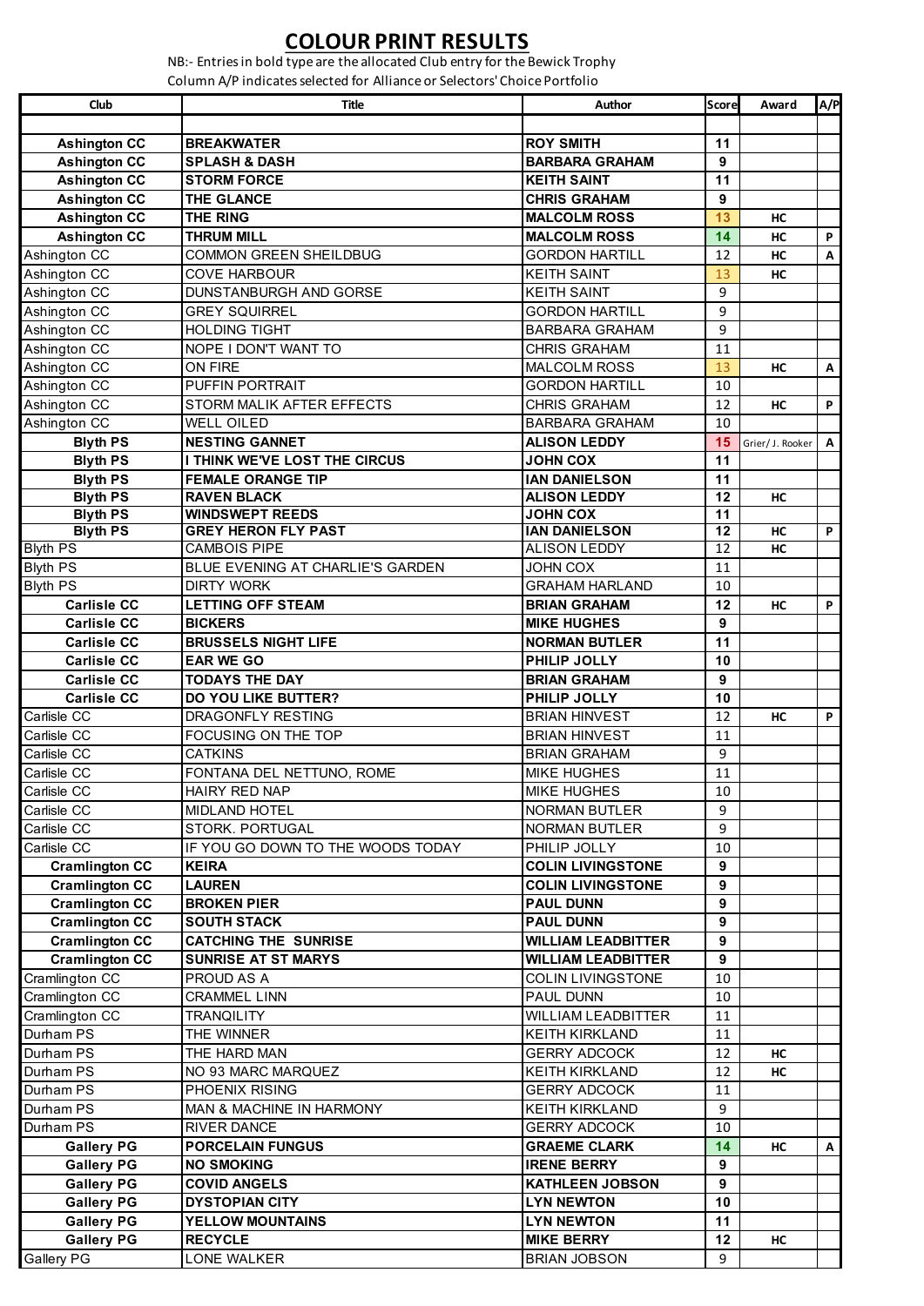# COLOUR PRINT RESULTS

NB:- Entries in bold type are the allocated Club entry for the Bewick Trophy

Column A/P indicates selected for Alliance or Selectors' Choice Portfolio

| Club | Title | Author | Score | Award | A/P |
|---|---|---|---|---|---|
| **Ashington CC** | **BREAKWATER** | **ROY SMITH** | **11** | | |
| **Ashington CC** | **SPLASH & DASH** | **BARBARA GRAHAM** | **9** | | |
| **Ashington CC** | **STORM FORCE** | **KEITH SAINT** | **11** | | |
| **Ashington CC** | **THE GLANCE** | **CHRIS GRAHAM** | **9** | | |
| **Ashington CC** | **THE RING** | **MALCOLM ROSS** | **13** | HC | |
| **Ashington CC** | **THRUM MILL** | **MALCOLM ROSS** | **14** | HC | P |
| Ashington CC | COMMON GREEN SHEILDBUG | GORDON HARTILL | 12 | HC | A |
| Ashington CC | COVE HARBOUR | KEITH SAINT | 13 | HC | |
| Ashington CC | DUNSTANBURGH AND GORSE | KEITH SAINT | 9 | | |
| Ashington CC | GREY SQUIRREL | GORDON HARTILL | 9 | | |
| Ashington CC | HOLDING TIGHT | BARBARA GRAHAM | 9 | | |
| Ashington CC | NOPE I DON'T WANT TO | CHRIS GRAHAM | 11 | | |
| Ashington CC | ON FIRE | MALCOLM ROSS | 13 | HC | A |
| Ashington CC | PUFFIN PORTRAIT | GORDON HARTILL | 10 | | |
| Ashington CC | STORM MALIK AFTER EFFECTS | CHRIS GRAHAM | 12 | HC | P |
| Ashington CC | WELL OILED | BARBARA GRAHAM | 10 | | |
| **Blyth PS** | **NESTING GANNET** | **ALISON LEDDY** | **15** | Grier/ J. Rooker | A |
| **Blyth PS** | **I THINK WE'VE LOST THE CIRCUS** | **JOHN COX** | **11** | | |
| **Blyth PS** | **FEMALE ORANGE TIP** | **IAN DANIELSON** | **11** | | |
| **Blyth PS** | **RAVEN BLACK** | **ALISON LEDDY** | **12** | HC | |
| **Blyth PS** | **WINDSWEPT REEDS** | **JOHN COX** | **11** | | |
| **Blyth PS** | **GREY HERON FLY PAST** | **IAN DANIELSON** | **12** | HC | P |
| Blyth PS | CAMBOIS PIPE | ALISON LEDDY | 12 | HC | |
| Blyth PS | BLUE EVENING AT CHARLIE'S GARDEN | JOHN COX | 11 | | |
| Blyth PS | DIRTY WORK | GRAHAM HARLAND | 10 | | |
| **Carlisle CC** | **LETTING OFF STEAM** | **BRIAN GRAHAM** | **12** | HC | P |
| **Carlisle CC** | **BICKERS** | **MIKE HUGHES** | **9** | | |
| **Carlisle CC** | **BRUSSELS NIGHT LIFE** | **NORMAN BUTLER** | **11** | | |
| **Carlisle CC** | **EAR WE GO** | **PHILIP JOLLY** | **10** | | |
| **Carlisle CC** | **TODAYS THE DAY** | **BRIAN GRAHAM** | **9** | | |
| **Carlisle CC** | **DO YOU LIKE BUTTER?** | **PHILIP JOLLY** | **10** | | |
| Carlisle CC | DRAGONFLY RESTING | BRIAN HINVEST | 12 | HC | P |
| Carlisle CC | FOCUSING ON THE TOP | BRIAN HINVEST | 11 | | |
| Carlisle CC | CATKINS | BRIAN GRAHAM | 9 | | |
| Carlisle CC | FONTANA DEL NETTUNO, ROME | MIKE HUGHES | 11 | | |
| Carlisle CC | HAIRY RED NAP | MIKE HUGHES | 10 | | |
| Carlisle CC | MIDLAND HOTEL | NORMAN BUTLER | 9 | | |
| Carlisle CC | STORK. PORTUGAL | NORMAN BUTLER | 9 | | |
| Carlisle CC | IF YOU GO DOWN TO THE WOODS TODAY | PHILIP JOLLY | 10 | | |
| **Cramlington CC** | **KEIRA** | **COLIN LIVINGSTONE** | **9** | | |
| **Cramlington CC** | **LAUREN** | **COLIN LIVINGSTONE** | **9** | | |
| **Cramlington CC** | **BROKEN PIER** | **PAUL DUNN** | **9** | | |
| **Cramlington CC** | **SOUTH STACK** | **PAUL DUNN** | **9** | | |
| **Cramlington CC** | **CATCHING THE SUNRISE** | **WILLIAM LEADBITTER** | **9** | | |
| **Cramlington CC** | **SUNRISE AT ST MARYS** | **WILLIAM LEADBITTER** | **9** | | |
| Cramlington CC | PROUD AS A | COLIN LIVINGSTONE | 10 | | |
| Cramlington CC | CRAMMEL LINN | PAUL DUNN | 10 | | |
| Cramlington CC | TRANQILITY | WILLIAM LEADBITTER | 11 | | |
| Durham PS | THE WINNER | KEITH KIRKLAND | 11 | | |
| Durham PS | THE HARD MAN | GERRY ADCOCK | 12 | HC | |
| Durham PS | NO 93 MARC MARQUEZ | KEITH KIRKLAND | 12 | HC | |
| Durham PS | PHOENIX RISING | GERRY ADCOCK | 11 | | |
| Durham PS | MAN & MACHINE IN HARMONY | KEITH KIRKLAND | 9 | | |
| Durham PS | RIVER DANCE | GERRY ADCOCK | 10 | | |
| **Gallery PG** | **PORCELAIN FUNGUS** | **GRAEME CLARK** | **14** | HC | A |
| **Gallery PG** | **NO SMOKING** | **IRENE BERRY** | **9** | | |
| **Gallery PG** | **COVID ANGELS** | **KATHLEEN JOBSON** | **9** | | |
| **Gallery PG** | **DYSTOPIAN CITY** | **LYN NEWTON** | **10** | | |
| **Gallery PG** | **YELLOW MOUNTAINS** | **LYN NEWTON** | **11** | | |
| **Gallery PG** | **RECYCLE** | **MIKE BERRY** | **12** | HC | |
| Gallery PG | LONE WALKER | BRIAN JOBSON | 9 | | |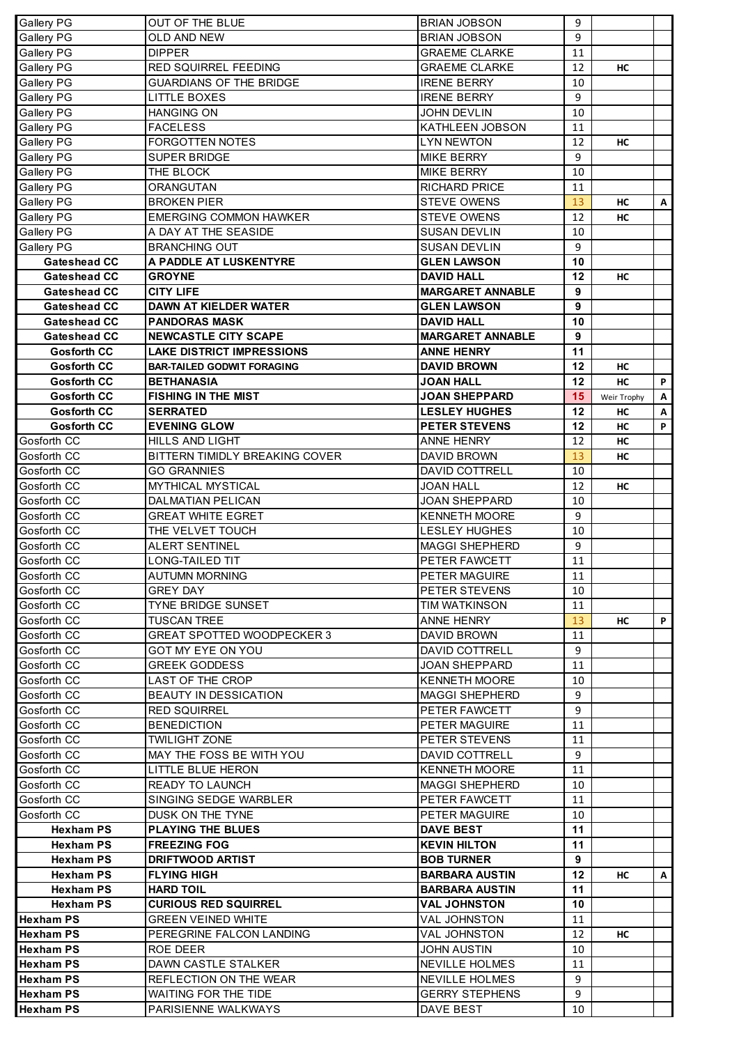| | | | | | |
|---|---|---|---|---|---|
| Gallery PG | OUT OF THE BLUE | BRIAN JOBSON | 9 | | |
| Gallery PG | OLD AND NEW | BRIAN JOBSON | 9 | | |
| Gallery PG | DIPPER | GRAEME CLARKE | 11 | | |
| Gallery PG | RED SQUIRREL FEEDING | GRAEME CLARKE | 12 | HC | |
| Gallery PG | GUARDIANS OF THE BRIDGE | IRENE BERRY | 10 | | |
| Gallery PG | LITTLE BOXES | IRENE BERRY | 9 | | |
| Gallery PG | HANGING ON | JOHN DEVLIN | 10 | | |
| Gallery PG | FACELESS | KATHLEEN JOBSON | 11 | | |
| Gallery PG | FORGOTTEN NOTES | LYN NEWTON | 12 | HC | |
| Gallery PG | SUPER BRIDGE | MIKE BERRY | 9 | | |
| Gallery PG | THE BLOCK | MIKE BERRY | 10 | | |
| Gallery PG | ORANGUTAN | RICHARD PRICE | 11 | | |
| Gallery PG | BROKEN PIER | STEVE OWENS | 13 | HC | A |
| Gallery PG | EMERGING COMMON HAWKER | STEVE OWENS | 12 | HC | |
| Gallery PG | A DAY AT THE SEASIDE | SUSAN DEVLIN | 10 | | |
| Gallery PG | BRANCHING OUT | SUSAN DEVLIN | 9 | | |
| **Gateshead CC** | **A PADDLE AT LUSKENTYRE** | **GLEN LAWSON** | **10** | | |
| **Gateshead CC** | **GROYNE** | **DAVID HALL** | **12** | HC | |
| **Gateshead CC** | **CITY LIFE** | **MARGARET ANNABLE** | **9** | | |
| **Gateshead CC** | **DAWN AT KIELDER WATER** | **GLEN LAWSON** | **9** | | |
| **Gateshead CC** | **PANDORAS MASK** | **DAVID HALL** | **10** | | |
| **Gateshead CC** | **NEWCASTLE CITY SCAPE** | **MARGARET ANNABLE** | **9** | | |
| **Gosforth CC** | **LAKE DISTRICT IMPRESSIONS** | **ANNE HENRY** | **11** | | |
| **Gosforth CC** | **BAR-TAILED GODWIT FORAGING** | **DAVID BROWN** | **12** | HC | |
| **Gosforth CC** | **BETHANASIA** | **JOAN HALL** | **12** | HC | P |
| **Gosforth CC** | **FISHING IN THE MIST** | **JOAN SHEPPARD** | **15** | Weir Trophy | A |
| **Gosforth CC** | **SERRATED** | **LESLEY HUGHES** | **12** | HC | A |
| **Gosforth CC** | **EVENING GLOW** | **PETER STEVENS** | **12** | HC | P |
| Gosforth CC | HILLS AND LIGHT | ANNE HENRY | 12 | HC | |
| Gosforth CC | BITTERN TIMIDLY BREAKING COVER | DAVID BROWN | 13 | HC | |
| Gosforth CC | GO GRANNIES | DAVID COTTRELL | 10 | | |
| Gosforth CC | MYTHICAL MYSTICAL | JOAN HALL | 12 | HC | |
| Gosforth CC | DALMATIAN PELICAN | JOAN SHEPPARD | 10 | | |
| Gosforth CC | GREAT WHITE EGRET | KENNETH MOORE | 9 | | |
| Gosforth CC | THE VELVET TOUCH | LESLEY HUGHES | 10 | | |
| Gosforth CC | ALERT SENTINEL | MAGGI SHEPHERD | 9 | | |
| Gosforth CC | LONG-TAILED TIT | PETER FAWCETT | 11 | | |
| Gosforth CC | AUTUMN MORNING | PETER MAGUIRE | 11 | | |
| Gosforth CC | GREY DAY | PETER STEVENS | 10 | | |
| Gosforth CC | TYNE BRIDGE SUNSET | TIM WATKINSON | 11 | | |
| Gosforth CC | TUSCAN TREE | ANNE HENRY | 13 | HC | P |
| Gosforth CC | GREAT SPOTTED WOODPECKER 3 | DAVID BROWN | 11 | | |
| Gosforth CC | GOT MY EYE ON YOU | DAVID COTTRELL | 9 | | |
| Gosforth CC | GREEK GODDESS | JOAN SHEPPARD | 11 | | |
| Gosforth CC | LAST OF THE CROP | KENNETH MOORE | 10 | | |
| Gosforth CC | BEAUTY IN DESSICATION | MAGGI SHEPHERD | 9 | | |
| Gosforth CC | RED SQUIRREL | PETER FAWCETT | 9 | | |
| Gosforth CC | BENEDICTION | PETER MAGUIRE | 11 | | |
| Gosforth CC | TWILIGHT ZONE | PETER STEVENS | 11 | | |
| Gosforth CC | MAY THE FOSS BE WITH YOU | DAVID COTTRELL | 9 | | |
| Gosforth CC | LITTLE BLUE HERON | KENNETH MOORE | 11 | | |
| Gosforth CC | READY TO LAUNCH | MAGGI SHEPHERD | 10 | | |
| Gosforth CC | SINGING SEDGE WARBLER | PETER FAWCETT | 11 | | |
| Gosforth CC | DUSK ON THE TYNE | PETER MAGUIRE | 10 | | |
| **Hexham PS** | **PLAYING THE BLUES** | **DAVE BEST** | **11** | | |
| **Hexham PS** | **FREEZING FOG** | **KEVIN HILTON** | **11** | | |
| **Hexham PS** | **DRIFTWOOD ARTIST** | **BOB TURNER** | **9** | | |
| **Hexham PS** | **FLYING HIGH** | **BARBARA AUSTIN** | **12** | HC | A |
| **Hexham PS** | **HARD TOIL** | **BARBARA AUSTIN** | **11** | | |
| **Hexham PS** | **CURIOUS RED SQUIRREL** | **VAL JOHNSTON** | **10** | | |
| **Hexham PS** | GREEN VEINED WHITE | VAL JOHNSTON | 11 | | |
| **Hexham PS** | PEREGRINE FALCON LANDING | VAL JOHNSTON | 12 | HC | |
| **Hexham PS** | ROE DEER | JOHN AUSTIN | 10 | | |
| **Hexham PS** | DAWN CASTLE STALKER | NEVILLE HOLMES | 11 | | |
| **Hexham PS** | REFLECTION ON THE WEAR | NEVILLE HOLMES | 9 | | |
| **Hexham PS** | WAITING FOR THE TIDE | GERRY STEPHENS | 9 | | |
| **Hexham PS** | PARISIENNE WALKWAYS | DAVE BEST | 10 | | |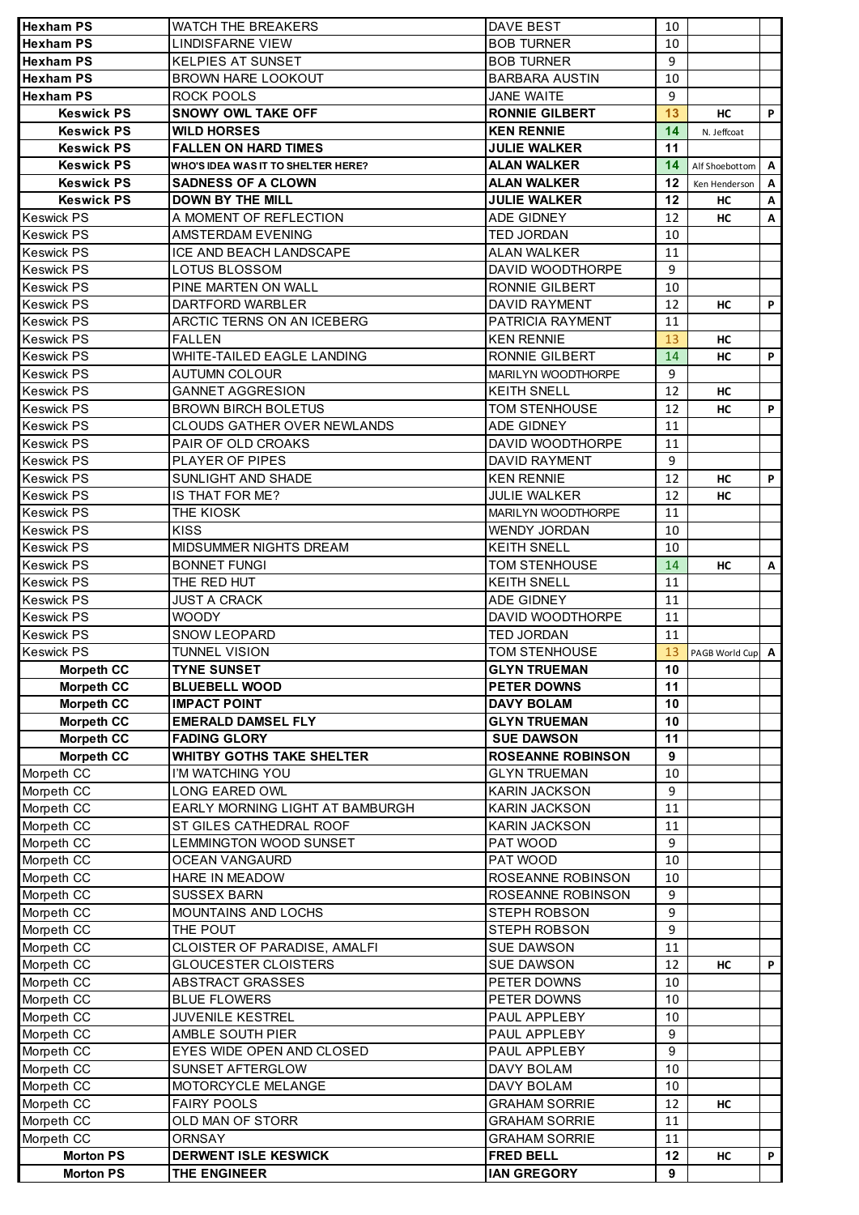| | | | | | |
|---|---|---|---|---|---|
| **Hexham PS** | WATCH THE BREAKERS | DAVE BEST | 10 | | |
| **Hexham PS** | LINDISFARNE VIEW | BOB TURNER | 10 | | |
| **Hexham PS** | KELPIES AT SUNSET | BOB TURNER | 9 | | |
| **Hexham PS** | BROWN HARE LOOKOUT | BARBARA AUSTIN | 10 | | |
| **Hexham PS** | ROCK POOLS | JANE WAITE | 9 | | |
| **Keswick PS** | **SNOWY OWL TAKE OFF** | **RONNIE GILBERT** | **13** | **HC** | **P** |
| **Keswick PS** | **WILD HORSES** | **KEN RENNIE** | **14** | N. Jeffcoat | |
| **Keswick PS** | **FALLEN ON HARD TIMES** | **JULIE WALKER** | **11** | | |
| **Keswick PS** | **WHO'S IDEA WAS IT TO SHELTER HERE?** | **ALAN WALKER** | **14** | Alf Shoebottom | **A** |
| **Keswick PS** | **SADNESS OF A CLOWN** | **ALAN WALKER** | **12** | Ken Henderson | **A** |
| **Keswick PS** | **DOWN BY THE MILL** | **JULIE WALKER** | **12** | **HC** | **A** |
| Keswick PS | A MOMENT OF REFLECTION | ADE GIDNEY | 12 | **HC** | **A** |
| Keswick PS | AMSTERDAM EVENING | TED JORDAN | 10 | | |
| Keswick PS | ICE AND BEACH LANDSCAPE | ALAN WALKER | 11 | | |
| Keswick PS | LOTUS BLOSSOM | DAVID WOODTHORPE | 9 | | |
| Keswick PS | PINE MARTEN ON WALL | RONNIE GILBERT | 10 | | |
| Keswick PS | DARTFORD WARBLER | DAVID RAYMENT | 12 | **HC** | **P** |
| Keswick PS | ARCTIC TERNS ON AN ICEBERG | PATRICIA RAYMENT | 11 | | |
| Keswick PS | FALLEN | KEN RENNIE | 13 | **HC** | |
| Keswick PS | WHITE-TAILED EAGLE LANDING | RONNIE GILBERT | 14 | **HC** | **P** |
| Keswick PS | AUTUMN COLOUR | MARILYN WOODTHORPE | 9 | | |
| Keswick PS | GANNET AGGRESION | KEITH SNELL | 12 | **HC** | |
| Keswick PS | BROWN BIRCH BOLETUS | TOM STENHOUSE | 12 | **HC** | **P** |
| Keswick PS | CLOUDS GATHER OVER NEWLANDS | ADE GIDNEY | 11 | | |
| Keswick PS | PAIR OF OLD CROAKS | DAVID WOODTHORPE | 11 | | |
| Keswick PS | PLAYER OF PIPES | DAVID RAYMENT | 9 | | |
| Keswick PS | SUNLIGHT AND SHADE | KEN RENNIE | 12 | **HC** | **P** |
| Keswick PS | IS THAT FOR ME? | JULIE WALKER | 12 | **HC** | |
| Keswick PS | THE KIOSK | MARILYN WOODTHORPE | 11 | | |
| Keswick PS | KISS | WENDY JORDAN | 10 | | |
| Keswick PS | MIDSUMMER NIGHTS DREAM | KEITH SNELL | 10 | | |
| Keswick PS | BONNET FUNGI | TOM STENHOUSE | 14 | **HC** | **A** |
| Keswick PS | THE RED HUT | KEITH SNELL | 11 | | |
| Keswick PS | JUST A CRACK | ADE GIDNEY | 11 | | |
| Keswick PS | WOODY | DAVID WOODTHORPE | 11 | | |
| Keswick PS | SNOW LEOPARD | TED JORDAN | 11 | | |
| Keswick PS | TUNNEL VISION | TOM STENHOUSE | 13 | PAGB World Cup | **A** |
| **Morpeth CC** | **TYNE SUNSET** | **GLYN TRUEMAN** | **10** | | |
| **Morpeth CC** | **BLUEBELL WOOD** | **PETER DOWNS** | **11** | | |
| **Morpeth CC** | **IMPACT POINT** | **DAVY BOLAM** | **10** | | |
| **Morpeth CC** | **EMERALD DAMSEL FLY** | **GLYN TRUEMAN** | **10** | | |
| **Morpeth CC** | **FADING GLORY** | **SUE DAWSON** | **11** | | |
| **Morpeth CC** | **WHITBY GOTHS TAKE SHELTER** | **ROSEANNE ROBINSON** | **9** | | |
| Morpeth CC | I'M WATCHING YOU | GLYN TRUEMAN | 10 | | |
| Morpeth CC | LONG EARED OWL | KARIN JACKSON | 9 | | |
| Morpeth CC | EARLY MORNING LIGHT AT BAMBURGH | KARIN JACKSON | 11 | | |
| Morpeth CC | ST GILES CATHEDRAL ROOF | KARIN JACKSON | 11 | | |
| Morpeth CC | LEMMINGTON WOOD SUNSET | PAT WOOD | 9 | | |
| Morpeth CC | OCEAN VANGAURD | PAT WOOD | 10 | | |
| Morpeth CC | HARE IN MEADOW | ROSEANNE ROBINSON | 10 | | |
| Morpeth CC | SUSSEX BARN | ROSEANNE ROBINSON | 9 | | |
| Morpeth CC | MOUNTAINS AND LOCHS | STEPH ROBSON | 9 | | |
| Morpeth CC | THE POUT | STEPH ROBSON | 9 | | |
| Morpeth CC | CLOISTER OF PARADISE, AMALFI | SUE DAWSON | 11 | | |
| Morpeth CC | GLOUCESTER CLOISTERS | SUE DAWSON | 12 | **HC** | **P** |
| Morpeth CC | ABSTRACT GRASSES | PETER DOWNS | 10 | | |
| Morpeth CC | BLUE FLOWERS | PETER DOWNS | 10 | | |
| Morpeth CC | JUVENILE KESTREL | PAUL APPLEBY | 10 | | |
| Morpeth CC | AMBLE SOUTH PIER | PAUL APPLEBY | 9 | | |
| Morpeth CC | EYES WIDE OPEN AND CLOSED | PAUL APPLEBY | 9 | | |
| Morpeth CC | SUNSET AFTERGLOW | DAVY BOLAM | 10 | | |
| Morpeth CC | MOTORCYCLE MELANGE | DAVY BOLAM | 10 | | |
| Morpeth CC | FAIRY POOLS | GRAHAM SORRIE | 12 | **HC** | |
| Morpeth CC | OLD MAN OF STORR | GRAHAM SORRIE | 11 | | |
| Morpeth CC | ORNSAY | GRAHAM SORRIE | 11 | | |
| **Morton PS** | **DERWENT ISLE KESWICK** | **FRED BELL** | **12** | **HC** | **P** |
| **Morton PS** | **THE ENGINEER** | **IAN GREGORY** | **9** | | |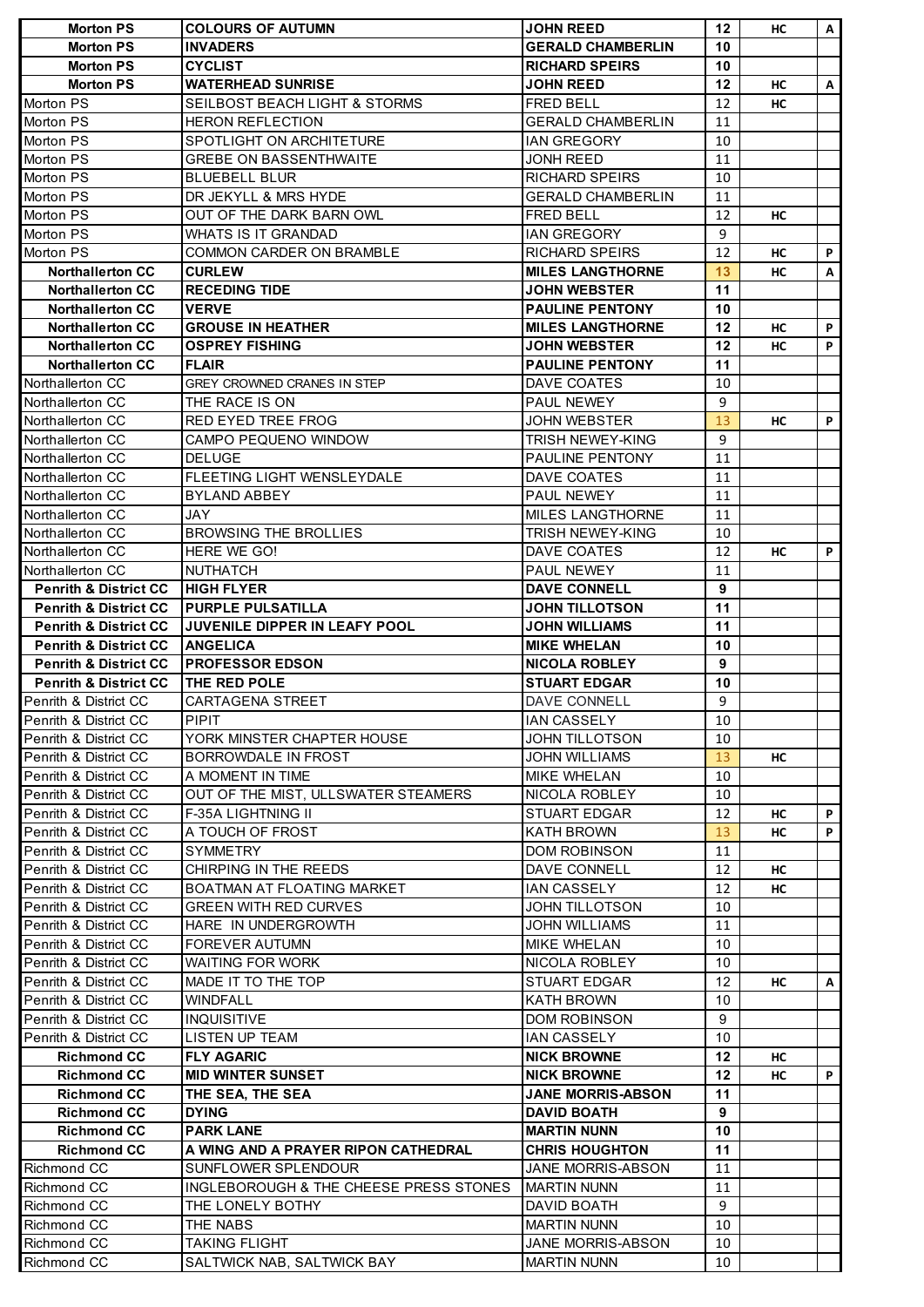| | | | | | |
|---|---|---|---|---|---|
| **Morton PS** | **COLOURS OF AUTUMN** | **JOHN REED** | **12** | **HC** | **A** |
| **Morton PS** | **INVADERS** | **GERALD CHAMBERLIN** | **10** | | |
| **Morton PS** | **CYCLIST** | **RICHARD SPEIRS** | **10** | | |
| **Morton PS** | **WATERHEAD SUNRISE** | **JOHN REED** | **12** | **HC** | **A** |
| Morton PS | SEILBOST BEACH LIGHT & STORMS | FRED BELL | 12 | **HC** | |
| Morton PS | HERON REFLECTION | GERALD CHAMBERLIN | 11 | | |
| Morton PS | SPOTLIGHT ON ARCHITETURE | IAN GREGORY | 10 | | |
| Morton PS | GREBE ON BASSENTHWAITE | JONH REED | 11 | | |
| Morton PS | BLUEBELL BLUR | RICHARD SPEIRS | 10 | | |
| Morton PS | DR JEKYLL & MRS HYDE | GERALD CHAMBERLIN | 11 | | |
| Morton PS | OUT OF THE DARK BARN OWL | FRED BELL | 12 | **HC** | |
| Morton PS | WHATS IS IT GRANDAD | IAN GREGORY | 9 | | |
| Morton PS | COMMON CARDER ON BRAMBLE | RICHARD SPEIRS | 12 | **HC** | **P** |
| **Northallerton CC** | **CURLEW** | **MILES LANGTHORNE** | **13** | **HC** | **A** |
| **Northallerton CC** | **RECEDING TIDE** | **JOHN WEBSTER** | **11** | | |
| **Northallerton CC** | **VERVE** | **PAULINE PENTONY** | **10** | | |
| **Northallerton CC** | **GROUSE IN HEATHER** | **MILES LANGTHORNE** | **12** | **HC** | **P** |
| **Northallerton CC** | **OSPREY FISHING** | **JOHN WEBSTER** | **12** | **HC** | **P** |
| **Northallerton CC** | **FLAIR** | **PAULINE PENTONY** | **11** | | |
| Northallerton CC | GREY CROWNED CRANES IN STEP | DAVE COATES | 10 | | |
| Northallerton CC | THE RACE IS ON | PAUL NEWEY | 9 | | |
| Northallerton CC | RED EYED TREE FROG | JOHN WEBSTER | 13 | **HC** | **P** |
| Northallerton CC | CAMPO PEQUENO WINDOW | TRISH NEWEY-KING | 9 | | |
| Northallerton CC | DELUGE | PAULINE PENTONY | 11 | | |
| Northallerton CC | FLEETING LIGHT WENSLEYDALE | DAVE COATES | 11 | | |
| Northallerton CC | BYLAND ABBEY | PAUL NEWEY | 11 | | |
| Northallerton CC | JAY | MILES LANGTHORNE | 11 | | |
| Northallerton CC | BROWSING THE BROLLIES | TRISH NEWEY-KING | 10 | | |
| Northallerton CC | HERE WE GO! | DAVE COATES | 12 | **HC** | **P** |
| Northallerton CC | NUTHATCH | PAUL NEWEY | 11 | | |
| **Penrith & District CC** | **HIGH FLYER** | **DAVE CONNELL** | **9** | | |
| **Penrith & District CC** | **PURPLE PULSATILLA** | **JOHN TILLOTSON** | **11** | | |
| **Penrith & District CC** | **JUVENILE DIPPER IN LEAFY POOL** | **JOHN WILLIAMS** | **11** | | |
| **Penrith & District CC** | **ANGELICA** | **MIKE WHELAN** | **10** | | |
| **Penrith & District CC** | **PROFESSOR EDSON** | **NICOLA ROBLEY** | **9** | | |
| **Penrith & District CC** | **THE RED POLE** | **STUART EDGAR** | **10** | | |
| Penrith & District CC | CARTAGENA STREET | DAVE CONNELL | 9 | | |
| Penrith & District CC | PIPIT | IAN CASSELY | 10 | | |
| Penrith & District CC | YORK MINSTER CHAPTER HOUSE | JOHN TILLOTSON | 10 | | |
| Penrith & District CC | BORROWDALE IN FROST | JOHN WILLIAMS | 13 | **HC** | |
| Penrith & District CC | A MOMENT IN TIME | MIKE WHELAN | 10 | | |
| Penrith & District CC | OUT OF THE MIST, ULLSWATER STEAMERS | NICOLA ROBLEY | 10 | | |
| Penrith & District CC | F-35A LIGHTNING II | STUART EDGAR | 12 | **HC** | **P** |
| Penrith & District CC | A TOUCH OF FROST | KATH BROWN | 13 | **HC** | **P** |
| Penrith & District CC | SYMMETRY | DOM ROBINSON | 11 | | |
| Penrith & District CC | CHIRPING IN THE REEDS | DAVE CONNELL | 12 | **HC** | |
| Penrith & District CC | BOATMAN AT FLOATING MARKET | IAN CASSELY | 12 | **HC** | |
| Penrith & District CC | GREEN WITH RED CURVES | JOHN TILLOTSON | 10 | | |
| Penrith & District CC | HARE IN UNDERGROWTH | JOHN WILLIAMS | 11 | | |
| Penrith & District CC | FOREVER AUTUMN | MIKE WHELAN | 10 | | |
| Penrith & District CC | WAITING FOR WORK | NICOLA ROBLEY | 10 | | |
| Penrith & District CC | MADE IT TO THE TOP | STUART EDGAR | 12 | **HC** | **A** |
| Penrith & District CC | WINDFALL | KATH BROWN | 10 | | |
| Penrith & District CC | INQUISITIVE | DOM ROBINSON | 9 | | |
| Penrith & District CC | LISTEN UP TEAM | IAN CASSELY | 10 | | |
| **Richmond CC** | **FLY AGARIC** | **NICK BROWNE** | **12** | **HC** | |
| **Richmond CC** | **MID WINTER SUNSET** | **NICK BROWNE** | **12** | **HC** | **P** |
| **Richmond CC** | **THE SEA, THE SEA** | **JANE MORRIS-ABSON** | **11** | | |
| **Richmond CC** | **DYING** | **DAVID BOATH** | **9** | | |
| **Richmond CC** | **PARK LANE** | **MARTIN NUNN** | **10** | | |
| **Richmond CC** | **A WING AND A PRAYER RIPON CATHEDRAL** | **CHRIS HOUGHTON** | **11** | | |
| Richmond CC | SUNFLOWER SPLENDOUR | JANE MORRIS-ABSON | 11 | | |
| Richmond CC | INGLEBOROUGH & THE CHEESE PRESS STONES | MARTIN NUNN | 11 | | |
| Richmond CC | THE LONELY BOTHY | DAVID BOATH | 9 | | |
| Richmond CC | THE NABS | MARTIN NUNN | 10 | | |
| Richmond CC | TAKING FLIGHT | JANE MORRIS-ABSON | 10 | | |
| Richmond CC | SALTWICK NAB, SALTWICK BAY | MARTIN NUNN | 10 | | |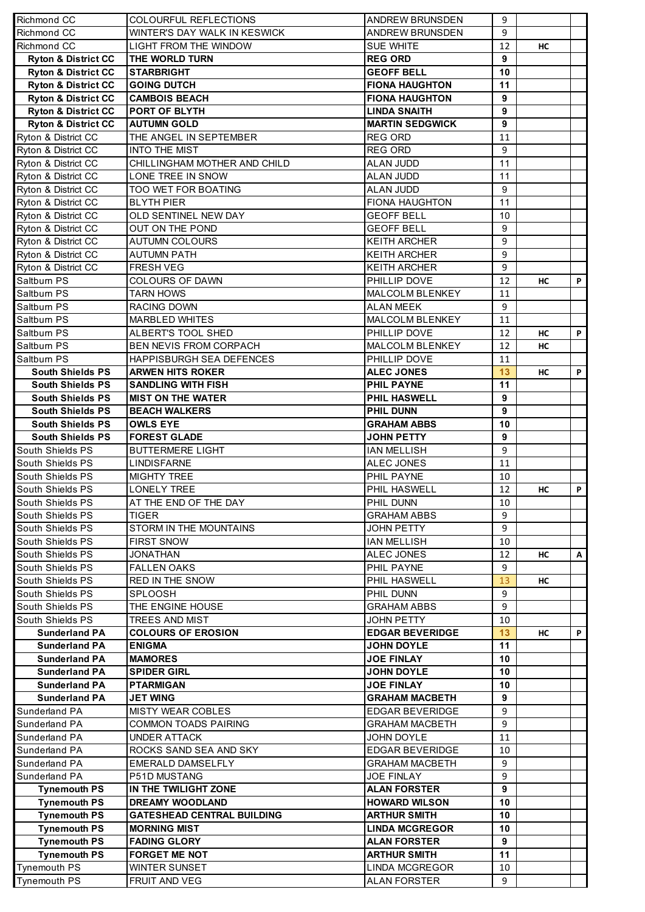| | | | | | |
|---|---|---|---|---|---|
| Richmond CC | COLOURFUL REFLECTIONS | ANDREW BRUNSDEN | 9 | | |
| Richmond CC | WINTER'S DAY WALK IN KESWICK | ANDREW BRUNSDEN | 9 | | |
| Richmond CC | LIGHT FROM THE WINDOW | SUE WHITE | 12 | HC | |
| **Ryton & District CC** | **THE WORLD TURN** | **REG ORD** | **9** | | |
| **Ryton & District CC** | **STARBRIGHT** | **GEOFF BELL** | **10** | | |
| **Ryton & District CC** | **GOING DUTCH** | **FIONA HAUGHTON** | **11** | | |
| **Ryton & District CC** | **CAMBOIS BEACH** | **FIONA HAUGHTON** | **9** | | |
| **Ryton & District CC** | **PORT OF BLYTH** | **LINDA SNAITH** | **9** | | |
| **Ryton & District CC** | **AUTUMN GOLD** | **MARTIN SEDGWICK** | **9** | | |
| Ryton & District CC | THE ANGEL IN SEPTEMBER | REG ORD | 11 | | |
| Ryton & District CC | INTO THE MIST | REG ORD | 9 | | |
| Ryton & District CC | CHILLINGHAM MOTHER AND CHILD | ALAN JUDD | 11 | | |
| Ryton & District CC | LONE TREE IN SNOW | ALAN JUDD | 11 | | |
| Ryton & District CC | TOO WET FOR BOATING | ALAN JUDD | 9 | | |
| Ryton & District CC | BLYTH PIER | FIONA HAUGHTON | 11 | | |
| Ryton & District CC | OLD SENTINEL NEW DAY | GEOFF BELL | 10 | | |
| Ryton & District CC | OUT ON THE POND | GEOFF BELL | 9 | | |
| Ryton & District CC | AUTUMN COLOURS | KEITH ARCHER | 9 | | |
| Ryton & District CC | AUTUMN PATH | KEITH ARCHER | 9 | | |
| Ryton & District CC | FRESH VEG | KEITH ARCHER | 9 | | |
| Saltburn PS | COLOURS OF DAWN | PHILLIP DOVE | 12 | HC | P |
| Saltburn PS | TARN HOWS | MALCOLM BLENKEY | 11 | | |
| Saltburn PS | RACING DOWN | ALAN MEEK | 9 | | |
| Saltburn PS | MARBLED WHITES | MALCOLM BLENKEY | 11 | | |
| Saltburn PS | ALBERT'S TOOL SHED | PHILLIP DOVE | 12 | HC | P |
| Saltburn PS | BEN NEVIS FROM CORPACH | MALCOLM BLENKEY | 12 | HC | |
| Saltburn PS | HAPPISBURGH SEA DEFENCES | PHILLIP DOVE | 11 | | |
| **South Shields PS** | **ARWEN HITS ROKER** | **ALEC JONES** | **13** | HC | P |
| **South Shields PS** | **SANDLING WITH FISH** | **PHIL PAYNE** | **11** | | |
| **South Shields PS** | **MIST ON THE WATER** | **PHIL HASWELL** | **9** | | |
| **South Shields PS** | **BEACH WALKERS** | **PHIL DUNN** | **9** | | |
| **South Shields PS** | **OWLS EYE** | **GRAHAM ABBS** | **10** | | |
| **South Shields PS** | **FOREST GLADE** | **JOHN PETTY** | **9** | | |
| South Shields PS | BUTTERMERE LIGHT | IAN MELLISH | 9 | | |
| South Shields PS | LINDISFARNE | ALEC JONES | 11 | | |
| South Shields PS | MIGHTY TREE | PHIL PAYNE | 10 | | |
| South Shields PS | LONELY TREE | PHIL HASWELL | 12 | HC | P |
| South Shields PS | AT THE END OF THE DAY | PHIL DUNN | 10 | | |
| South Shields PS | TIGER | GRAHAM ABBS | 9 | | |
| South Shields PS | STORM IN THE MOUNTAINS | JOHN PETTY | 9 | | |
| South Shields PS | FIRST SNOW | IAN MELLISH | 10 | | |
| South Shields PS | JONATHAN | ALEC JONES | 12 | HC | A |
| South Shields PS | FALLEN OAKS | PHIL PAYNE | 9 | | |
| South Shields PS | RED IN THE SNOW | PHIL HASWELL | 13 | HC | |
| South Shields PS | SPLOOSH | PHIL DUNN | 9 | | |
| South Shields PS | THE ENGINE HOUSE | GRAHAM ABBS | 9 | | |
| South Shields PS | TREES AND MIST | JOHN PETTY | 10 | | |
| **Sunderland PA** | **COLOURS OF EROSION** | **EDGAR BEVERIDGE** | **13** | HC | P |
| **Sunderland PA** | **ENIGMA** | **JOHN DOYLE** | **11** | | |
| **Sunderland PA** | **MAMORES** | **JOE FINLAY** | **10** | | |
| **Sunderland PA** | **SPIDER GIRL** | **JOHN DOYLE** | **10** | | |
| **Sunderland PA** | **PTARMIGAN** | **JOE FINLAY** | **10** | | |
| **Sunderland PA** | **JET WING** | **GRAHAM MACBETH** | **9** | | |
| Sunderland PA | MISTY WEAR COBLES | EDGAR BEVERIDGE | 9 | | |
| Sunderland PA | COMMON TOADS PAIRING | GRAHAM MACBETH | 9 | | |
| Sunderland PA | UNDER ATTACK | JOHN DOYLE | 11 | | |
| Sunderland PA | ROCKS SAND SEA AND SKY | EDGAR BEVERIDGE | 10 | | |
| Sunderland PA | EMERALD DAMSELFLY | GRAHAM MACBETH | 9 | | |
| Sunderland PA | P51D MUSTANG | JOE FINLAY | 9 | | |
| **Tynemouth PS** | **IN THE TWILIGHT ZONE** | **ALAN FORSTER** | **9** | | |
| **Tynemouth PS** | **DREAMY WOODLAND** | **HOWARD WILSON** | **10** | | |
| **Tynemouth PS** | **GATESHEAD CENTRAL BUILDING** | **ARTHUR SMITH** | **10** | | |
| **Tynemouth PS** | **MORNING MIST** | **LINDA MCGREGOR** | **10** | | |
| **Tynemouth PS** | **FADING GLORY** | **ALAN FORSTER** | **9** | | |
| **Tynemouth PS** | **FORGET ME NOT** | **ARTHUR SMITH** | **11** | | |
| Tynemouth PS | WINTER SUNSET | LINDA MCGREGOR | 10 | | |
| Tynemouth PS | FRUIT AND VEG | ALAN FORSTER | 9 | | |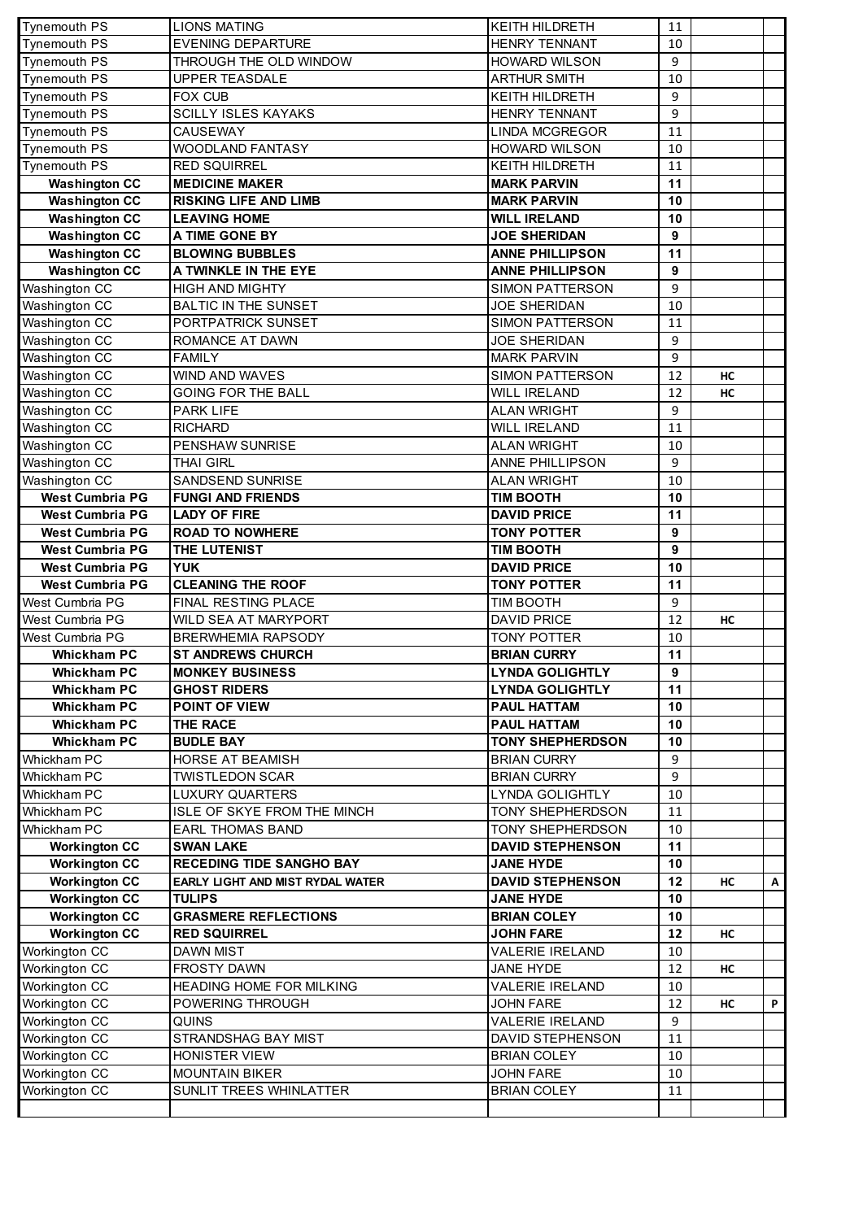| | | | | | |
|---|---|---|---|---|---|
| Tynemouth PS | LIONS MATING | KEITH HILDRETH | 11 | | |
| Tynemouth PS | EVENING DEPARTURE | HENRY TENNANT | 10 | | |
| Tynemouth PS | THROUGH THE OLD WINDOW | HOWARD WILSON | 9 | | |
| Tynemouth PS | UPPER TEASDALE | ARTHUR SMITH | 10 | | |
| Tynemouth PS | FOX CUB | KEITH HILDRETH | 9 | | |
| Tynemouth PS | SCILLY ISLES KAYAKS | HENRY TENNANT | 9 | | |
| Tynemouth PS | CAUSEWAY | LINDA MCGREGOR | 11 | | |
| Tynemouth PS | WOODLAND FANTASY | HOWARD WILSON | 10 | | |
| Tynemouth PS | RED SQUIRREL | KEITH HILDRETH | 11 | | |
| **Washington CC** | **MEDICINE MAKER** | **MARK PARVIN** | **11** | | |
| **Washington CC** | **RISKING LIFE AND LIMB** | **MARK PARVIN** | **10** | | |
| **Washington CC** | **LEAVING HOME** | **WILL IRELAND** | **10** | | |
| **Washington CC** | **A TIME GONE BY** | **JOE SHERIDAN** | **9** | | |
| **Washington CC** | **BLOWING BUBBLES** | **ANNE PHILLIPSON** | **11** | | |
| **Washington CC** | **A TWINKLE IN THE EYE** | **ANNE PHILLIPSON** | **9** | | |
| Washington CC | HIGH AND MIGHTY | SIMON PATTERSON | 9 | | |
| Washington CC | BALTIC IN THE SUNSET | JOE SHERIDAN | 10 | | |
| Washington CC | PORTPATRICK SUNSET | SIMON PATTERSON | 11 | | |
| Washington CC | ROMANCE AT DAWN | JOE SHERIDAN | 9 | | |
| Washington CC | FAMILY | MARK PARVIN | 9 | | |
| Washington CC | WIND AND WAVES | SIMON PATTERSON | 12 | HC | |
| Washington CC | GOING FOR THE BALL | WILL IRELAND | 12 | HC | |
| Washington CC | PARK LIFE | ALAN WRIGHT | 9 | | |
| Washington CC | RICHARD | WILL IRELAND | 11 | | |
| Washington CC | PENSHAW SUNRISE | ALAN WRIGHT | 10 | | |
| Washington CC | THAI GIRL | ANNE PHILLIPSON | 9 | | |
| Washington CC | SANDSEND SUNRISE | ALAN WRIGHT | 10 | | |
| **West Cumbria PG** | **FUNGI AND FRIENDS** | **TIM BOOTH** | **10** | | |
| **West Cumbria PG** | **LADY OF FIRE** | **DAVID PRICE** | **11** | | |
| **West Cumbria PG** | **ROAD TO NOWHERE** | **TONY POTTER** | **9** | | |
| **West Cumbria PG** | **THE LUTENIST** | **TIM BOOTH** | **9** | | |
| **West Cumbria PG** | **YUK** | **DAVID PRICE** | **10** | | |
| **West Cumbria PG** | **CLEANING THE ROOF** | **TONY POTTER** | **11** | | |
| West Cumbria PG | FINAL RESTING PLACE | TIM BOOTH | 9 | | |
| West Cumbria PG | WILD SEA AT MARYPORT | DAVID PRICE | 12 | HC | |
| West Cumbria PG | BRERWHEMIA RAPSODY | TONY POTTER | 10 | | |
| **Whickham PC** | **ST ANDREWS CHURCH** | **BRIAN CURRY** | **11** | | |
| **Whickham PC** | **MONKEY BUSINESS** | **LYNDA GOLIGHTLY** | **9** | | |
| **Whickham PC** | **GHOST RIDERS** | **LYNDA GOLIGHTLY** | **11** | | |
| **Whickham PC** | **POINT OF VIEW** | **PAUL HATTAM** | **10** | | |
| **Whickham PC** | **THE RACE** | **PAUL HATTAM** | **10** | | |
| **Whickham PC** | **BUDLE BAY** | **TONY SHEPHERDSON** | **10** | | |
| Whickham PC | HORSE AT BEAMISH | BRIAN CURRY | 9 | | |
| Whickham PC | TWISTLEDON SCAR | BRIAN CURRY | 9 | | |
| Whickham PC | LUXURY QUARTERS | LYNDA GOLIGHTLY | 10 | | |
| Whickham PC | ISLE OF SKYE FROM THE MINCH | TONY SHEPHERDSON | 11 | | |
| Whickham PC | EARL THOMAS BAND | TONY SHEPHERDSON | 10 | | |
| **Workington CC** | **SWAN LAKE** | **DAVID STEPHENSON** | **11** | | |
| **Workington CC** | **RECEDING TIDE SANGHO BAY** | **JANE HYDE** | **10** | | |
| **Workington CC** | **EARLY LIGHT AND MIST RYDAL WATER** | **DAVID STEPHENSON** | **12** | HC | A |
| **Workington CC** | **TULIPS** | **JANE HYDE** | **10** | | |
| **Workington CC** | **GRASMERE REFLECTIONS** | **BRIAN COLEY** | **10** | | |
| **Workington CC** | **RED SQUIRREL** | **JOHN FARE** | **12** | HC | |
| Workington CC | DAWN MIST | VALERIE IRELAND | 10 | | |
| Workington CC | FROSTY DAWN | JANE HYDE | 12 | HC | |
| Workington CC | HEADING HOME FOR MILKING | VALERIE IRELAND | 10 | | |
| Workington CC | POWERING THROUGH | JOHN FARE | 12 | HC | P |
| Workington CC | QUINS | VALERIE IRELAND | 9 | | |
| Workington CC | STRANDSHAG BAY MIST | DAVID STEPHENSON | 11 | | |
| Workington CC | HONISTER VIEW | BRIAN COLEY | 10 | | |
| Workington CC | MOUNTAIN BIKER | JOHN FARE | 10 | | |
| Workington CC | SUNLIT TREES WHINLATTER | BRIAN COLEY | 11 | | |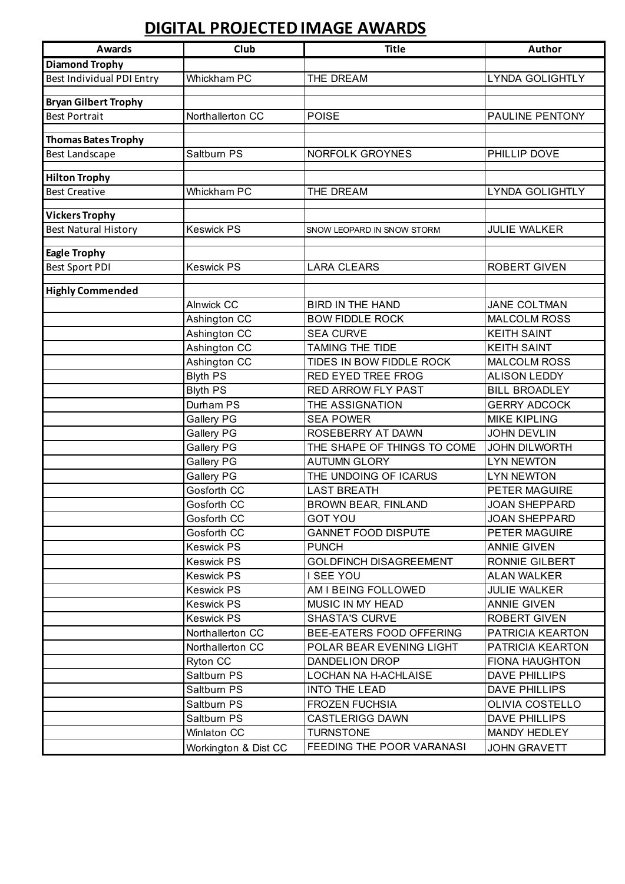# DIGITAL PROJECTED IMAGE AWARDS

| Awards | Club | Title | Author |
|---|---|---|---|
| **Diamond Trophy** | | | |
| Best Individual PDI Entry | Whickham PC | THE DREAM | LYNDA GOLIGHTLY |
| | | | |
| **Bryan Gilbert Trophy** | | | |
| Best Portrait | Northallerton CC | POISE | PAULINE PENTONY |
| | | | |
| **Thomas Bates Trophy** | | | |
| Best Landscape | Saltburn PS | NORFOLK GROYNES | PHILLIP DOVE |
| | | | |
| **Hilton Trophy** | | | |
| Best Creative | Whickham PC | THE DREAM | LYNDA GOLIGHTLY |
| | | | |
| **Vickers Trophy** | | | |
| Best Natural History | Keswick PS | SNOW LEOPARD IN SNOW STORM | JULIE WALKER |
| | | | |
| **Eagle Trophy** | | | |
| Best Sport PDI | Keswick PS | LARA CLEARS | ROBERT GIVEN |
| | | | |
| **Highly Commended** | | | |
| | Alnwick CC | BIRD IN THE HAND | JANE COLTMAN |
| | Ashington CC | BOW FIDDLE ROCK | MALCOLM ROSS |
| | Ashington CC | SEA CURVE | KEITH SAINT |
| | Ashington CC | TAMING THE TIDE | KEITH SAINT |
| | Ashington CC | TIDES IN BOW FIDDLE ROCK | MALCOLM ROSS |
| | Blyth PS | RED EYED TREE FROG | ALISON LEDDY |
| | Blyth PS | RED ARROW FLY PAST | BILL BROADLEY |
| | Durham PS | THE ASSIGNATION | GERRY ADCOCK |
| | Gallery PG | SEA POWER | MIKE KIPLING |
| | Gallery PG | ROSEBERRY AT DAWN | JOHN DEVLIN |
| | Gallery PG | THE SHAPE OF THINGS TO COME | JOHN DILWORTH |
| | Gallery PG | AUTUMN GLORY | LYN NEWTON |
| | Gallery PG | THE UNDOING OF ICARUS | LYN NEWTON |
| | Gosforth CC | LAST BREATH | PETER MAGUIRE |
| | Gosforth CC | BROWN BEAR, FINLAND | JOAN SHEPPARD |
| | Gosforth CC | GOT YOU | JOAN SHEPPARD |
| | Gosforth CC | GANNET FOOD DISPUTE | PETER MAGUIRE |
| | Keswick PS | PUNCH | ANNIE GIVEN |
| | Keswick PS | GOLDFINCH DISAGREEMENT | RONNIE GILBERT |
| | Keswick PS | I SEE YOU | ALAN WALKER |
| | Keswick PS | AM I BEING FOLLOWED | JULIE WALKER |
| | Keswick PS | MUSIC IN MY HEAD | ANNIE GIVEN |
| | Keswick PS | SHASTA'S CURVE | ROBERT GIVEN |
| | Northallerton CC | BEE-EATERS FOOD OFFERING | PATRICIA KEARTON |
| | Northallerton CC | POLAR BEAR EVENING LIGHT | PATRICIA KEARTON |
| | Ryton CC | DANDELION DROP | FIONA HAUGHTON |
| | Saltburn PS | LOCHAN NA H-ACHLAISE | DAVE PHILLIPS |
| | Saltburn PS | INTO THE LEAD | DAVE PHILLIPS |
| | Saltburn PS | FROZEN FUCHSIA | OLIVIA COSTELLO |
| | Saltburn PS | CASTLERIGG DAWN | DAVE PHILLIPS |
| | Winlaton CC | TURNSTONE | MANDY HEDLEY |
| | Workington & Dist CC | FEEDING THE POOR VARANASI | JOHN GRAVETT |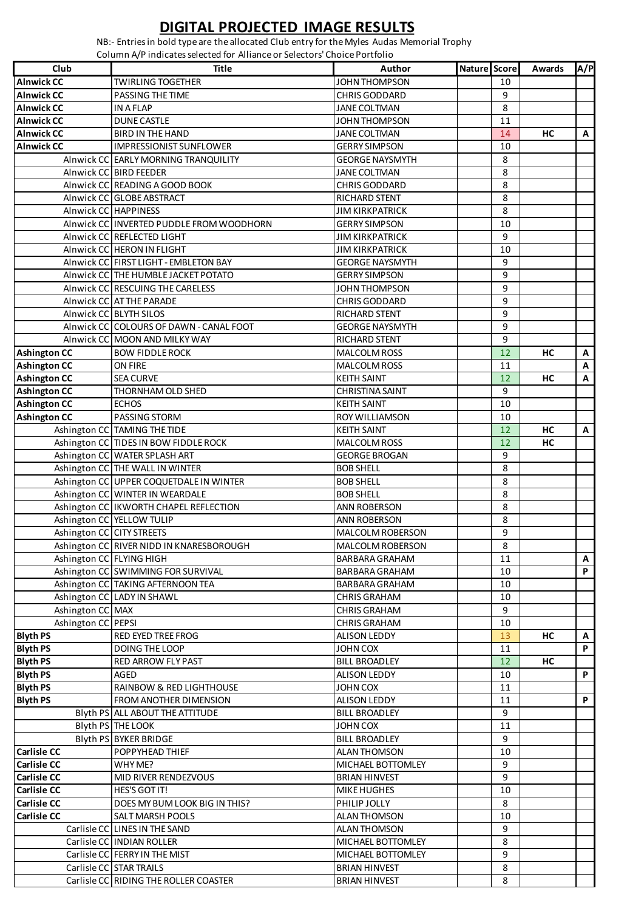# DIGITAL PROJECTED IMAGE RESULTS

NB:- Entries in bold type are the allocated Club entry for the Myles Audas Memorial Trophy
Column A/P indicates selected for Alliance or Selectors' Choice Portfolio

| Club | Title | Author | Nature | Score | Awards | A/P |
|---|---|---|---|---|---|---|
| **Alnwick CC** | TWIRLING TOGETHER | JOHN THOMPSON | | 10 | | |
| **Alnwick CC** | PASSING THE TIME | CHRIS GODDARD | | 9 | | |
| **Alnwick CC** | IN A FLAP | JANE COLTMAN | | 8 | | |
| **Alnwick CC** | DUNE CASTLE | JOHN THOMPSON | | 11 | | |
| **Alnwick CC** | BIRD IN THE HAND | JANE COLTMAN | | 14 | HC | A |
| **Alnwick CC** | IMPRESSIONIST SUNFLOWER | GERRY SIMPSON | | 10 | | |
| Alnwick CC | EARLY MORNING TRANQUILITY | GEORGE NAYSMYTH | | 8 | | |
| Alnwick CC | BIRD FEEDER | JANE COLTMAN | | 8 | | |
| Alnwick CC | READING A GOOD BOOK | CHRIS GODDARD | | 8 | | |
| Alnwick CC | GLOBE ABSTRACT | RICHARD STENT | | 8 | | |
| Alnwick CC | HAPPINESS | JIM KIRKPATRICK | | 8 | | |
| Alnwick CC | INVERTED PUDDLE FROM WOODHORN | GERRY SIMPSON | | 10 | | |
| Alnwick CC | REFLECTED LIGHT | JIM KIRKPATRICK | | 9 | | |
| Alnwick CC | HERON IN FLIGHT | JIM KIRKPATRICK | | 10 | | |
| Alnwick CC | FIRST LIGHT - EMBLETON BAY | GEORGE NAYSMYTH | | 9 | | |
| Alnwick CC | THE HUMBLE JACKET POTATO | GERRY SIMPSON | | 9 | | |
| Alnwick CC | RESCUING THE CARELESS | JOHN THOMPSON | | 9 | | |
| Alnwick CC | AT THE PARADE | CHRIS GODDARD | | 9 | | |
| Alnwick CC | BLYTH SILOS | RICHARD STENT | | 9 | | |
| Alnwick CC | COLOURS OF DAWN - CANAL FOOT | GEORGE NAYSMYTH | | 9 | | |
| Alnwick CC | MOON AND MILKY WAY | RICHARD STENT | | 9 | | |
| **Ashington CC** | BOW FIDDLE ROCK | MALCOLM ROSS | | 12 | HC | A |
| **Ashington CC** | ON FIRE | MALCOLM ROSS | | 11 | | A |
| **Ashington CC** | SEA CURVE | KEITH SAINT | | 12 | HC | A |
| **Ashington CC** | THORNHAM OLD SHED | CHRISTINA SAINT | | 9 | | |
| **Ashington CC** | ECHOS | KEITH SAINT | | 10 | | |
| **Ashington CC** | PASSING STORM | ROY WILLIAMSON | | 10 | | |
| Ashington CC | TAMING THE TIDE | KEITH SAINT | | 12 | HC | A |
| Ashington CC | TIDES IN BOW FIDDLE ROCK | MALCOLM ROSS | | 12 | HC | |
| Ashington CC | WATER SPLASH ART | GEORGE BROGAN | | 9 | | |
| Ashington CC | THE WALL IN WINTER | BOB SHELL | | 8 | | |
| Ashington CC | UPPER COQUETDALE IN WINTER | BOB SHELL | | 8 | | |
| Ashington CC | WINTER IN WEARDALE | BOB SHELL | | 8 | | |
| Ashington CC | IKWORTH CHAPEL REFLECTION | ANN ROBERSON | | 8 | | |
| Ashington CC | YELLOW TULIP | ANN ROBERSON | | 8 | | |
| Ashington CC | CITY STREETS | MALCOLM ROBERSON | | 9 | | |
| Ashington CC | RIVER NIDD IN KNARESBOROUGH | MALCOLM ROBERSON | | 8 | | |
| Ashington CC | FLYING HIGH | BARBARA GRAHAM | | 11 | | A |
| Ashington CC | SWIMMING FOR SURVIVAL | BARBARA GRAHAM | | 10 | | P |
| Ashington CC | TAKING AFTERNOON TEA | BARBARA GRAHAM | | 10 | | |
| Ashington CC | LADY IN SHAWL | CHRIS GRAHAM | | 10 | | |
| Ashington CC | MAX | CHRIS GRAHAM | | 9 | | |
| Ashington CC | PEPSI | CHRIS GRAHAM | | 10 | | |
| **Blyth PS** | RED EYED TREE FROG | ALISON LEDDY | | 13 | HC | A |
| **Blyth PS** | DOING THE LOOP | JOHN COX | | 11 | | P |
| **Blyth PS** | RED ARROW FLY PAST | BILL BROADLEY | | 12 | HC | |
| **Blyth PS** | AGED | ALISON LEDDY | | 10 | | P |
| **Blyth PS** | RAINBOW & RED LIGHTHOUSE | JOHN COX | | 11 | | |
| **Blyth PS** | FROM ANOTHER DIMENSION | ALISON LEDDY | | 11 | | P |
| Blyth PS | ALL ABOUT THE ATTITUDE | BILL BROADLEY | | 9 | | |
| Blyth PS | THE LOOK | JOHN COX | | 11 | | |
| Blyth PS | BYKER BRIDGE | BILL BROADLEY | | 9 | | |
| **Carlisle CC** | POPPYHEAD THIEF | ALAN THOMSON | | 10 | | |
| **Carlisle CC** | WHY ME? | MICHAEL BOTTOMLEY | | 9 | | |
| **Carlisle CC** | MID RIVER RENDEZVOUS | BRIAN HINVEST | | 9 | | |
| **Carlisle CC** | HES'S GOT IT! | MIKE HUGHES | | 10 | | |
| **Carlisle CC** | DOES MY BUM LOOK BIG IN THIS? | PHILIP JOLLY | | 8 | | |
| **Carlisle CC** | SALT MARSH POOLS | ALAN THOMSON | | 10 | | |
| Carlisle CC | LINES IN THE SAND | ALAN THOMSON | | 9 | | |
| Carlisle CC | INDIAN ROLLER | MICHAEL BOTTOMLEY | | 8 | | |
| Carlisle CC | FERRY IN THE MIST | MICHAEL BOTTOMLEY | | 9 | | |
| Carlisle CC | STAR TRAILS | BRIAN HINVEST | | 8 | | |
| Carlisle CC | RIDING THE ROLLER COASTER | BRIAN HINVEST | | 8 | | |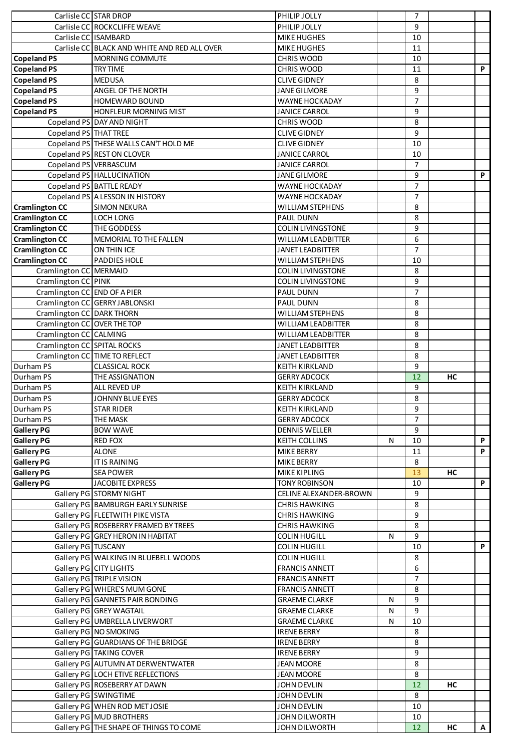| | | | | | | |
|---|---|---|---|---|---|---|
| Carlisle CC | STAR DROP | PHILIP JOLLY | | 7 | | |
| Carlisle CC | ROCKCLIFFE WEAVE | PHILIP JOLLY | | 9 | | |
| Carlisle CC | ISAMBARD | MIKE HUGHES | | 10 | | |
| Carlisle CC | BLACK AND WHITE AND RED ALL OVER | MIKE HUGHES | | 11 | | |
| **Copeland PS** | MORNING COMMUTE | CHRIS WOOD | | 10 | | |
| **Copeland PS** | TRY TIME | CHRIS WOOD | | 11 | | P |
| **Copeland PS** | MEDUSA | CLIVE GIDNEY | | 8 | | |
| **Copeland PS** | ANGEL OF THE NORTH | JANE GILMORE | | 9 | | |
| **Copeland PS** | HOMEWARD BOUND | WAYNE HOCKADAY | | 7 | | |
| **Copeland PS** | HONFLEUR MORNING MIST | JANICE CARROL | | 9 | | |
| Copeland PS | DAY AND NIGHT | CHRIS WOOD | | 8 | | |
| Copeland PS | THAT TREE | CLIVE GIDNEY | | 9 | | |
| Copeland PS | THESE WALLS CAN'T HOLD ME | CLIVE GIDNEY | | 10 | | |
| Copeland PS | REST ON CLOVER | JANICE CARROL | | 10 | | |
| Copeland PS | VERBASCUM | JANICE CARROL | | 7 | | |
| Copeland PS | HALLUCINATION | JANE GILMORE | | 9 | | P |
| Copeland PS | BATTLE READY | WAYNE HOCKADAY | | 7 | | |
| Copeland PS | A LESSON IN HISTORY | WAYNE HOCKADAY | | 7 | | |
| **Cramlington CC** | SIMON NEKURA | WILLIAM STEPHENS | | 8 | | |
| **Cramlington CC** | LOCH LONG | PAUL DUNN | | 8 | | |
| **Cramlington CC** | THE GODDESS | COLIN LIVINGSTONE | | 9 | | |
| **Cramlington CC** | MEMORIAL TO THE FALLEN | WILLIAM LEADBITTER | | 6 | | |
| **Cramlington CC** | ON THIN ICE | JANET LEADBITTER | | 7 | | |
| **Cramlington CC** | PADDIES HOLE | WILLIAM STEPHENS | | 10 | | |
| Cramlington CC | MERMAID | COLIN LIVINGSTONE | | 8 | | |
| Cramlington CC | PINK | COLIN LIVINGSTONE | | 9 | | |
| Cramlington CC | END OF A PIER | PAUL DUNN | | 7 | | |
| Cramlington CC | GERRY JABLONSKI | PAUL DUNN | | 8 | | |
| Cramlington CC | DARK THORN | WILLIAM STEPHENS | | 8 | | |
| Cramlington CC | OVER THE TOP | WILLIAM LEADBITTER | | 8 | | |
| Cramlington CC | CALMING | WILLIAM LEADBITTER | | 8 | | |
| Cramlington CC | SPITAL ROCKS | JANET LEADBITTER | | 8 | | |
| Cramlington CC | TIME TO REFLECT | JANET LEADBITTER | | 8 | | |
| Durham PS | CLASSICAL ROCK | KEITH KIRKLAND | | 9 | | |
| Durham PS | THE ASSIGNATION | GERRY ADCOCK | | 12 | HC | |
| Durham PS | ALL REVED UP | KEITH KIRKLAND | | 9 | | |
| Durham PS | JOHNNY BLUE EYES | GERRY ADCOCK | | 8 | | |
| Durham PS | STAR RIDER | KEITH KIRKLAND | | 9 | | |
| Durham PS | THE MASK | GERRY ADCOCK | | 7 | | |
| **Gallery PG** | BOW WAVE | DENNIS WELLER | | 9 | | |
| **Gallery PG** | RED FOX | KEITH COLLINS | N | 10 | | P |
| **Gallery PG** | ALONE | MIKE BERRY | | 11 | | P |
| **Gallery PG** | IT IS RAINING | MIKE BERRY | | 8 | | |
| **Gallery PG** | SEA POWER | MIKE KIPLING | | 13 | HC | |
| **Gallery PG** | JACOBITE EXPRESS | TONY ROBINSON | | 10 | | P |
| Gallery PG | STORMY NIGHT | CELINE ALEXANDER-BROWN | | 9 | | |
| Gallery PG | BAMBURGH EARLY SUNRISE | CHRIS HAWKING | | 8 | | |
| Gallery PG | FLEETWITH PIKE VISTA | CHRIS HAWKING | | 9 | | |
| Gallery PG | ROSEBERRY FRAMED BY TREES | CHRIS HAWKING | | 8 | | |
| Gallery PG | GREY HERON IN HABITAT | COLIN HUGILL | N | 9 | | |
| Gallery PG | TUSCANY | COLIN HUGILL | | 10 | | P |
| Gallery PG | WALKING IN BLUEBELL WOODS | COLIN HUGILL | | 8 | | |
| Gallery PG | CITY LIGHTS | FRANCIS ANNETT | | 6 | | |
| Gallery PG | TRIPLE VISION | FRANCIS ANNETT | | 7 | | |
| Gallery PG | WHERE'S MUM GONE | FRANCIS ANNETT | | 8 | | |
| Gallery PG | GANNETS PAIR BONDING | GRAEME CLARKE | N | 9 | | |
| Gallery PG | GREY WAGTAIL | GRAEME CLARKE | N | 9 | | |
| Gallery PG | UMBRELLA LIVERWORT | GRAEME CLARKE | N | 10 | | |
| Gallery PG | NO SMOKING | IRENE BERRY | | 8 | | |
| Gallery PG | GUARDIANS OF THE BRIDGE | IRENE BERRY | | 8 | | |
| Gallery PG | TAKING COVER | IRENE BERRY | | 9 | | |
| Gallery PG | AUTUMN AT DERWENTWATER | JEAN MOORE | | 8 | | |
| Gallery PG | LOCH ETIVE REFLECTIONS | JEAN MOORE | | 8 | | |
| Gallery PG | ROSEBERRY AT DAWN | JOHN DEVLIN | | 12 | HC | |
| Gallery PG | SWINGTIME | JOHN DEVLIN | | 8 | | |
| Gallery PG | WHEN ROD MET JOSIE | JOHN DEVLIN | | 10 | | |
| Gallery PG | MUD BROTHERS | JOHN DILWORTH | | 10 | | |
| Gallery PG | THE SHAPE OF THINGS TO COME | JOHN DILWORTH | | 12 | HC | A |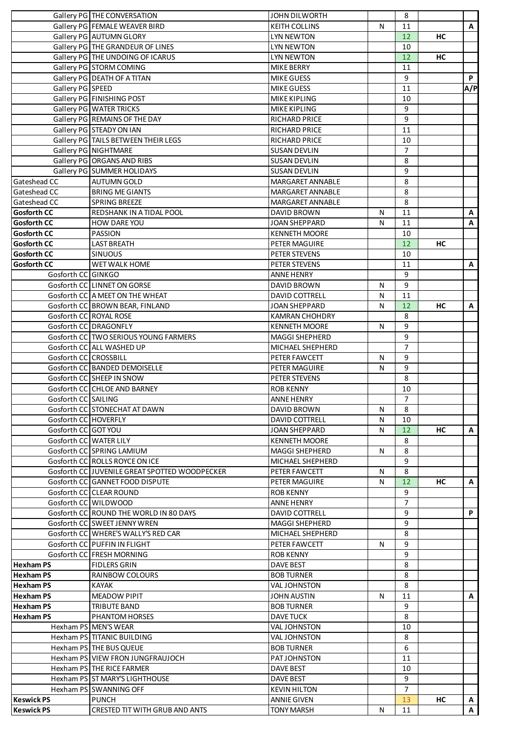| | | | | | | |
|---|---|---|---|---|---|---|
| Gallery PG | THE CONVERSATION | JOHN DILWORTH | | 8 | | |
| Gallery PG | FEMALE WEAVER BIRD | KEITH COLLINS | N | 11 | | A |
| Gallery PG | AUTUMN GLORY | LYN NEWTON | | 12 | HC | |
| Gallery PG | THE GRANDEUR OF LINES | LYN NEWTON | | 10 | | |
| Gallery PG | THE UNDOING OF ICARUS | LYN NEWTON | | 12 | HC | |
| Gallery PG | STORM COMING | MIKE BERRY | | 11 | | |
| Gallery PG | DEATH OF A TITAN | MIKE GUESS | | 9 | | P |
| Gallery PG | SPEED | MIKE GUESS | | 11 | | A/P |
| Gallery PG | FINISHING POST | MIKE KIPLING | | 10 | | |
| Gallery PG | WATER TRICKS | MIKE KIPLING | | 9 | | |
| Gallery PG | REMAINS OF THE DAY | RICHARD PRICE | | 9 | | |
| Gallery PG | STEADY ON IAN | RICHARD PRICE | | 11 | | |
| Gallery PG | TAILS BETWEEN THEIR LEGS | RICHARD PRICE | | 10 | | |
| Gallery PG | NIGHTMARE | SUSAN DEVLIN | | 7 | | |
| Gallery PG | ORGANS AND RIBS | SUSAN DEVLIN | | 8 | | |
| Gallery PG | SUMMER HOLIDAYS | SUSAN DEVLIN | | 9 | | |
| Gateshead CC | AUTUMN GOLD | MARGARET ANNABLE | | 8 | | |
| Gateshead CC | BRING ME GIANTS | MARGARET ANNABLE | | 8 | | |
| Gateshead CC | SPRING BREEZE | MARGARET ANNABLE | | 8 | | |
| **Gosforth CC** | REDSHANK IN A TIDAL POOL | DAVID BROWN | N | 11 | | A |
| **Gosforth CC** | HOW DARE YOU | JOAN SHEPPARD | N | 11 | | A |
| **Gosforth CC** | PASSION | KENNETH MOORE | | 10 | | |
| **Gosforth CC** | LAST BREATH | PETER MAGUIRE | | 12 | HC | |
| **Gosforth CC** | SINUOUS | PETER STEVENS | | 10 | | |
| **Gosforth CC** | WET WALK HOME | PETER STEVENS | | 11 | | A |
| Gosforth CC | GINKGO | ANNE HENRY | | 9 | | |
| Gosforth CC | LINNET ON GORSE | DAVID BROWN | N | 9 | | |
| Gosforth CC | A MEET ON THE WHEAT | DAVID COTTRELL | N | 11 | | |
| Gosforth CC | BROWN BEAR, FINLAND | JOAN SHEPPARD | N | 12 | HC | A |
| Gosforth CC | ROYAL ROSE | KAMRAN CHOHDRY | | 8 | | |
| Gosforth CC | DRAGONFLY | KENNETH MOORE | N | 9 | | |
| Gosforth CC | TWO SERIOUS YOUNG FARMERS | MAGGI SHEPHERD | | 9 | | |
| Gosforth CC | ALL WASHED UP | MICHAEL SHEPHERD | | 7 | | |
| Gosforth CC | CROSSBILL | PETER FAWCETT | N | 9 | | |
| Gosforth CC | BANDED DEMOISELLE | PETER MAGUIRE | N | 9 | | |
| Gosforth CC | SHEEP IN SNOW | PETER STEVENS | | 8 | | |
| Gosforth CC | CHLOE AND BARNEY | ROB KENNY | | 10 | | |
| Gosforth CC | SAILING | ANNE HENRY | | 7 | | |
| Gosforth CC | STONECHAT AT DAWN | DAVID BROWN | N | 8 | | |
| Gosforth CC | HOVERFLY | DAVID COTTRELL | N | 10 | | |
| Gosforth CC | GOT YOU | JOAN SHEPPARD | N | 12 | HC | A |
| Gosforth CC | WATER LILY | KENNETH MOORE | | 8 | | |
| Gosforth CC | SPRING LAMIUM | MAGGI SHEPHERD | N | 8 | | |
| Gosforth CC | ROLLS ROYCE ON ICE | MICHAEL SHEPHERD | | 9 | | |
| Gosforth CC | JUVENILE GREAT SPOTTED WOODPECKER | PETER FAWCETT | N | 8 | | |
| Gosforth CC | GANNET FOOD DISPUTE | PETER MAGUIRE | N | 12 | HC | A |
| Gosforth CC | CLEAR ROUND | ROB KENNY | | 9 | | |
| Gosforth CC | WILDWOOD | ANNE HENRY | | 7 | | |
| Gosforth CC | ROUND THE WORLD IN 80 DAYS | DAVID COTTRELL | | 9 | | P |
| Gosforth CC | SWEET JENNY WREN | MAGGI SHEPHERD | | 9 | | |
| Gosforth CC | WHERE'S WALLY'S RED CAR | MICHAEL SHEPHERD | | 8 | | |
| Gosforth CC | PUFFIN IN FLIGHT | PETER FAWCETT | N | 9 | | |
| Gosforth CC | FRESH MORNING | ROB KENNY | | 9 | | |
| **Hexham PS** | FIDLERS GRIN | DAVE BEST | | 8 | | |
| **Hexham PS** | RAINBOW COLOURS | BOB TURNER | | 8 | | |
| **Hexham PS** | KAYAK | VAL JOHNSTON | | 8 | | |
| **Hexham PS** | MEADOW PIPIT | JOHN AUSTIN | N | 11 | | A |
| **Hexham PS** | TRIBUTE BAND | BOB TURNER | | 9 | | |
| **Hexham PS** | PHANTOM HORSES | DAVE TUCK | | 8 | | |
| Hexham PS | MEN'S WEAR | VAL JOHNSTON | | 10 | | |
| Hexham PS | TITANIC BUILDING | VAL JOHNSTON | | 8 | | |
| Hexham PS | THE BUS QUEUE | BOB TURNER | | 6 | | |
| Hexham PS | VIEW FRON JUNGFRAUJOCH | PAT JOHNSTON | | 11 | | |
| Hexham PS | THE RICE FARMER | DAVE BEST | | 10 | | |
| Hexham PS | ST MARY'S LIGHTHOUSE | DAVE BEST | | 9 | | |
| Hexham PS | SWANNING OFF | KEVIN HILTON | | 7 | | |
| **Keswick PS** | PUNCH | ANNIE GIVEN | | 13 | HC | A |
| **Keswick PS** | CRESTED TIT WITH GRUB AND ANTS | TONY MARSH | N | 11 | | A |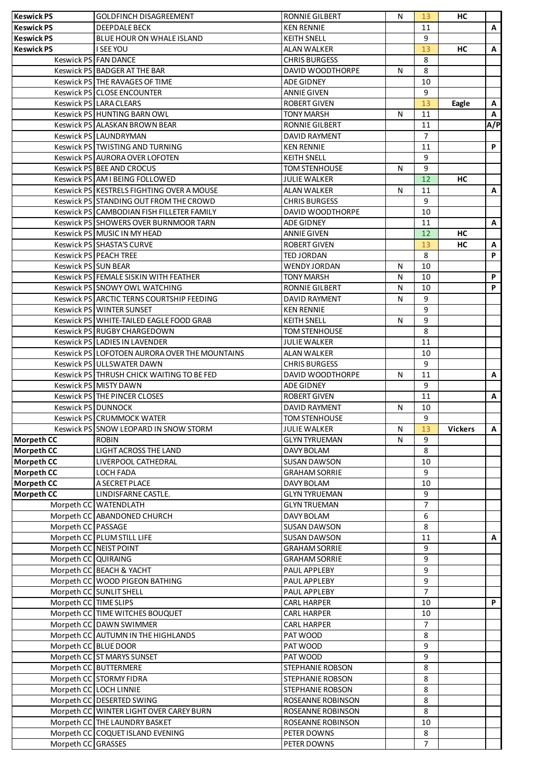| | | | | | | |
|---|---|---|---|---|---|---|
| **Keswick PS** | GOLDFINCH DISAGREEMENT | RONNIE GILBERT | N | 13 | HC | |
| **Keswick PS** | DEEPDALE BECK | KEN RENNIE | | 11 | | A |
| **Keswick PS** | BLUE HOUR ON WHALE ISLAND | KEITH SNELL | | 9 | | |
| **Keswick PS** | I SEE YOU | ALAN WALKER | | 13 | HC | A |
| Keswick PS | FAN DANCE | CHRIS BURGESS | | 8 | | |
| Keswick PS | BADGER AT THE BAR | DAVID WOODTHORPE | N | 8 | | |
| Keswick PS | THE RAVAGES OF TIME | ADE GIDNEY | | 10 | | |
| Keswick PS | CLOSE ENCOUNTER | ANNIE GIVEN | | 9 | | |
| Keswick PS | LARA CLEARS | ROBERT GIVEN | | 13 | Eagle | A |
| Keswick PS | HUNTING BARN OWL | TONY MARSH | N | 11 | | A |
| Keswick PS | ALASKAN BROWN BEAR | RONNIE GILBERT | | 11 | | A/P |
| Keswick PS | LAUNDRYMAN | DAVID RAYMENT | | 7 | | |
| Keswick PS | TWISTING AND TURNING | KEN RENNIE | | 11 | | P |
| Keswick PS | AURORA OVER LOFOTEN | KEITH SNELL | | 9 | | |
| Keswick PS | BEE AND CROCUS | TOM STENHOUSE | N | 9 | | |
| Keswick PS | AM I BEING FOLLOWED | JULIE WALKER | | 12 | HC | |
| Keswick PS | KESTRELS FIGHTING OVER A MOUSE | ALAN WALKER | N | 11 | | A |
| Keswick PS | STANDING OUT FROM THE CROWD | CHRIS BURGESS | | 9 | | |
| Keswick PS | CAMBODIAN FISH FILLETER FAMILY | DAVID WOODTHORPE | | 10 | | |
| Keswick PS | SHOWERS OVER BURNMOOR TARN | ADE GIDNEY | | 11 | | A |
| Keswick PS | MUSIC IN MY HEAD | ANNIE GIVEN | | 12 | HC | |
| Keswick PS | SHASTA'S CURVE | ROBERT GIVEN | | 13 | HC | A |
| Keswick PS | PEACH TREE | TED JORDAN | | 8 | | P |
| Keswick PS | SUN BEAR | WENDY JORDAN | N | 10 | | |
| Keswick PS | FEMALE SISKIN WITH FEATHER | TONY MARSH | N | 10 | | P |
| Keswick PS | SNOWY OWL WATCHING | RONNIE GILBERT | N | 10 | | P |
| Keswick PS | ARCTIC TERNS COURTSHIP FEEDING | DAVID RAYMENT | N | 9 | | |
| Keswick PS | WINTER SUNSET | KEN RENNIE | | 9 | | |
| Keswick PS | WHITE-TAILED EAGLE FOOD GRAB | KEITH SNELL | N | 9 | | |
| Keswick PS | RUGBY CHARGEDOWN | TOM STENHOUSE | | 8 | | |
| Keswick PS | LADIES IN LAVENDER | JULIE WALKER | | 11 | | |
| Keswick PS | LOFOTOEN AURORA OVER THE MOUNTAINS | ALAN WALKER | | 10 | | |
| Keswick PS | ULLSWATER DAWN | CHRIS BURGESS | | 9 | | |
| Keswick PS | THRUSH CHICK WAITING TO BE FED | DAVID WOODTHORPE | N | 11 | | A |
| Keswick PS | MISTY DAWN | ADE GIDNEY | | 9 | | |
| Keswick PS | THE PINCER CLOSES | ROBERT GIVEN | | 11 | | A |
| Keswick PS | DUNNOCK | DAVID RAYMENT | N | 10 | | |
| Keswick PS | CRUMMOCK WATER | TOM STENHOUSE | | 9 | | |
| Keswick PS | SNOW LEOPARD IN SNOW STORM | JULIE WALKER | N | 13 | Vickers | A |
| **Morpeth CC** | ROBIN | GLYN TYRUEMAN | N | 9 | | |
| **Morpeth CC** | LIGHT ACROSS THE LAND | DAVY BOLAM | | 8 | | |
| **Morpeth CC** | LIVERPOOL CATHEDRAL | SUSAN DAWSON | | 10 | | |
| **Morpeth CC** | LOCH FADA | GRAHAM SORRIE | | 9 | | |
| **Morpeth CC** | A SECRET PLACE | DAVY BOLAM | | 10 | | |
| **Morpeth CC** | LINDISFARNE CASTLE. | GLYN TYRUEMAN | | 9 | | |
| Morpeth CC | WATENDLATH | GLYN TRUEMAN | | 7 | | |
| Morpeth CC | ABANDONED CHURCH | DAVY BOLAM | | 6 | | |
| Morpeth CC | PASSAGE | SUSAN DAWSON | | 8 | | |
| Morpeth CC | PLUM STILL LIFE | SUSAN DAWSON | | 11 | | A |
| Morpeth CC | NEIST POINT | GRAHAM SORRIE | | 9 | | |
| Morpeth CC | QUIRAING | GRAHAM SORRIE | | 9 | | |
| Morpeth CC | BEACH & YACHT | PAUL APPLEBY | | 9 | | |
| Morpeth CC | WOOD PIGEON BATHING | PAUL APPLEBY | | 9 | | |
| Morpeth CC | SUNLIT SHELL | PAUL APPLEBY | | 7 | | |
| Morpeth CC | TIME SLIPS | CARL HARPER | | 10 | | P |
| Morpeth CC | TIME WITCHES BOUQUET | CARL HARPER | | 10 | | |
| Morpeth CC | DAWN SWIMMER | CARL HARPER | | 7 | | |
| Morpeth CC | AUTUMN IN THE HIGHLANDS | PAT WOOD | | 8 | | |
| Morpeth CC | BLUE DOOR | PAT WOOD | | 9 | | |
| Morpeth CC | ST MARYS SUNSET | PAT WOOD | | 9 | | |
| Morpeth CC | BUTTERMERE | STEPHANIE ROBSON | | 8 | | |
| Morpeth CC | STORMY FIDRA | STEPHANIE ROBSON | | 8 | | |
| Morpeth CC | LOCH LINNIE | STEPHANIE ROBSON | | 8 | | |
| Morpeth CC | DESERTED SWING | ROSEANNE ROBINSON | | 8 | | |
| Morpeth CC | WINTER LIGHT OVER CAREY BURN | ROSEANNE ROBINSON | | 8 | | |
| Morpeth CC | THE LAUNDRY BASKET | ROSEANNE ROBINSON | | 10 | | |
| Morpeth CC | COQUET ISLAND EVENING | PETER DOWNS | | 8 | | |
| Morpeth CC | GRASSES | PETER DOWNS | | 7 | | |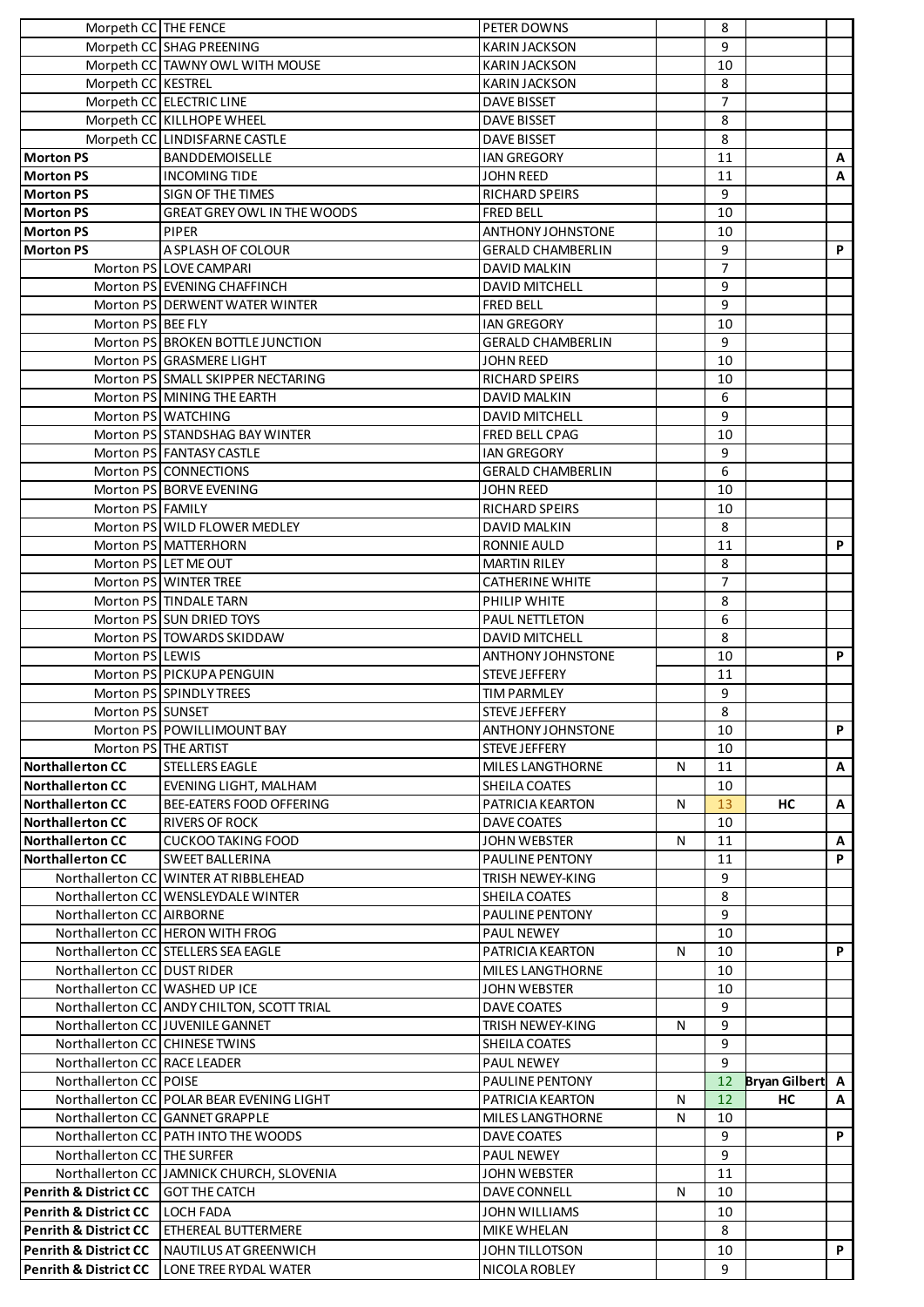| | | | | | | |
|---|---|---|---|---|---|---|
| Morpeth CC | THE FENCE | PETER DOWNS | | 8 | | |
| Morpeth CC | SHAG PREENING | KARIN JACKSON | | 9 | | |
| Morpeth CC | TAWNY OWL WITH MOUSE | KARIN JACKSON | | 10 | | |
| Morpeth CC | KESTREL | KARIN JACKSON | | 8 | | |
| Morpeth CC | ELECTRIC LINE | DAVE BISSET | | 7 | | |
| Morpeth CC | KILLHOPE WHEEL | DAVE BISSET | | 8 | | |
| Morpeth CC | LINDISFARNE CASTLE | DAVE BISSET | | 8 | | |
| **Morton PS** | BANDDEMOISELLE | IAN GREGORY | | 11 | | A |
| **Morton PS** | INCOMING TIDE | JOHN REED | | 11 | | A |
| **Morton PS** | SIGN OF THE TIMES | RICHARD SPEIRS | | 9 | | |
| **Morton PS** | GREAT GREY OWL IN THE WOODS | FRED BELL | | 10 | | |
| **Morton PS** | PIPER | ANTHONY JOHNSTONE | | 10 | | |
| **Morton PS** | A SPLASH OF COLOUR | GERALD CHAMBERLIN | | 9 | | P |
| Morton PS | LOVE CAMPARI | DAVID MALKIN | | 7 | | |
| Morton PS | EVENING CHAFFINCH | DAVID MITCHELL | | 9 | | |
| Morton PS | DERWENT WATER WINTER | FRED BELL | | 9 | | |
| Morton PS | BEE FLY | IAN GREGORY | | 10 | | |
| Morton PS | BROKEN BOTTLE JUNCTION | GERALD CHAMBERLIN | | 9 | | |
| Morton PS | GRASMERE LIGHT | JOHN REED | | 10 | | |
| Morton PS | SMALL SKIPPER NECTARING | RICHARD SPEIRS | | 10 | | |
| Morton PS | MINING THE EARTH | DAVID MALKIN | | 6 | | |
| Morton PS | WATCHING | DAVID MITCHELL | | 9 | | |
| Morton PS | STANDSHAG BAY WINTER | FRED BELL CPAG | | 10 | | |
| Morton PS | FANTASY CASTLE | IAN GREGORY | | 9 | | |
| Morton PS | CONNECTIONS | GERALD CHAMBERLIN | | 6 | | |
| Morton PS | BORVE EVENING | JOHN REED | | 10 | | |
| Morton PS | FAMILY | RICHARD SPEIRS | | 10 | | |
| Morton PS | WILD FLOWER MEDLEY | DAVID MALKIN | | 8 | | |
| Morton PS | MATTERHORN | RONNIE AULD | | 11 | | P |
| Morton PS | LET ME OUT | MARTIN RILEY | | 8 | | |
| Morton PS | WINTER TREE | CATHERINE WHITE | | 7 | | |
| Morton PS | TINDALE TARN | PHILIP WHITE | | 8 | | |
| Morton PS | SUN DRIED TOYS | PAUL NETTLETON | | 6 | | |
| Morton PS | TOWARDS SKIDDAW | DAVID MITCHELL | | 8 | | |
| Morton PS | LEWIS | ANTHONY JOHNSTONE | | 10 | | P |
| Morton PS | PICKUPA PENGUIN | STEVE JEFFERY | | 11 | | |
| Morton PS | SPINDLY TREES | TIM PARMLEY | | 9 | | |
| Morton PS | SUNSET | STEVE JEFFERY | | 8 | | |
| Morton PS | POWILLIMOUNT BAY | ANTHONY JOHNSTONE | | 10 | | P |
| Morton PS | THE ARTIST | STEVE JEFFERY | | 10 | | |
| **Northallerton CC** | STELLERS EAGLE | MILES LANGTHORNE | N | 11 | | A |
| **Northallerton CC** | EVENING LIGHT, MALHAM | SHEILA COATES | | 10 | | |
| **Northallerton CC** | BEE-EATERS FOOD OFFERING | PATRICIA KEARTON | N | 13 | HC | A |
| **Northallerton CC** | RIVERS OF ROCK | DAVE COATES | | 10 | | |
| **Northallerton CC** | CUCKOO TAKING FOOD | JOHN WEBSTER | N | 11 | | A |
| **Northallerton CC** | SWEET BALLERINA | PAULINE PENTONY | | 11 | | P |
| Northallerton CC | WINTER AT RIBBLEHEAD | TRISH NEWEY-KING | | 9 | | |
| Northallerton CC | WENSLEYDALE WINTER | SHEILA COATES | | 8 | | |
| Northallerton CC | AIRBORNE | PAULINE PENTONY | | 9 | | |
| Northallerton CC | HERON WITH FROG | PAUL NEWEY | | 10 | | |
| Northallerton CC | STELLERS SEA EAGLE | PATRICIA KEARTON | N | 10 | | P |
| Northallerton CC | DUST RIDER | MILES LANGTHORNE | | 10 | | |
| Northallerton CC | WASHED UP ICE | JOHN WEBSTER | | 10 | | |
| Northallerton CC | ANDY CHILTON, SCOTT TRIAL | DAVE COATES | | 9 | | |
| Northallerton CC | JUVENILE GANNET | TRISH NEWEY-KING | N | 9 | | |
| Northallerton CC | CHINESE TWINS | SHEILA COATES | | 9 | | |
| Northallerton CC | RACE LEADER | PAUL NEWEY | | 9 | | |
| Northallerton CC | POISE | PAULINE PENTONY | | 12 | **Bryan Gilbert** | A |
| Northallerton CC | POLAR BEAR EVENING LIGHT | PATRICIA KEARTON | N | 12 | HC | A |
| Northallerton CC | GANNET GRAPPLE | MILES LANGTHORNE | N | 10 | | |
| Northallerton CC | PATH INTO THE WOODS | DAVE COATES | | 9 | | P |
| Northallerton CC | THE SURFER | PAUL NEWEY | | 9 | | |
| Northallerton CC | JAMNICK CHURCH, SLOVENIA | JOHN WEBSTER | | 11 | | |
| **Penrith & District CC** | GOT THE CATCH | DAVE CONNELL | N | 10 | | |
| **Penrith & District CC** | LOCH FADA | JOHN WILLIAMS | | 10 | | |
| **Penrith & District CC** | ETHEREAL BUTTERMERE | MIKE WHELAN | | 8 | | |
| **Penrith & District CC** | NAUTILUS AT GREENWICH | JOHN TILLOTSON | | 10 | | P |
| **Penrith & District CC** | LONE TREE RYDAL WATER | NICOLA ROBLEY | | 9 | | |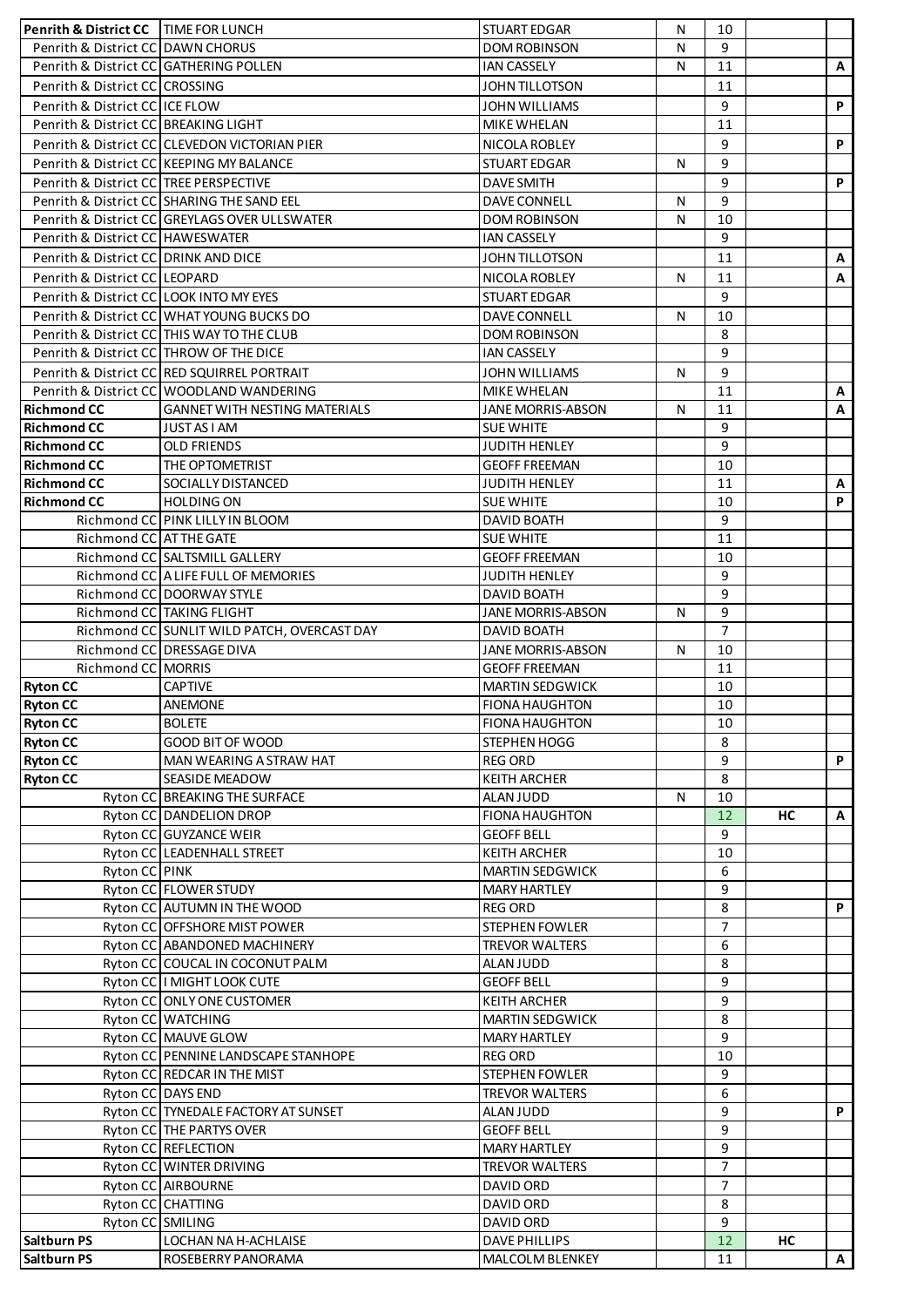| | | | | | | |
|---|---|---|---|---|---|---|
| **Penrith & District CC** | TIME FOR LUNCH | STUART EDGAR | N | 10 | | |
| Penrith & District CC | DAWN CHORUS | DOM ROBINSON | N | 9 | | |
| Penrith & District CC | GATHERING POLLEN | IAN CASSELY | N | 11 | | A |
| Penrith & District CC | CROSSING | JOHN TILLOTSON | | 11 | | |
| Penrith & District CC | ICE FLOW | JOHN WILLIAMS | | 9 | | P |
| Penrith & District CC | BREAKING LIGHT | MIKE WHELAN | | 11 | | |
| Penrith & District CC | CLEVEDON VICTORIAN PIER | NICOLA ROBLEY | | 9 | | P |
| Penrith & District CC | KEEPING MY BALANCE | STUART EDGAR | N | 9 | | |
| Penrith & District CC | TREE PERSPECTIVE | DAVE SMITH | | 9 | | P |
| Penrith & District CC | SHARING THE SAND EEL | DAVE CONNELL | N | 9 | | |
| Penrith & District CC | GREYLAGS OVER ULLSWATER | DOM ROBINSON | N | 10 | | |
| Penrith & District CC | HAWESWATER | IAN CASSELY | | 9 | | |
| Penrith & District CC | DRINK AND DICE | JOHN TILLOTSON | | 11 | | A |
| Penrith & District CC | LEOPARD | NICOLA ROBLEY | N | 11 | | A |
| Penrith & District CC | LOOK INTO MY EYES | STUART EDGAR | | 9 | | |
| Penrith & District CC | WHAT YOUNG BUCKS DO | DAVE CONNELL | N | 10 | | |
| Penrith & District CC | THIS WAY TO THE CLUB | DOM ROBINSON | | 8 | | |
| Penrith & District CC | THROW OF THE DICE | IAN CASSELY | | 9 | | |
| Penrith & District CC | RED SQUIRREL PORTRAIT | JOHN WILLIAMS | N | 9 | | |
| Penrith & District CC | WOODLAND WANDERING | MIKE WHELAN | | 11 | | A |
| **Richmond CC** | GANNET WITH NESTING MATERIALS | JANE MORRIS-ABSON | N | 11 | | A |
| **Richmond CC** | JUST AS I AM | SUE WHITE | | 9 | | |
| **Richmond CC** | OLD FRIENDS | JUDITH HENLEY | | 9 | | |
| **Richmond CC** | THE OPTOMETRIST | GEOFF FREEMAN | | 10 | | |
| **Richmond CC** | SOCIALLY DISTANCED | JUDITH HENLEY | | 11 | | A |
| **Richmond CC** | HOLDING ON | SUE WHITE | | 10 | | P |
| Richmond CC | PINK LILLY IN BLOOM | DAVID BOATH | | 9 | | |
| Richmond CC | AT THE GATE | SUE WHITE | | 11 | | |
| Richmond CC | SALTSMILL GALLERY | GEOFF FREEMAN | | 10 | | |
| Richmond CC | A LIFE FULL OF MEMORIES | JUDITH HENLEY | | 9 | | |
| Richmond CC | DOORWAY STYLE | DAVID BOATH | | 9 | | |
| Richmond CC | TAKING FLIGHT | JANE MORRIS-ABSON | N | 9 | | |
| Richmond CC | SUNLIT WILD PATCH, OVERCAST DAY | DAVID BOATH | | 7 | | |
| Richmond CC | DRESSAGE DIVA | JANE MORRIS-ABSON | N | 10 | | |
| Richmond CC | MORRIS | GEOFF FREEMAN | | 11 | | |
| **Ryton CC** | CAPTIVE | MARTIN SEDGWICK | | 10 | | |
| **Ryton CC** | ANEMONE | FIONA HAUGHTON | | 10 | | |
| **Ryton CC** | BOLETE | FIONA HAUGHTON | | 10 | | |
| **Ryton CC** | GOOD BIT OF WOOD | STEPHEN HOGG | | 8 | | |
| **Ryton CC** | MAN WEARING A STRAW HAT | REG ORD | | 9 | | P |
| **Ryton CC** | SEASIDE MEADOW | KEITH ARCHER | | 8 | | |
| Ryton CC | BREAKING THE SURFACE | ALAN JUDD | N | 10 | | |
| Ryton CC | DANDELION DROP | FIONA HAUGHTON | | 12 | HC | A |
| Ryton CC | GUYZANCE WEIR | GEOFF BELL | | 9 | | |
| Ryton CC | LEADENHALL STREET | KEITH ARCHER | | 10 | | |
| Ryton CC | PINK | MARTIN SEDGWICK | | 6 | | |
| Ryton CC | FLOWER STUDY | MARY HARTLEY | | 9 | | |
| Ryton CC | AUTUMN IN THE WOOD | REG ORD | | 8 | | P |
| Ryton CC | OFFSHORE MIST POWER | STEPHEN FOWLER | | 7 | | |
| Ryton CC | ABANDONED MACHINERY | TREVOR WALTERS | | 6 | | |
| Ryton CC | COUCAL IN COCONUT PALM | ALAN JUDD | | 8 | | |
| Ryton CC | I MIGHT LOOK CUTE | GEOFF BELL | | 9 | | |
| Ryton CC | ONLY ONE CUSTOMER | KEITH ARCHER | | 9 | | |
| Ryton CC | WATCHING | MARTIN SEDGWICK | | 8 | | |
| Ryton CC | MAUVE GLOW | MARY HARTLEY | | 9 | | |
| Ryton CC | PENNINE LANDSCAPE STANHOPE | REG ORD | | 10 | | |
| Ryton CC | REDCAR IN THE MIST | STEPHEN FOWLER | | 9 | | |
| Ryton CC | DAYS END | TREVOR WALTERS | | 6 | | |
| Ryton CC | TYNEDALE FACTORY AT SUNSET | ALAN JUDD | | 9 | | P |
| Ryton CC | THE PARTYS OVER | GEOFF BELL | | 9 | | |
| Ryton CC | REFLECTION | MARY HARTLEY | | 9 | | |
| Ryton CC | WINTER DRIVING | TREVOR WALTERS | | 7 | | |
| Ryton CC | AIRBOURNE | DAVID ORD | | 7 | | |
| Ryton CC | CHATTING | DAVID ORD | | 8 | | |
| Ryton CC | SMILING | DAVID ORD | | 9 | | |
| **Saltburn PS** | LOCHAN NA H-ACHLAISE | DAVE PHILLIPS | | 12 | HC | |
| **Saltburn PS** | ROSEBERRY PANORAMA | MALCOLM BLENKEY | | 11 | | A |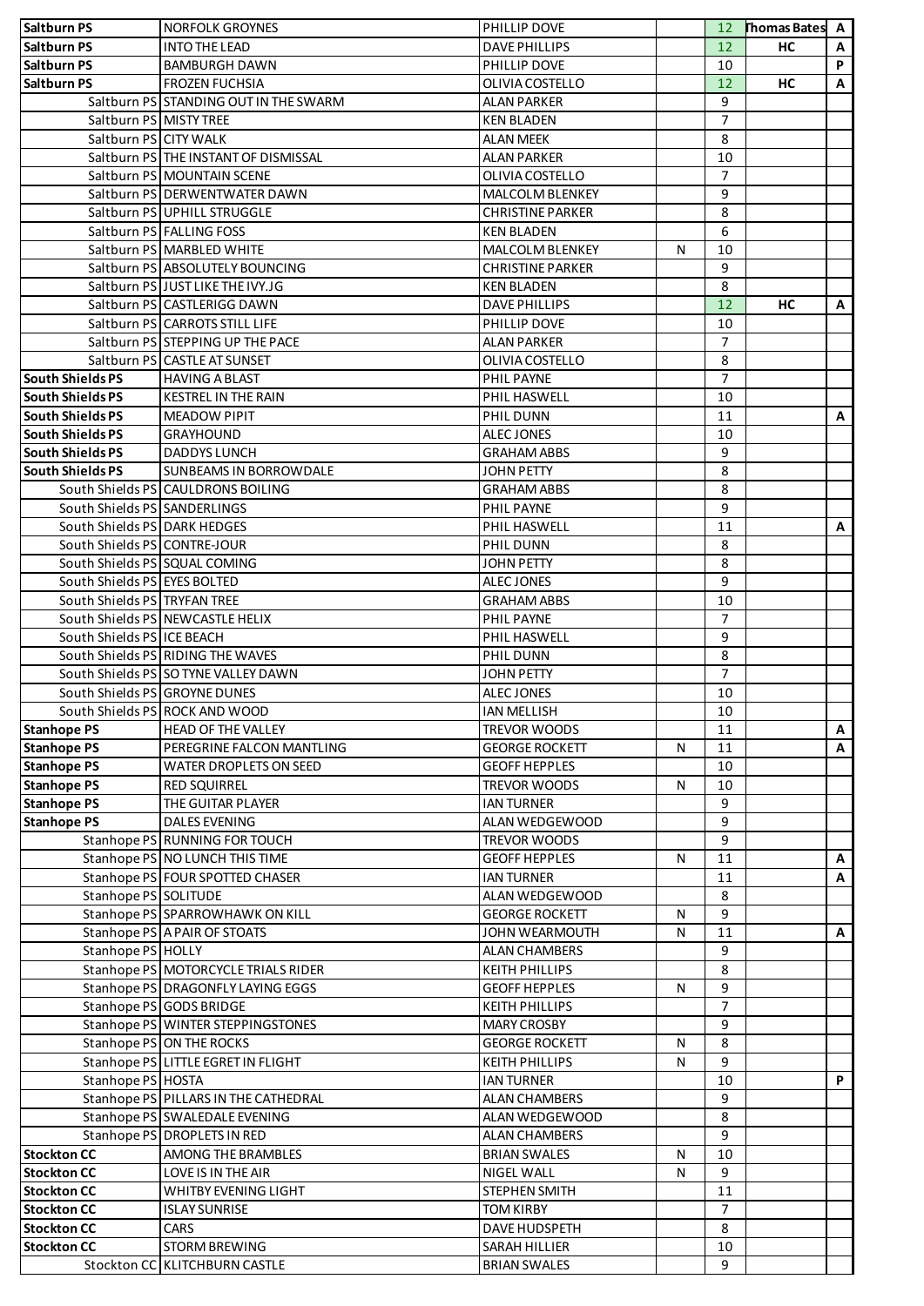| | | | | | | |
|---|---|---|---|---|---|---|
| **Saltburn PS** | NORFOLK GROYNES | PHILLIP DOVE | | 12 | Thomas Bates | A |
| **Saltburn PS** | INTO THE LEAD | DAVE PHILLIPS | | 12 | HC | A |
| **Saltburn PS** | BAMBURGH DAWN | PHILLIP DOVE | | 10 | | P |
| **Saltburn PS** | FROZEN FUCHSIA | OLIVIA COSTELLO | | 12 | HC | A |
| Saltburn PS | STANDING OUT IN THE SWARM | ALAN PARKER | | 9 | | |
| Saltburn PS | MISTY TREE | KEN BLADEN | | 7 | | |
| Saltburn PS | CITY WALK | ALAN MEEK | | 8 | | |
| Saltburn PS | THE INSTANT OF DISMISSAL | ALAN PARKER | | 10 | | |
| Saltburn PS | MOUNTAIN SCENE | OLIVIA COSTELLO | | 7 | | |
| Saltburn PS | DERWENTWATER DAWN | MALCOLM BLENKEY | | 9 | | |
| Saltburn PS | UPHILL STRUGGLE | CHRISTINE PARKER | | 8 | | |
| Saltburn PS | FALLING FOSS | KEN BLADEN | | 6 | | |
| Saltburn PS | MARBLED WHITE | MALCOLM BLENKEY | N | 10 | | |
| Saltburn PS | ABSOLUTELY BOUNCING | CHRISTINE PARKER | | 9 | | |
| Saltburn PS | JUST LIKE THE IVY.JG | KEN BLADEN | | 8 | | |
| Saltburn PS | CASTLERIGG DAWN | DAVE PHILLIPS | | 12 | HC | A |
| Saltburn PS | CARROTS STILL LIFE | PHILLIP DOVE | | 10 | | |
| Saltburn PS | STEPPING UP THE PACE | ALAN PARKER | | 7 | | |
| Saltburn PS | CASTLE AT SUNSET | OLIVIA COSTELLO | | 8 | | |
| **South Shields PS** | HAVING A BLAST | PHIL PAYNE | | 7 | | |
| **South Shields PS** | KESTREL IN THE RAIN | PHIL HASWELL | | 10 | | |
| **South Shields PS** | MEADOW PIPIT | PHIL DUNN | | 11 | | A |
| **South Shields PS** | GRAYHOUND | ALEC JONES | | 10 | | |
| **South Shields PS** | DADDYS LUNCH | GRAHAM ABBS | | 9 | | |
| **South Shields PS** | SUNBEAMS IN BORROWDALE | JOHN PETTY | | 8 | | |
| South Shields PS | CAULDRONS BOILING | GRAHAM ABBS | | 8 | | |
| South Shields PS | SANDERLINGS | PHIL PAYNE | | 9 | | |
| South Shields PS | DARK HEDGES | PHIL HASWELL | | 11 | | A |
| South Shields PS | CONTRE-JOUR | PHIL DUNN | | 8 | | |
| South Shields PS | SQUAL COMING | JOHN PETTY | | 8 | | |
| South Shields PS | EYES BOLTED | ALEC JONES | | 9 | | |
| South Shields PS | TRYFAN TREE | GRAHAM ABBS | | 10 | | |
| South Shields PS | NEWCASTLE HELIX | PHIL PAYNE | | 7 | | |
| South Shields PS | ICE BEACH | PHIL HASWELL | | 9 | | |
| South Shields PS | RIDING THE WAVES | PHIL DUNN | | 8 | | |
| South Shields PS | SO TYNE VALLEY DAWN | JOHN PETTY | | 7 | | |
| South Shields PS | GROYNE DUNES | ALEC JONES | | 10 | | |
| South Shields PS | ROCK AND WOOD | IAN MELLISH | | 10 | | |
| **Stanhope PS** | HEAD OF THE VALLEY | TREVOR WOODS | | 11 | | A |
| **Stanhope PS** | PEREGRINE FALCON MANTLING | GEORGE ROCKETT | N | 11 | | A |
| **Stanhope PS** | WATER DROPLETS ON SEED | GEOFF HEPPLES | | 10 | | |
| **Stanhope PS** | RED SQUIRREL | TREVOR WOODS | N | 10 | | |
| **Stanhope PS** | THE GUITAR PLAYER | IAN TURNER | | 9 | | |
| **Stanhope PS** | DALES EVENING | ALAN WEDGEWOOD | | 9 | | |
| Stanhope PS | RUNNING FOR TOUCH | TREVOR WOODS | | 9 | | |
| Stanhope PS | NO LUNCH THIS TIME | GEOFF HEPPLES | N | 11 | | A |
| Stanhope PS | FOUR SPOTTED CHASER | IAN TURNER | | 11 | | A |
| Stanhope PS | SOLITUDE | ALAN WEDGEWOOD | | 8 | | |
| Stanhope PS | SPARROWHAWK ON KILL | GEORGE ROCKETT | N | 9 | | |
| Stanhope PS | A PAIR OF STOATS | JOHN WEARMOUTH | N | 11 | | A |
| Stanhope PS | HOLLY | ALAN CHAMBERS | | 9 | | |
| Stanhope PS | MOTORCYCLE TRIALS RIDER | KEITH PHILLIPS | | 8 | | |
| Stanhope PS | DRAGONFLY LAYING EGGS | GEOFF HEPPLES | N | 9 | | |
| Stanhope PS | GODS BRIDGE | KEITH PHILLIPS | | 7 | | |
| Stanhope PS | WINTER STEPPINGSTONES | MARY CROSBY | | 9 | | |
| Stanhope PS | ON THE ROCKS | GEORGE ROCKETT | N | 8 | | |
| Stanhope PS | LITTLE EGRET IN FLIGHT | KEITH PHILLIPS | N | 9 | | |
| Stanhope PS | HOSTA | IAN TURNER | | 10 | | P |
| Stanhope PS | PILLARS IN THE CATHEDRAL | ALAN CHAMBERS | | 9 | | |
| Stanhope PS | SWALEDALE EVENING | ALAN WEDGEWOOD | | 8 | | |
| Stanhope PS | DROPLETS IN RED | ALAN CHAMBERS | | 9 | | |
| **Stockton CC** | AMONG THE BRAMBLES | BRIAN SWALES | N | 10 | | |
| **Stockton CC** | LOVE IS IN THE AIR | NIGEL WALL | N | 9 | | |
| **Stockton CC** | WHITBY EVENING LIGHT | STEPHEN SMITH | | 11 | | |
| **Stockton CC** | ISLAY SUNRISE | TOM KIRBY | | 7 | | |
| **Stockton CC** | CARS | DAVE HUDSPETH | | 8 | | |
| **Stockton CC** | STORM BREWING | SARAH HILLIER | | 10 | | |
| Stockton CC | KLITCHBURN CASTLE | BRIAN SWALES | | 9 | | |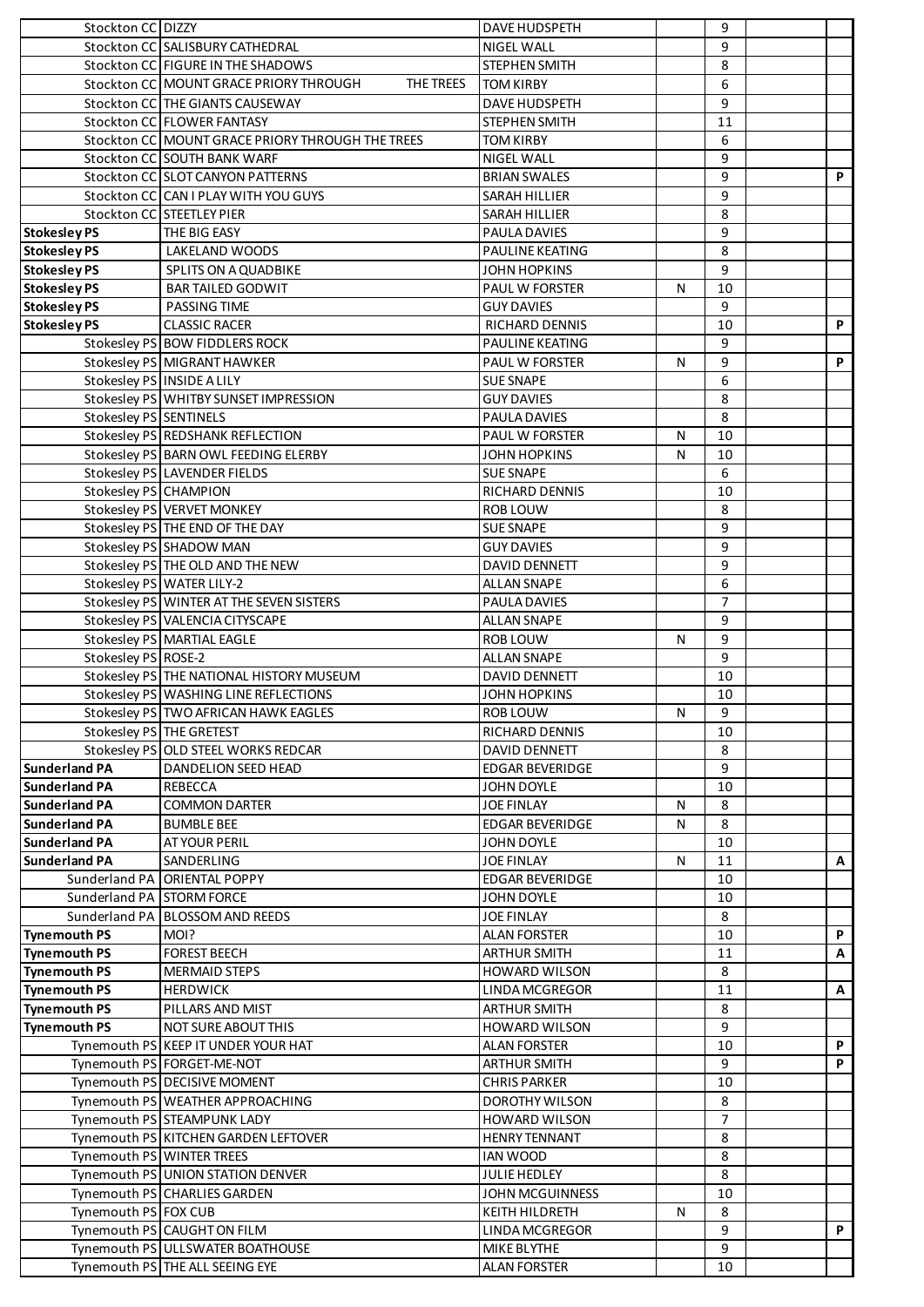| | | | | | | |
|---|---|---|---|---|---|---|
| Stockton CC | DIZZY | DAVE HUDSPETH | | 9 | | |
| Stockton CC | SALISBURY CATHEDRAL | NIGEL WALL | | 9 | | |
| Stockton CC | FIGURE IN THE SHADOWS | STEPHEN SMITH | | 8 | | |
| Stockton CC | MOUNT GRACE PRIORY THROUGH THE TREES | TOM KIRBY | | 6 | | |
| Stockton CC | THE GIANTS CAUSEWAY | DAVE HUDSPETH | | 9 | | |
| Stockton CC | FLOWER FANTASY | STEPHEN SMITH | | 11 | | |
| Stockton CC | MOUNT GRACE PRIORY THROUGH THE TREES | TOM KIRBY | | 6 | | |
| Stockton CC | SOUTH BANK WARF | NIGEL WALL | | 9 | | |
| Stockton CC | SLOT CANYON PATTERNS | BRIAN SWALES | | 9 | | P |
| Stockton CC | CAN I PLAY WITH YOU GUYS | SARAH HILLIER | | 9 | | |
| Stockton CC | STEETLEY PIER | SARAH HILLIER | | 8 | | |
| **Stokesley PS** | THE BIG EASY | PAULA DAVIES | | 9 | | |
| **Stokesley PS** | LAKELAND WOODS | PAULINE KEATING | | 8 | | |
| **Stokesley PS** | SPLITS ON A QUADBIKE | JOHN HOPKINS | | 9 | | |
| **Stokesley PS** | BAR TAILED GODWIT | PAUL W FORSTER | N | 10 | | |
| **Stokesley PS** | PASSING TIME | GUY DAVIES | | 9 | | |
| **Stokesley PS** | CLASSIC RACER | RICHARD DENNIS | | 10 | | P |
| Stokesley PS | BOW FIDDLERS ROCK | PAULINE KEATING | | 9 | | |
| Stokesley PS | MIGRANT HAWKER | PAUL W FORSTER | N | 9 | | P |
| Stokesley PS | INSIDE A LILY | SUE SNAPE | | 6 | | |
| Stokesley PS | WHITBY SUNSET IMPRESSION | GUY DAVIES | | 8 | | |
| Stokesley PS | SENTINELS | PAULA DAVIES | | 8 | | |
| Stokesley PS | REDSHANK REFLECTION | PAUL W FORSTER | N | 10 | | |
| Stokesley PS | BARN OWL FEEDING ELERBY | JOHN HOPKINS | N | 10 | | |
| Stokesley PS | LAVENDER FIELDS | SUE SNAPE | | 6 | | |
| Stokesley PS | CHAMPION | RICHARD DENNIS | | 10 | | |
| Stokesley PS | VERVET MONKEY | ROB LOUW | | 8 | | |
| Stokesley PS | THE END OF THE DAY | SUE SNAPE | | 9 | | |
| Stokesley PS | SHADOW MAN | GUY DAVIES | | 9 | | |
| Stokesley PS | THE OLD AND THE NEW | DAVID DENNETT | | 9 | | |
| Stokesley PS | WATER LILY-2 | ALLAN SNAPE | | 6 | | |
| Stokesley PS | WINTER AT THE SEVEN SISTERS | PAULA DAVIES | | 7 | | |
| Stokesley PS | VALENCIA CITYSCAPE | ALLAN SNAPE | | 9 | | |
| Stokesley PS | MARTIAL EAGLE | ROB LOUW | N | 9 | | |
| Stokesley PS | ROSE-2 | ALLAN SNAPE | | 9 | | |
| Stokesley PS | THE NATIONAL HISTORY MUSEUM | DAVID DENNETT | | 10 | | |
| Stokesley PS | WASHING LINE REFLECTIONS | JOHN HOPKINS | | 10 | | |
| Stokesley PS | TWO AFRICAN HAWK EAGLES | ROB LOUW | N | 9 | | |
| Stokesley PS | THE GRETEST | RICHARD DENNIS | | 10 | | |
| Stokesley PS | OLD STEEL WORKS REDCAR | DAVID DENNETT | | 8 | | |
| **Sunderland PA** | DANDELION SEED HEAD | EDGAR BEVERIDGE | | 9 | | |
| **Sunderland PA** | REBECCA | JOHN DOYLE | | 10 | | |
| **Sunderland PA** | COMMON DARTER | JOE FINLAY | N | 8 | | |
| **Sunderland PA** | BUMBLE BEE | EDGAR BEVERIDGE | N | 8 | | |
| **Sunderland PA** | AT YOUR PERIL | JOHN DOYLE | | 10 | | |
| **Sunderland PA** | SANDERLING | JOE FINLAY | N | 11 | | A |
| Sunderland PA | ORIENTAL POPPY | EDGAR BEVERIDGE | | 10 | | |
| Sunderland PA | STORM FORCE | JOHN DOYLE | | 10 | | |
| Sunderland PA | BLOSSOM AND REEDS | JOE FINLAY | | 8 | | |
| **Tynemouth PS** | MOI? | ALAN FORSTER | | 10 | | P |
| **Tynemouth PS** | FOREST BEECH | ARTHUR SMITH | | 11 | | A |
| **Tynemouth PS** | MERMAID STEPS | HOWARD WILSON | | 8 | | |
| **Tynemouth PS** | HERDWICK | LINDA MCGREGOR | | 11 | | A |
| **Tynemouth PS** | PILLARS AND MIST | ARTHUR SMITH | | 8 | | |
| **Tynemouth PS** | NOT SURE ABOUT THIS | HOWARD WILSON | | 9 | | |
| Tynemouth PS | KEEP IT UNDER YOUR HAT | ALAN FORSTER | | 10 | | P |
| Tynemouth PS | FORGET-ME-NOT | ARTHUR SMITH | | 9 | | P |
| Tynemouth PS | DECISIVE MOMENT | CHRIS PARKER | | 10 | | |
| Tynemouth PS | WEATHER APPROACHING | DOROTHY WILSON | | 8 | | |
| Tynemouth PS | STEAMPUNK LADY | HOWARD WILSON | | 7 | | |
| Tynemouth PS | KITCHEN GARDEN LEFTOVER | HENRY TENNANT | | 8 | | |
| Tynemouth PS | WINTER TREES | IAN WOOD | | 8 | | |
| Tynemouth PS | UNION STATION DENVER | JULIE HEDLEY | | 8 | | |
| Tynemouth PS | CHARLIES GARDEN | JOHN MCGUINNESS | | 10 | | |
| Tynemouth PS | FOX CUB | KEITH HILDRETH | N | 8 | | |
| Tynemouth PS | CAUGHT ON FILM | LINDA MCGREGOR | | 9 | | P |
| Tynemouth PS | ULLSWATER BOATHOUSE | MIKE BLYTHE | | 9 | | |
| Tynemouth PS | THE ALL SEEING EYE | ALAN FORSTER | | 10 | | |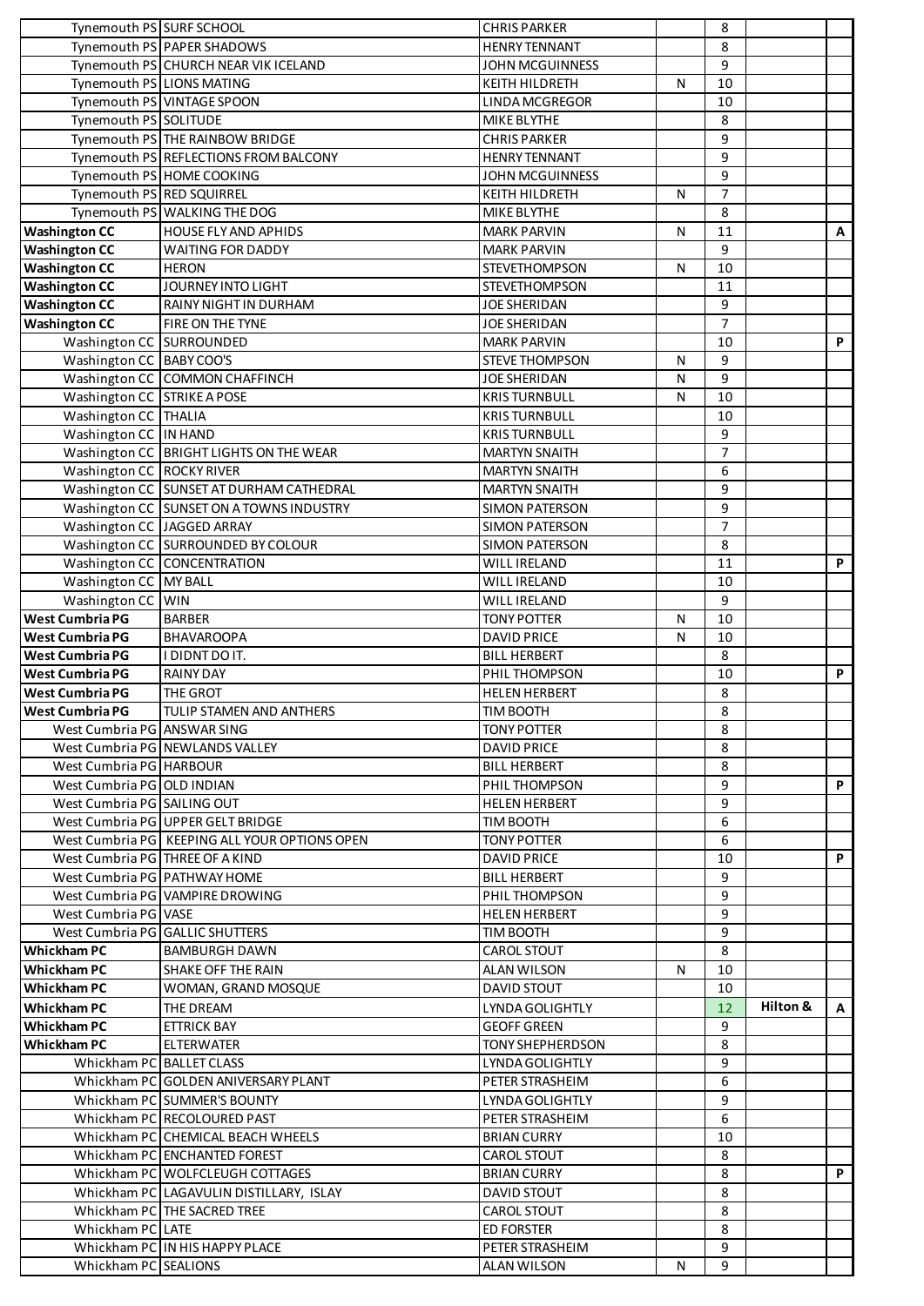| | | | | | | |
|---|---|---|---|---|---|---|
| Tynemouth PS | SURF SCHOOL | CHRIS PARKER | | 8 | | |
| Tynemouth PS | PAPER SHADOWS | HENRY TENNANT | | 8 | | |
| Tynemouth PS | CHURCH NEAR VIK ICELAND | JOHN MCGUINNESS | | 9 | | |
| Tynemouth PS | LIONS MATING | KEITH HILDRETH | N | 10 | | |
| Tynemouth PS | VINTAGE SPOON | LINDA MCGREGOR | | 10 | | |
| Tynemouth PS | SOLITUDE | MIKE BLYTHE | | 8 | | |
| Tynemouth PS | THE RAINBOW BRIDGE | CHRIS PARKER | | 9 | | |
| Tynemouth PS | REFLECTIONS FROM BALCONY | HENRY TENNANT | | 9 | | |
| Tynemouth PS | HOME COOKING | JOHN MCGUINNESS | | 9 | | |
| Tynemouth PS | RED SQUIRREL | KEITH HILDRETH | N | 7 | | |
| Tynemouth PS | WALKING THE DOG | MIKE BLYTHE | | 8 | | |
| **Washington CC** | HOUSE FLY AND APHIDS | MARK PARVIN | N | 11 | | A |
| **Washington CC** | WAITING FOR DADDY | MARK PARVIN | | 9 | | |
| **Washington CC** | HERON | STEVETHOMPSON | N | 10 | | |
| **Washington CC** | JOURNEY INTO LIGHT | STEVETHOMPSON | | 11 | | |
| **Washington CC** | RAINY NIGHT IN DURHAM | JOE SHERIDAN | | 9 | | |
| **Washington CC** | FIRE ON THE TYNE | JOE SHERIDAN | | 7 | | |
| Washington CC | SURROUNDED | MARK PARVIN | | 10 | | P |
| Washington CC | BABY COO'S | STEVE THOMPSON | N | 9 | | |
| Washington CC | COMMON CHAFFINCH | JOE SHERIDAN | N | 9 | | |
| Washington CC | STRIKE A POSE | KRIS TURNBULL | N | 10 | | |
| Washington CC | THALIA | KRIS TURNBULL | | 10 | | |
| Washington CC | IN HAND | KRIS TURNBULL | | 9 | | |
| Washington CC | BRIGHT LIGHTS ON THE WEAR | MARTYN SNAITH | | 7 | | |
| Washington CC | ROCKY RIVER | MARTYN SNAITH | | 6 | | |
| Washington CC | SUNSET AT DURHAM CATHEDRAL | MARTYN SNAITH | | 9 | | |
| Washington CC | SUNSET ON A TOWNS INDUSTRY | SIMON PATERSON | | 9 | | |
| Washington CC | JAGGED ARRAY | SIMON PATERSON | | 7 | | |
| Washington CC | SURROUNDED BY COLOUR | SIMON PATERSON | | 8 | | |
| Washington CC | CONCENTRATION | WILL IRELAND | | 11 | | P |
| Washington CC | MY BALL | WILL IRELAND | | 10 | | |
| Washington CC | WIN | WILL IRELAND | | 9 | | |
| **West Cumbria PG** | BARBER | TONY POTTER | N | 10 | | |
| **West Cumbria PG** | BHAVAROOPA | DAVID PRICE | N | 10 | | |
| **West Cumbria PG** | I DIDNT DO IT. | BILL HERBERT | | 8 | | |
| **West Cumbria PG** | RAINY DAY | PHIL THOMPSON | | 10 | | P |
| **West Cumbria PG** | THE GROT | HELEN HERBERT | | 8 | | |
| **West Cumbria PG** | TULIP STAMEN AND ANTHERS | TIM BOOTH | | 8 | | |
| West Cumbria PG | ANSWAR SING | TONY POTTER | | 8 | | |
| West Cumbria PG | NEWLANDS VALLEY | DAVID PRICE | | 8 | | |
| West Cumbria PG | HARBOUR | BILL HERBERT | | 8 | | |
| West Cumbria PG | OLD INDIAN | PHIL THOMPSON | | 9 | | P |
| West Cumbria PG | SAILING OUT | HELEN HERBERT | | 9 | | |
| West Cumbria PG | UPPER GELT BRIDGE | TIM BOOTH | | 6 | | |
| West Cumbria PG | KEEPING ALL YOUR OPTIONS OPEN | TONY POTTER | | 6 | | |
| West Cumbria PG | THREE OF A KIND | DAVID PRICE | | 10 | | P |
| West Cumbria PG | PATHWAY HOME | BILL HERBERT | | 9 | | |
| West Cumbria PG | VAMPIRE DROWING | PHIL THOMPSON | | 9 | | |
| West Cumbria PG | VASE | HELEN HERBERT | | 9 | | |
| West Cumbria PG | GALLIC SHUTTERS | TIM BOOTH | | 9 | | |
| **Whickham PC** | BAMBURGH DAWN | CAROL STOUT | | 8 | | |
| **Whickham PC** | SHAKE OFF THE RAIN | ALAN WILSON | N | 10 | | |
| **Whickham PC** | WOMAN, GRAND MOSQUE | DAVID STOUT | | 10 | | |
| **Whickham PC** | THE DREAM | LYNDA GOLIGHTLY | | 12 | **Hilton &** | A |
| **Whickham PC** | ETTRICK BAY | GEOFF GREEN | | 9 | | |
| **Whickham PC** | ELTERWATER | TONY SHEPHERDSON | | 8 | | |
| Whickham PC | BALLET CLASS | LYNDA GOLIGHTLY | | 9 | | |
| Whickham PC | GOLDEN ANIVERSARY PLANT | PETER STRASHEIM | | 6 | | |
| Whickham PC | SUMMER'S BOUNTY | LYNDA GOLIGHTLY | | 9 | | |
| Whickham PC | RECOLOURED PAST | PETER STRASHEIM | | 6 | | |
| Whickham PC | CHEMICAL BEACH WHEELS | BRIAN CURRY | | 10 | | |
| Whickham PC | ENCHANTED FOREST | CAROL STOUT | | 8 | | |
| Whickham PC | WOLFCLEUGH COTTAGES | BRIAN CURRY | | 8 | | P |
| Whickham PC | LAGAVULIN DISTILLARY, ISLAY | DAVID STOUT | | 8 | | |
| Whickham PC | THE SACRED TREE | CAROL STOUT | | 8 | | |
| Whickham PC | LATE | ED FORSTER | | 8 | | |
| Whickham PC | IN HIS HAPPY PLACE | PETER STRASHEIM | | 9 | | |
| Whickham PC | SEALIONS | ALAN WILSON | N | 9 | | |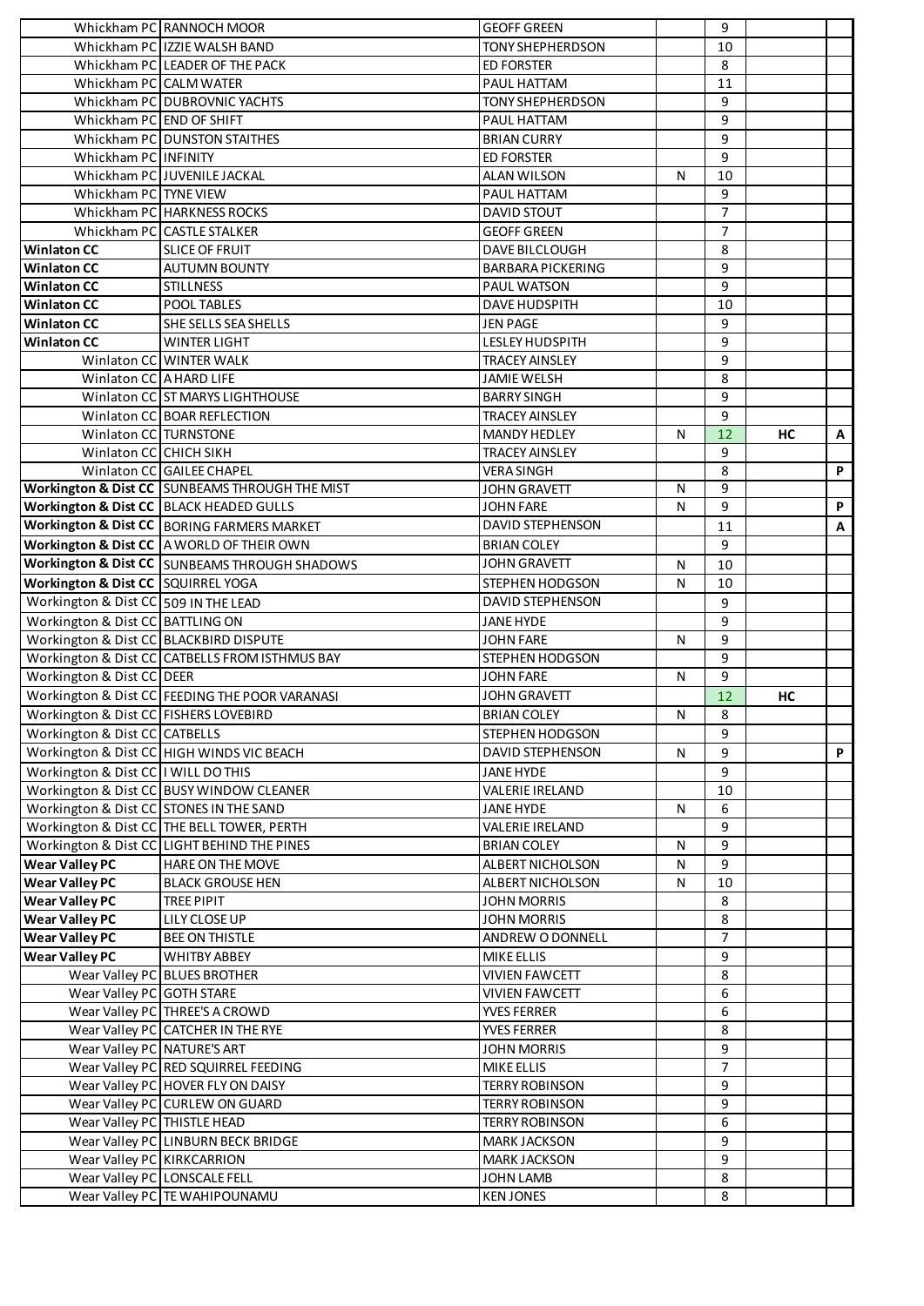| | | | | | | |
|---|---|---|---|---|---|---|
| Whickham PC | RANNOCH MOOR | GEOFF GREEN | | 9 | | |
| Whickham PC | IZZIE WALSH BAND | TONY SHEPHERDSON | | 10 | | |
| Whickham PC | LEADER OF THE PACK | ED FORSTER | | 8 | | |
| Whickham PC | CALM WATER | PAUL HATTAM | | 11 | | |
| Whickham PC | DUBROVNIC YACHTS | TONY SHEPHERDSON | | 9 | | |
| Whickham PC | END OF SHIFT | PAUL HATTAM | | 9 | | |
| Whickham PC | DUNSTON STAITHES | BRIAN CURRY | | 9 | | |
| Whickham PC | INFINITY | ED FORSTER | | 9 | | |
| Whickham PC | JUVENILE JACKAL | ALAN WILSON | N | 10 | | |
| Whickham PC | TYNE VIEW | PAUL HATTAM | | 9 | | |
| Whickham PC | HARKNESS ROCKS | DAVID STOUT | | 7 | | |
| Whickham PC | CASTLE STALKER | GEOFF GREEN | | 7 | | |
| **Winlaton CC** | SLICE OF FRUIT | DAVE BILCLOUGH | | 8 | | |
| **Winlaton CC** | AUTUMN BOUNTY | BARBARA PICKERING | | 9 | | |
| **Winlaton CC** | STILLNESS | PAUL WATSON | | 9 | | |
| **Winlaton CC** | POOL TABLES | DAVE HUDSPITH | | 10 | | |
| **Winlaton CC** | SHE SELLS SEA SHELLS | JEN PAGE | | 9 | | |
| **Winlaton CC** | WINTER LIGHT | LESLEY HUDSPITH | | 9 | | |
| Winlaton CC | WINTER WALK | TRACEY AINSLEY | | 9 | | |
| Winlaton CC | A HARD LIFE | JAMIE WELSH | | 8 | | |
| Winlaton CC | ST MARYS LIGHTHOUSE | BARRY SINGH | | 9 | | |
| Winlaton CC | BOAR REFLECTION | TRACEY AINSLEY | | 9 | | |
| Winlaton CC | TURNSTONE | MANDY HEDLEY | N | 12 | HC | A |
| Winlaton CC | CHICH SIKH | TRACEY AINSLEY | | 9 | | |
| Winlaton CC | GAILEE CHAPEL | VERA SINGH | | 8 | | P |
| **Workington & Dist CC** | SUNBEAMS THROUGH THE MIST | JOHN GRAVETT | N | 9 | | |
| **Workington & Dist CC** | BLACK HEADED GULLS | JOHN FARE | N | 9 | | P |
| **Workington & Dist CC** | BORING FARMERS MARKET | DAVID STEPHENSON | | 11 | | A |
| **Workington & Dist CC** | A WORLD OF THEIR OWN | BRIAN COLEY | | 9 | | |
| **Workington & Dist CC** | SUNBEAMS THROUGH SHADOWS | JOHN GRAVETT | N | 10 | | |
| **Workington & Dist CC** | SQUIRREL YOGA | STEPHEN HODGSON | N | 10 | | |
| Workington & Dist CC | 509 IN THE LEAD | DAVID STEPHENSON | | 9 | | |
| Workington & Dist CC | BATTLING ON | JANE HYDE | | 9 | | |
| Workington & Dist CC | BLACKBIRD DISPUTE | JOHN FARE | N | 9 | | |
| Workington & Dist CC | CATBELLS FROM ISTHMUS BAY | STEPHEN HODGSON | | 9 | | |
| Workington & Dist CC | DEER | JOHN FARE | N | 9 | | |
| Workington & Dist CC | FEEDING THE POOR VARANASI | JOHN GRAVETT | | 12 | HC | |
| Workington & Dist CC | FISHERS LOVEBIRD | BRIAN COLEY | N | 8 | | |
| Workington & Dist CC | CATBELLS | STEPHEN HODGSON | | 9 | | |
| Workington & Dist CC | HIGH WINDS VIC BEACH | DAVID STEPHENSON | N | 9 | | P |
| Workington & Dist CC | I WILL DO THIS | JANE HYDE | | 9 | | |
| Workington & Dist CC | BUSY WINDOW CLEANER | VALERIE IRELAND | | 10 | | |
| Workington & Dist CC | STONES IN THE SAND | JANE HYDE | N | 6 | | |
| Workington & Dist CC | THE BELL TOWER, PERTH | VALERIE IRELAND | | 9 | | |
| Workington & Dist CC | LIGHT BEHIND THE PINES | BRIAN COLEY | N | 9 | | |
| **Wear Valley PC** | HARE ON THE MOVE | ALBERT NICHOLSON | N | 9 | | |
| **Wear Valley PC** | BLACK GROUSE HEN | ALBERT NICHOLSON | N | 10 | | |
| **Wear Valley PC** | TREE PIPIT | JOHN MORRIS | | 8 | | |
| **Wear Valley PC** | LILY CLOSE UP | JOHN MORRIS | | 8 | | |
| **Wear Valley PC** | BEE ON THISTLE | ANDREW O DONNELL | | 7 | | |
| **Wear Valley PC** | WHITBY ABBEY | MIKE ELLIS | | 9 | | |
| Wear Valley PC | BLUES BROTHER | VIVIEN FAWCETT | | 8 | | |
| Wear Valley PC | GOTH STARE | VIVIEN FAWCETT | | 6 | | |
| Wear Valley PC | THREE'S A CROWD | YVES FERRER | | 6 | | |
| Wear Valley PC | CATCHER IN THE RYE | YVES FERRER | | 8 | | |
| Wear Valley PC | NATURE'S ART | JOHN MORRIS | | 9 | | |
| Wear Valley PC | RED SQUIRREL FEEDING | MIKE ELLIS | | 7 | | |
| Wear Valley PC | HOVER FLY ON DAISY | TERRY ROBINSON | | 9 | | |
| Wear Valley PC | CURLEW ON GUARD | TERRY ROBINSON | | 9 | | |
| Wear Valley PC | THISTLE HEAD | TERRY ROBINSON | | 6 | | |
| Wear Valley PC | LINBURN BECK BRIDGE | MARK JACKSON | | 9 | | |
| Wear Valley PC | KIRKCARRION | MARK JACKSON | | 9 | | |
| Wear Valley PC | LONSCALE FELL | JOHN LAMB | | 8 | | |
| Wear Valley PC | TE WAHIPOUNAMU | KEN JONES | | 8 | | |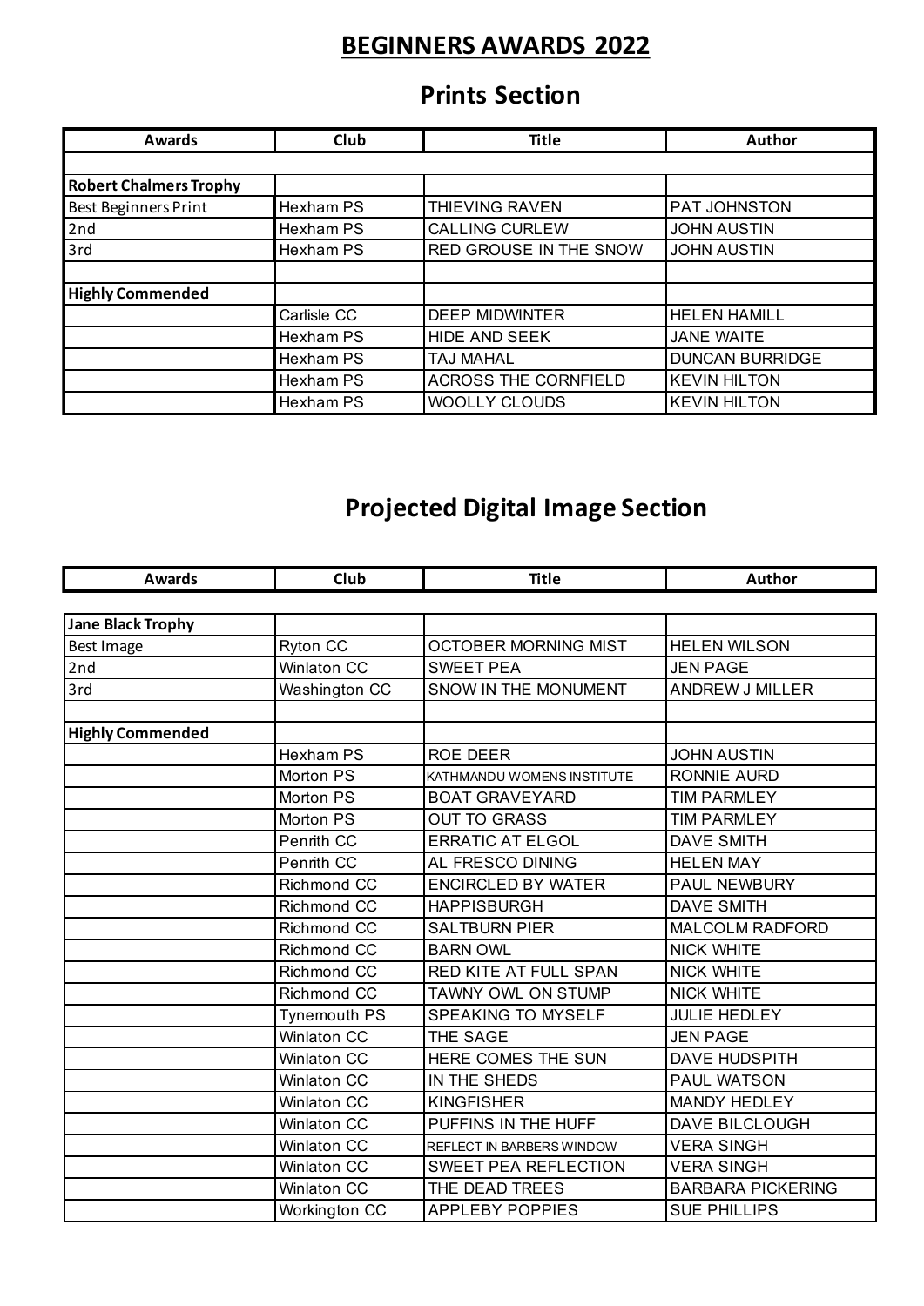# BEGINNERS AWARDS 2022

## Prints Section

| Awards | Club | Title | Author |
|---|---|---|---|
| | | | |
| **Robert Chalmers Trophy** | | | |
| Best Beginners Print | Hexham PS | THIEVING RAVEN | PAT JOHNSTON |
| 2nd | Hexham PS | CALLING CURLEW | JOHN AUSTIN |
| 3rd | Hexham PS | RED GROUSE IN THE SNOW | JOHN AUSTIN |
| | | | |
| **Highly Commended** | | | |
| | Carlisle CC | DEEP MIDWINTER | HELEN HAMILL |
| | Hexham PS | HIDE AND SEEK | JANE WAITE |
| | Hexham PS | TAJ MAHAL | DUNCAN BURRIDGE |
| | Hexham PS | ACROSS THE CORNFIELD | KEVIN HILTON |
| | Hexham PS | WOOLLY CLOUDS | KEVIN HILTON |

## Projected Digital Image Section

| Awards | Club | Title | Author |
|---|---|---|---|
| **Jane Black Trophy** | | | |
| Best Image | Ryton CC | OCTOBER MORNING MIST | HELEN WILSON |
| 2nd | Winlaton CC | SWEET PEA | JEN PAGE |
| 3rd | Washington CC | SNOW IN THE MONUMENT | ANDREW J MILLER |
| | | | |
| **Highly Commended** | | | |
| | Hexham PS | ROE DEER | JOHN AUSTIN |
| | Morton PS | KATHMANDU WOMENS INSTITUTE | RONNIE AURD |
| | Morton PS | BOAT GRAVEYARD | TIM PARMLEY |
| | Morton PS | OUT TO GRASS | TIM PARMLEY |
| | Penrith CC | ERRATIC AT ELGOL | DAVE SMITH |
| | Penrith CC | AL FRESCO DINING | HELEN MAY |
| | Richmond CC | ENCIRCLED BY WATER | PAUL NEWBURY |
| | Richmond CC | HAPPISBURGH | DAVE SMITH |
| | Richmond CC | SALTBURN PIER | MALCOLM RADFORD |
| | Richmond CC | BARN OWL | NICK WHITE |
| | Richmond CC | RED KITE AT FULL SPAN | NICK WHITE |
| | Richmond CC | TAWNY OWL ON STUMP | NICK WHITE |
| | Tynemouth PS | SPEAKING TO MYSELF | JULIE HEDLEY |
| | Winlaton CC | THE SAGE | JEN PAGE |
| | Winlaton CC | HERE COMES THE SUN | DAVE HUDSPITH |
| | Winlaton CC | IN THE SHEDS | PAUL WATSON |
| | Winlaton CC | KINGFISHER | MANDY HEDLEY |
| | Winlaton CC | PUFFINS IN THE HUFF | DAVE BILCLOUGH |
| | Winlaton CC | REFLECT IN BARBERS WINDOW | VERA SINGH |
| | Winlaton CC | SWEET PEA REFLECTION | VERA SINGH |
| | Winlaton CC | THE DEAD TREES | BARBARA PICKERING |
| | Workington CC | APPLEBY POPPIES | SUE PHILLIPS |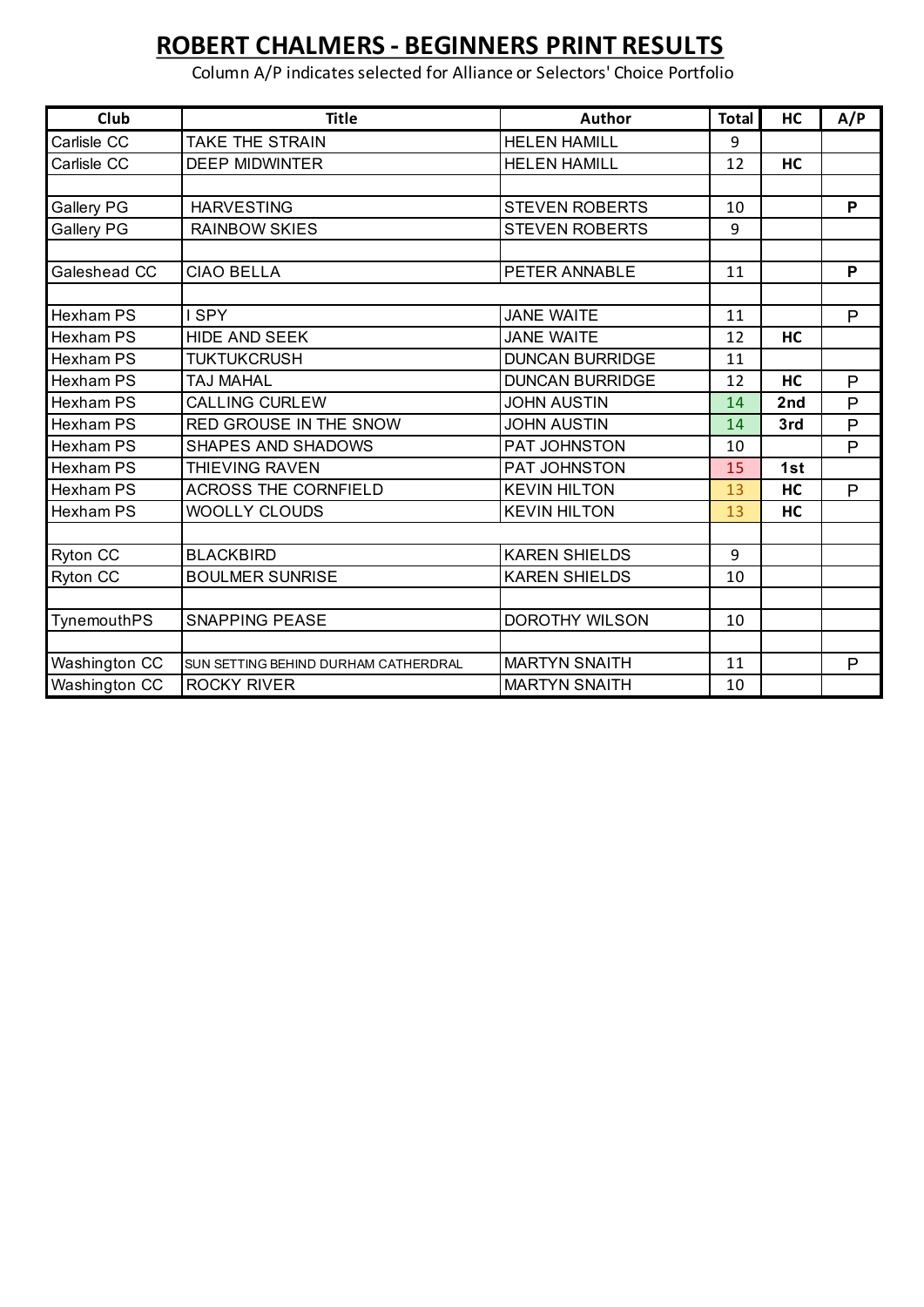# ROBERT CHALMERS - BEGINNERS PRINT RESULTS

Column A/P indicates selected for Alliance or Selectors' Choice Portfolio

| Club | Title | Author | Total | HC | A/P |
|---|---|---|---|---|---|
| Carlisle CC | TAKE THE STRAIN | HELEN HAMILL | 9 | | |
| Carlisle CC | DEEP MIDWINTER | HELEN HAMILL | 12 | **HC** | |
| | | | | | |
| Gallery PG | HARVESTING | STEVEN ROBERTS | 10 | | **P** |
| Gallery PG | RAINBOW SKIES | STEVEN ROBERTS | 9 | | |
| | | | | | |
| Galeshead CC | CIAO BELLA | PETER ANNABLE | 11 | | **P** |
| | | | | | |
| Hexham PS | I SPY | JANE WAITE | 11 | | P |
| Hexham PS | HIDE AND SEEK | JANE WAITE | 12 | **HC** | |
| Hexham PS | TUKTUKCRUSH | DUNCAN BURRIDGE | 11 | | |
| Hexham PS | TAJ MAHAL | DUNCAN BURRIDGE | 12 | **HC** | P |
| Hexham PS | CALLING CURLEW | JOHN AUSTIN | 14 | **2nd** | P |
| Hexham PS | RED GROUSE IN THE SNOW | JOHN AUSTIN | 14 | **3rd** | P |
| Hexham PS | SHAPES AND SHADOWS | PAT JOHNSTON | 10 | | P |
| Hexham PS | THIEVING RAVEN | PAT JOHNSTON | 15 | **1st** | |
| Hexham PS | ACROSS THE CORNFIELD | KEVIN HILTON | 13 | **HC** | P |
| Hexham PS | WOOLLY CLOUDS | KEVIN HILTON | 13 | **HC** | |
| | | | | | |
| Ryton CC | BLACKBIRD | KAREN SHIELDS | 9 | | |
| Ryton CC | BOULMER SUNRISE | KAREN SHIELDS | 10 | | |
| | | | | | |
| TynemouthPS | SNAPPING PEASE | DOROTHY WILSON | 10 | | |
| | | | | | |
| Washington CC | SUN SETTING BEHIND DURHAM CATHERDRAL | MARTYN SNAITH | 11 | | P |
| Washington CC | ROCKY RIVER | MARTYN SNAITH | 10 | | |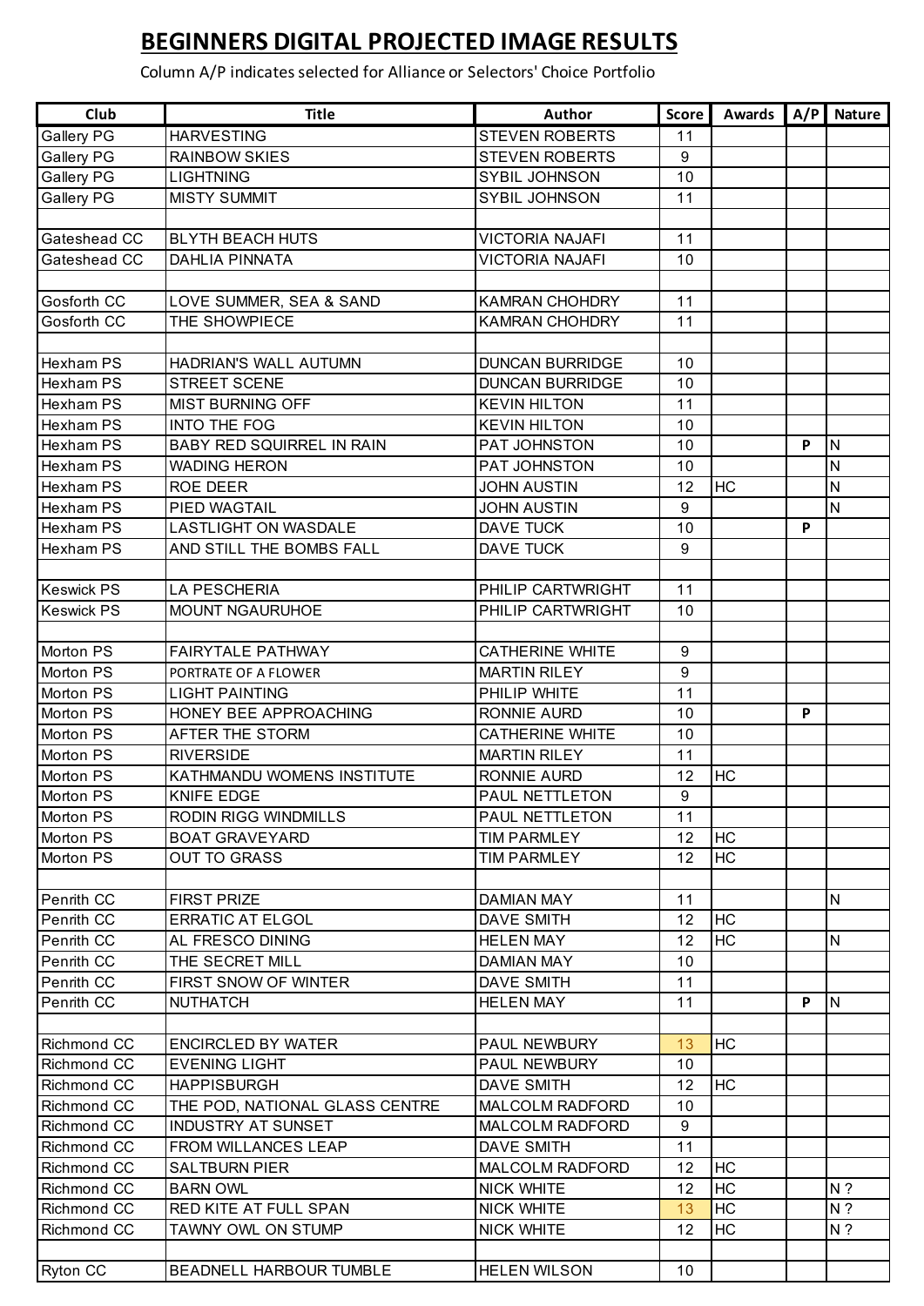# BEGINNERS DIGITAL PROJECTED IMAGE RESULTS

Column A/P indicates selected for Alliance or Selectors' Choice Portfolio

| Club | Title | Author | Score | Awards | A/P | Nature |
|---|---|---|---|---|---|---|
| Gallery PG | HARVESTING | STEVEN ROBERTS | 11 | | | |
| Gallery PG | RAINBOW SKIES | STEVEN ROBERTS | 9 | | | |
| Gallery PG | LIGHTNING | SYBIL JOHNSON | 10 | | | |
| Gallery PG | MISTY SUMMIT | SYBIL JOHNSON | 11 | | | |
| | | | | | | |
| Gateshead CC | BLYTH BEACH HUTS | VICTORIA NAJAFI | 11 | | | |
| Gateshead CC | DAHLIA PINNATA | VICTORIA NAJAFI | 10 | | | |
| | | | | | | |
| Gosforth CC | LOVE SUMMER, SEA & SAND | KAMRAN CHOHDRY | 11 | | | |
| Gosforth CC | THE SHOWPIECE | KAMRAN CHOHDRY | 11 | | | |
| | | | | | | |
| Hexham PS | HADRIAN'S WALL AUTUMN | DUNCAN BURRIDGE | 10 | | | |
| Hexham PS | STREET SCENE | DUNCAN BURRIDGE | 10 | | | |
| Hexham PS | MIST BURNING OFF | KEVIN HILTON | 11 | | | |
| Hexham PS | INTO THE FOG | KEVIN HILTON | 10 | | | |
| Hexham PS | BABY RED SQUIRREL IN RAIN | PAT JOHNSTON | 10 | | **P** | N |
| Hexham PS | WADING HERON | PAT JOHNSTON | 10 | | | N |
| Hexham PS | ROE DEER | JOHN AUSTIN | 12 | HC | | N |
| Hexham PS | PIED WAGTAIL | JOHN AUSTIN | 9 | | | N |
| Hexham PS | LASTLIGHT ON WASDALE | DAVE TUCK | 10 | | **P** | |
| Hexham PS | AND STILL THE BOMBS FALL | DAVE TUCK | 9 | | | |
| | | | | | | |
| Keswick PS | LA PESCHERIA | PHILIP CARTWRIGHT | 11 | | | |
| Keswick PS | MOUNT NGAURUHOE | PHILIP CARTWRIGHT | 10 | | | |
| | | | | | | |
| Morton PS | FAIRYTALE PATHWAY | CATHERINE WHITE | 9 | | | |
| Morton PS | PORTRATE OF A FLOWER | MARTIN RILEY | 9 | | | |
| Morton PS | LIGHT PAINTING | PHILIP WHITE | 11 | | | |
| Morton PS | HONEY BEE APPROACHING | RONNIE AURD | 10 | | **P** | |
| Morton PS | AFTER THE STORM | CATHERINE WHITE | 10 | | | |
| Morton PS | RIVERSIDE | MARTIN RILEY | 11 | | | |
| Morton PS | KATHMANDU WOMENS INSTITUTE | RONNIE AURD | 12 | HC | | |
| Morton PS | KNIFE EDGE | PAUL NETTLETON | 9 | | | |
| Morton PS | RODIN RIGG WINDMILLS | PAUL NETTLETON | 11 | | | |
| Morton PS | BOAT GRAVEYARD | TIM PARMLEY | 12 | HC | | |
| Morton PS | OUT TO GRASS | TIM PARMLEY | 12 | HC | | |
| | | | | | | |
| Penrith CC | FIRST PRIZE | DAMIAN MAY | 11 | | | N |
| Penrith CC | ERRATIC AT ELGOL | DAVE SMITH | 12 | HC | | |
| Penrith CC | AL FRESCO DINING | HELEN MAY | 12 | HC | | N |
| Penrith CC | THE SECRET MILL | DAMIAN MAY | 10 | | | |
| Penrith CC | FIRST SNOW OF WINTER | DAVE SMITH | 11 | | | |
| Penrith CC | NUTHATCH | HELEN MAY | 11 | | **P** | N |
| | | | | | | |
| Richmond CC | ENCIRCLED BY WATER | PAUL NEWBURY | 13 | HC | | |
| Richmond CC | EVENING LIGHT | PAUL NEWBURY | 10 | | | |
| Richmond CC | HAPPISBURGH | DAVE SMITH | 12 | HC | | |
| Richmond CC | THE POD, NATIONAL GLASS CENTRE | MALCOLM RADFORD | 10 | | | |
| Richmond CC | INDUSTRY AT SUNSET | MALCOLM RADFORD | 9 | | | |
| Richmond CC | FROM WILLANCES LEAP | DAVE SMITH | 11 | | | |
| Richmond CC | SALTBURN PIER | MALCOLM RADFORD | 12 | HC | | |
| Richmond CC | BARN OWL | NICK WHITE | 12 | HC | | N ? |
| Richmond CC | RED KITE AT FULL SPAN | NICK WHITE | 13 | HC | | N ? |
| Richmond CC | TAWNY OWL ON STUMP | NICK WHITE | 12 | HC | | N ? |
| | | | | | | |
| Ryton CC | BEADNELL HARBOUR TUMBLE | HELEN WILSON | 10 | | | |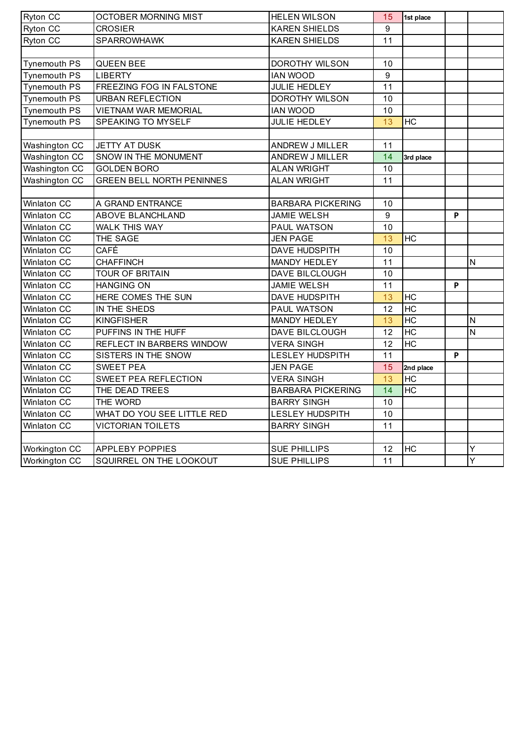| | | | | | | |
|---|---|---|---|---|---|---|
| Ryton CC | OCTOBER MORNING MIST | HELEN WILSON | 15 | 1st place | | |
| Ryton CC | CROSIER | KAREN SHIELDS | 9 | | | |
| Ryton CC | SPARROWHAWK | KAREN SHIELDS | 11 | | | |
| | | | | | | |
| Tynemouth PS | QUEEN BEE | DOROTHY WILSON | 10 | | | |
| Tynemouth PS | LIBERTY | IAN WOOD | 9 | | | |
| Tynemouth PS | FREEZING FOG IN FALSTONE | JULIE HEDLEY | 11 | | | |
| Tynemouth PS | URBAN REFLECTION | DOROTHY WILSON | 10 | | | |
| Tynemouth PS | VIETNAM WAR MEMORIAL | IAN WOOD | 10 | | | |
| Tynemouth PS | SPEAKING TO MYSELF | JULIE HEDLEY | 13 | HC | | |
| | | | | | | |
| Washington CC | JETTY AT DUSK | ANDREW J MILLER | 11 | | | |
| Washington CC | SNOW IN THE MONUMENT | ANDREW J MILLER | 14 | 3rd place | | |
| Washington CC | GOLDEN BORO | ALAN WRIGHT | 10 | | | |
| Washington CC | GREEN BELL NORTH PENINNES | ALAN WRIGHT | 11 | | | |
| | | | | | | |
| Winlaton CC | A GRAND ENTRANCE | BARBARA PICKERING | 10 | | | |
| Winlaton CC | ABOVE BLANCHLAND | JAMIE WELSH | 9 | | P | |
| Winlaton CC | WALK THIS WAY | PAUL WATSON | 10 | | | |
| Winlaton CC | THE SAGE | JEN PAGE | 13 | HC | | |
| Winlaton CC | CAFÉ | DAVE HUDSPITH | 10 | | | |
| Winlaton CC | CHAFFINCH | MANDY HEDLEY | 11 | | | N |
| Winlaton CC | TOUR OF BRITAIN | DAVE BILCLOUGH | 10 | | | |
| Winlaton CC | HANGING ON | JAMIE WELSH | 11 | | P | |
| Winlaton CC | HERE COMES THE SUN | DAVE HUDSPITH | 13 | HC | | |
| Winlaton CC | IN THE SHEDS | PAUL WATSON | 12 | HC | | |
| Winlaton CC | KINGFISHER | MANDY HEDLEY | 13 | HC | | N |
| Winlaton CC | PUFFINS IN THE HUFF | DAVE BILCLOUGH | 12 | HC | | N |
| Winlaton CC | REFLECT IN BARBERS WINDOW | VERA SINGH | 12 | HC | | |
| Winlaton CC | SISTERS IN THE SNOW | LESLEY HUDSPITH | 11 | | P | |
| Winlaton CC | SWEET PEA | JEN PAGE | 15 | 2nd place | | |
| Winlaton CC | SWEET PEA REFLECTION | VERA SINGH | 13 | HC | | |
| Winlaton CC | THE DEAD TREES | BARBARA PICKERING | 14 | HC | | |
| Winlaton CC | THE WORD | BARRY SINGH | 10 | | | |
| Winlaton CC | WHAT DO YOU SEE LITTLE RED | LESLEY HUDSPITH | 10 | | | |
| Winlaton CC | VICTORIAN TOILETS | BARRY SINGH | 11 | | | |
| | | | | | | |
| Workington CC | APPLEBY POPPIES | SUE PHILLIPS | 12 | HC | | Y |
| Workington CC | SQUIRREL ON THE LOOKOUT | SUE PHILLIPS | 11 | | | Y |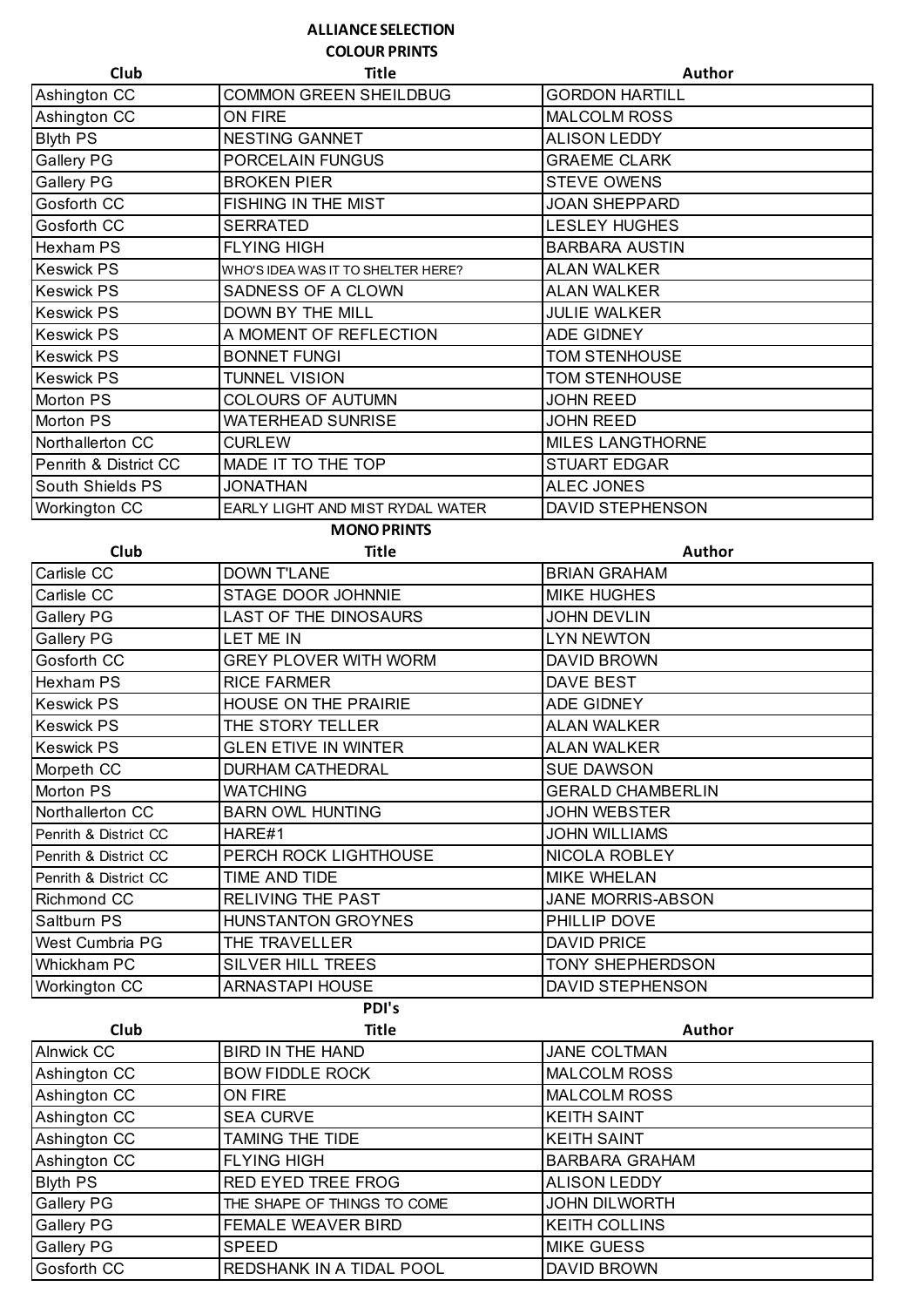## ALLIANCE SELECTION

### COLOUR PRINTS

| Club | Title | Author |
|---|---|---|
| Ashington CC | COMMON GREEN SHEILDBUG | GORDON HARTILL |
| Ashington CC | ON FIRE | MALCOLM ROSS |
| Blyth PS | NESTING GANNET | ALISON LEDDY |
| Gallery PG | PORCELAIN FUNGUS | GRAEME CLARK |
| Gallery PG | BROKEN PIER | STEVE OWENS |
| Gosforth CC | FISHING IN THE MIST | JOAN SHEPPARD |
| Gosforth CC | SERRATED | LESLEY HUGHES |
| Hexham PS | FLYING HIGH | BARBARA AUSTIN |
| Keswick PS | WHO'S IDEA WAS IT TO SHELTER HERE? | ALAN WALKER |
| Keswick PS | SADNESS OF A CLOWN | ALAN WALKER |
| Keswick PS | DOWN BY THE MILL | JULIE WALKER |
| Keswick PS | A MOMENT OF REFLECTION | ADE GIDNEY |
| Keswick PS | BONNET FUNGI | TOM STENHOUSE |
| Keswick PS | TUNNEL VISION | TOM STENHOUSE |
| Morton PS | COLOURS OF AUTUMN | JOHN REED |
| Morton PS | WATERHEAD SUNRISE | JOHN REED |
| Northallerton CC | CURLEW | MILES LANGTHORNE |
| Penrith & District CC | MADE IT TO THE TOP | STUART EDGAR |
| South Shields PS | JONATHAN | ALEC JONES |
| Workington CC | EARLY LIGHT AND MIST RYDAL WATER | DAVID STEPHENSON |

### MONO PRINTS

| Club | Title | Author |
|---|---|---|
| Carlisle CC | DOWN T'LANE | BRIAN GRAHAM |
| Carlisle CC | STAGE DOOR JOHNNIE | MIKE HUGHES |
| Gallery PG | LAST OF THE DINOSAURS | JOHN DEVLIN |
| Gallery PG | LET ME IN | LYN NEWTON |
| Gosforth CC | GREY PLOVER WITH WORM | DAVID BROWN |
| Hexham PS | RICE FARMER | DAVE BEST |
| Keswick PS | HOUSE ON THE PRAIRIE | ADE GIDNEY |
| Keswick PS | THE STORY TELLER | ALAN WALKER |
| Keswick PS | GLEN ETIVE IN WINTER | ALAN WALKER |
| Morpeth CC | DURHAM CATHEDRAL | SUE DAWSON |
| Morton PS | WATCHING | GERALD CHAMBERLIN |
| Northallerton CC | BARN OWL HUNTING | JOHN WEBSTER |
| Penrith & District CC | HARE#1 | JOHN WILLIAMS |
| Penrith & District CC | PERCH ROCK LIGHTHOUSE | NICOLA ROBLEY |
| Penrith & District CC | TIME AND TIDE | MIKE WHELAN |
| Richmond CC | RELIVING THE PAST | JANE MORRIS-ABSON |
| Saltburn PS | HUNSTANTON GROYNES | PHILLIP DOVE |
| West Cumbria PG | THE TRAVELLER | DAVID PRICE |
| Whickham PC | SILVER HILL TREES | TONY SHEPHERDSON |
| Workington CC | ARNASTAPI HOUSE | DAVID STEPHENSON |

### PDI's

| Club | Title | Author |
|---|---|---|
| Alnwick CC | BIRD IN THE HAND | JANE COLTMAN |
| Ashington CC | BOW FIDDLE ROCK | MALCOLM ROSS |
| Ashington CC | ON FIRE | MALCOLM ROSS |
| Ashington CC | SEA CURVE | KEITH SAINT |
| Ashington CC | TAMING THE TIDE | KEITH SAINT |
| Ashington CC | FLYING HIGH | BARBARA GRAHAM |
| Blyth PS | RED EYED TREE FROG | ALISON LEDDY |
| Gallery PG | THE SHAPE OF THINGS TO COME | JOHN DILWORTH |
| Gallery PG | FEMALE WEAVER BIRD | KEITH COLLINS |
| Gallery PG | SPEED | MIKE GUESS |
| Gosforth CC | REDSHANK IN A TIDAL POOL | DAVID BROWN |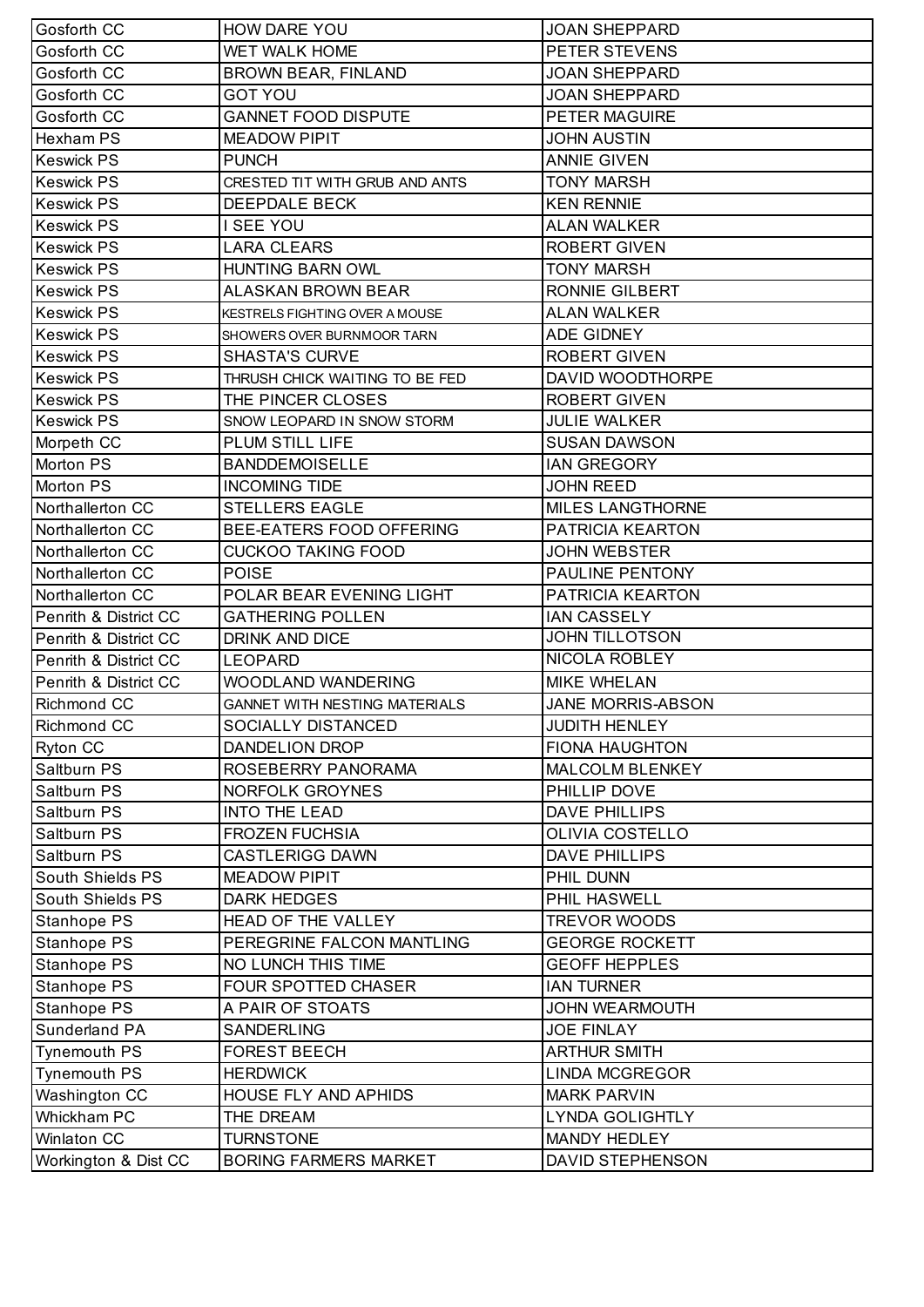| | | |
|---|---|---|
| Gosforth CC | HOW DARE YOU | JOAN SHEPPARD |
| Gosforth CC | WET WALK HOME | PETER STEVENS |
| Gosforth CC | BROWN BEAR, FINLAND | JOAN SHEPPARD |
| Gosforth CC | GOT YOU | JOAN SHEPPARD |
| Gosforth CC | GANNET FOOD DISPUTE | PETER MAGUIRE |
| Hexham PS | MEADOW PIPIT | JOHN AUSTIN |
| Keswick PS | PUNCH | ANNIE GIVEN |
| Keswick PS | CRESTED TIT WITH GRUB AND ANTS | TONY MARSH |
| Keswick PS | DEEPDALE BECK | KEN RENNIE |
| Keswick PS | I SEE YOU | ALAN WALKER |
| Keswick PS | LARA CLEARS | ROBERT GIVEN |
| Keswick PS | HUNTING BARN OWL | TONY MARSH |
| Keswick PS | ALASKAN BROWN BEAR | RONNIE GILBERT |
| Keswick PS | KESTRELS FIGHTING OVER A MOUSE | ALAN WALKER |
| Keswick PS | SHOWERS OVER BURNMOOR TARN | ADE GIDNEY |
| Keswick PS | SHASTA'S CURVE | ROBERT GIVEN |
| Keswick PS | THRUSH CHICK WAITING TO BE FED | DAVID WOODTHORPE |
| Keswick PS | THE PINCER CLOSES | ROBERT GIVEN |
| Keswick PS | SNOW LEOPARD IN SNOW STORM | JULIE WALKER |
| Morpeth CC | PLUM STILL LIFE | SUSAN DAWSON |
| Morton PS | BANDDEMOISELLE | IAN GREGORY |
| Morton PS | INCOMING TIDE | JOHN REED |
| Northallerton CC | STELLERS EAGLE | MILES LANGTHORNE |
| Northallerton CC | BEE-EATERS FOOD OFFERING | PATRICIA KEARTON |
| Northallerton CC | CUCKOO TAKING FOOD | JOHN WEBSTER |
| Northallerton CC | POISE | PAULINE PENTONY |
| Northallerton CC | POLAR BEAR EVENING LIGHT | PATRICIA KEARTON |
| Penrith & District CC | GATHERING POLLEN | IAN CASSELY |
| Penrith & District CC | DRINK AND DICE | JOHN TILLOTSON |
| Penrith & District CC | LEOPARD | NICOLA ROBLEY |
| Penrith & District CC | WOODLAND WANDERING | MIKE WHELAN |
| Richmond CC | GANNET WITH NESTING MATERIALS | JANE MORRIS-ABSON |
| Richmond CC | SOCIALLY DISTANCED | JUDITH HENLEY |
| Ryton CC | DANDELION DROP | FIONA HAUGHTON |
| Saltburn PS | ROSEBERRY PANORAMA | MALCOLM BLENKEY |
| Saltburn PS | NORFOLK GROYNES | PHILLIP DOVE |
| Saltburn PS | INTO THE LEAD | DAVE PHILLIPS |
| Saltburn PS | FROZEN FUCHSIA | OLIVIA COSTELLO |
| Saltburn PS | CASTLERIGG DAWN | DAVE PHILLIPS |
| South Shields PS | MEADOW PIPIT | PHIL DUNN |
| South Shields PS | DARK HEDGES | PHIL HASWELL |
| Stanhope PS | HEAD OF THE VALLEY | TREVOR WOODS |
| Stanhope PS | PEREGRINE FALCON MANTLING | GEORGE ROCKETT |
| Stanhope PS | NO LUNCH THIS TIME | GEOFF HEPPLES |
| Stanhope PS | FOUR SPOTTED CHASER | IAN TURNER |
| Stanhope PS | A PAIR OF STOATS | JOHN WEARMOUTH |
| Sunderland PA | SANDERLING | JOE FINLAY |
| Tynemouth PS | FOREST BEECH | ARTHUR SMITH |
| Tynemouth PS | HERDWICK | LINDA MCGREGOR |
| Washington CC | HOUSE FLY AND APHIDS | MARK PARVIN |
| Whickham PC | THE DREAM | LYNDA GOLIGHTLY |
| Winlaton CC | TURNSTONE | MANDY HEDLEY |
| Workington & Dist CC | BORING FARMERS MARKET | DAVID STEPHENSON |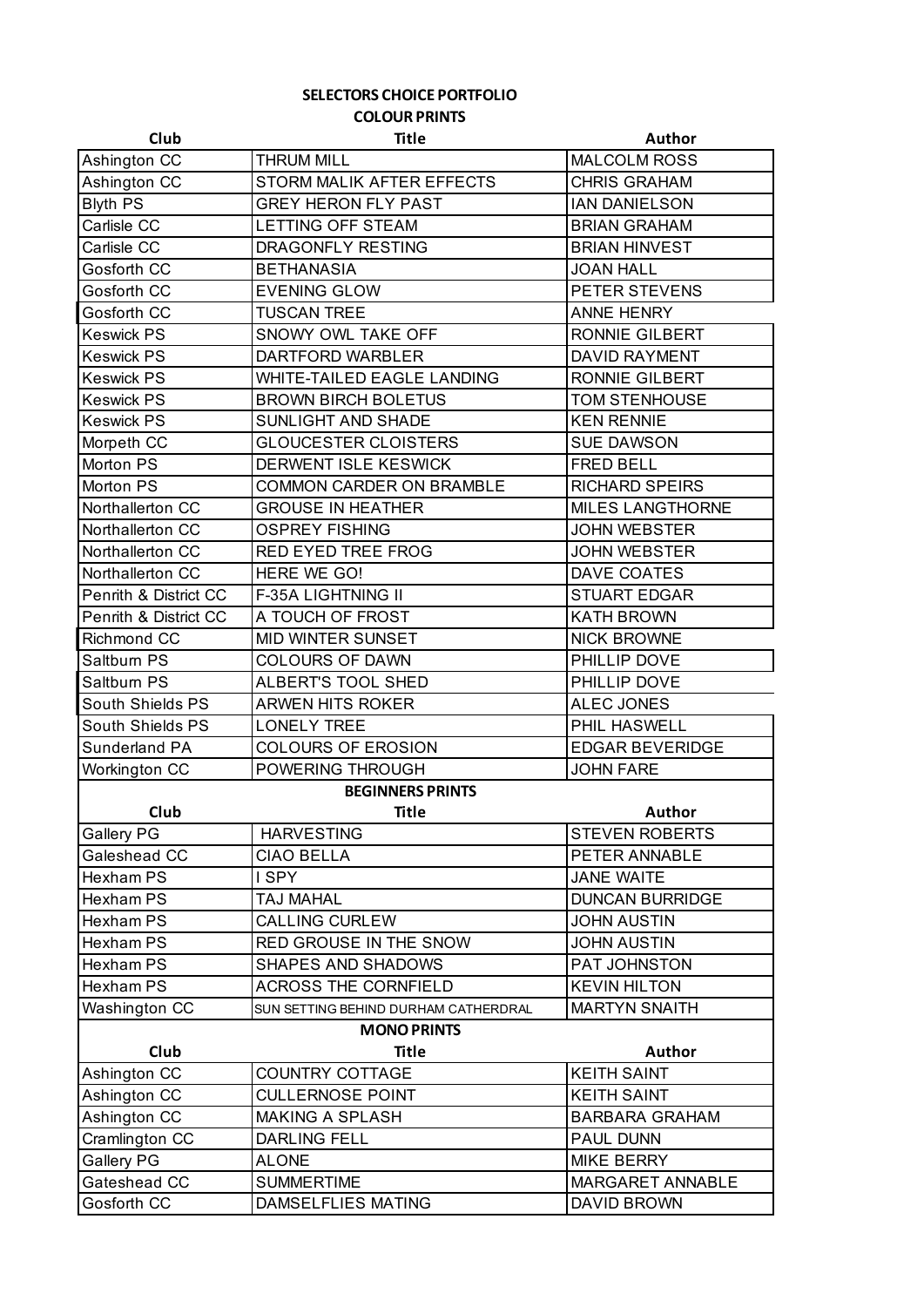**SELECTORS CHOICE PORTFOLIO**

**COLOUR PRINTS**

| Club | Title | Author |
|---|---|---|
| Ashington CC | THRUM MILL | MALCOLM ROSS |
| Ashington CC | STORM MALIK AFTER EFFECTS | CHRIS GRAHAM |
| Blyth PS | GREY HERON FLY PAST | IAN DANIELSON |
| Carlisle CC | LETTING OFF STEAM | BRIAN GRAHAM |
| Carlisle CC | DRAGONFLY RESTING | BRIAN HINVEST |
| Gosforth CC | BETHANASIA | JOAN HALL |
| Gosforth CC | EVENING GLOW | PETER STEVENS |
| Gosforth CC | TUSCAN TREE | ANNE HENRY |
| Keswick PS | SNOWY OWL TAKE OFF | RONNIE GILBERT |
| Keswick PS | DARTFORD WARBLER | DAVID RAYMENT |
| Keswick PS | WHITE-TAILED EAGLE LANDING | RONNIE GILBERT |
| Keswick PS | BROWN BIRCH BOLETUS | TOM STENHOUSE |
| Keswick PS | SUNLIGHT AND SHADE | KEN RENNIE |
| Morpeth CC | GLOUCESTER CLOISTERS | SUE DAWSON |
| Morton PS | DERWENT ISLE KESWICK | FRED BELL |
| Morton PS | COMMON CARDER ON BRAMBLE | RICHARD SPEIRS |
| Northallerton CC | GROUSE IN HEATHER | MILES LANGTHORNE |
| Northallerton CC | OSPREY FISHING | JOHN WEBSTER |
| Northallerton CC | RED EYED TREE FROG | JOHN WEBSTER |
| Northallerton CC | HERE WE GO! | DAVE COATES |
| Penrith & District CC | F-35A LIGHTNING II | STUART EDGAR |
| Penrith & District CC | A TOUCH OF FROST | KATH BROWN |
| Richmond CC | MID WINTER SUNSET | NICK BROWNE |
| Saltburn PS | COLOURS OF DAWN | PHILLIP DOVE |
| Saltburn PS | ALBERT'S TOOL SHED | PHILLIP DOVE |
| South Shields PS | ARWEN HITS ROKER | ALEC JONES |
| South Shields PS | LONELY TREE | PHIL HASWELL |
| Sunderland PA | COLOURS OF EROSION | EDGAR BEVERIDGE |
| Workington CC | POWERING THROUGH | JOHN FARE |
| **BEGINNERS PRINTS** | | |
| **Club** | **Title** | **Author** |
| Gallery PG | HARVESTING | STEVEN ROBERTS |
| Galeshead CC | CIAO BELLA | PETER ANNABLE |
| Hexham PS | I SPY | JANE WAITE |
| Hexham PS | TAJ MAHAL | DUNCAN BURRIDGE |
| Hexham PS | CALLING CURLEW | JOHN AUSTIN |
| Hexham PS | RED GROUSE IN THE SNOW | JOHN AUSTIN |
| Hexham PS | SHAPES AND SHADOWS | PAT JOHNSTON |
| Hexham PS | ACROSS THE CORNFIELD | KEVIN HILTON |
| Washington CC | SUN SETTING BEHIND DURHAM CATHERDRAL | MARTYN SNAITH |
| **MONO PRINTS** | | |
| **Club** | **Title** | **Author** |
| Ashington CC | COUNTRY COTTAGE | KEITH SAINT |
| Ashington CC | CULLERNOSE POINT | KEITH SAINT |
| Ashington CC | MAKING A SPLASH | BARBARA GRAHAM |
| Cramlington CC | DARLING FELL | PAUL DUNN |
| Gallery PG | ALONE | MIKE BERRY |
| Gateshead CC | SUMMERTIME | MARGARET ANNABLE |
| Gosforth CC | DAMSELFLIES MATING | DAVID BROWN |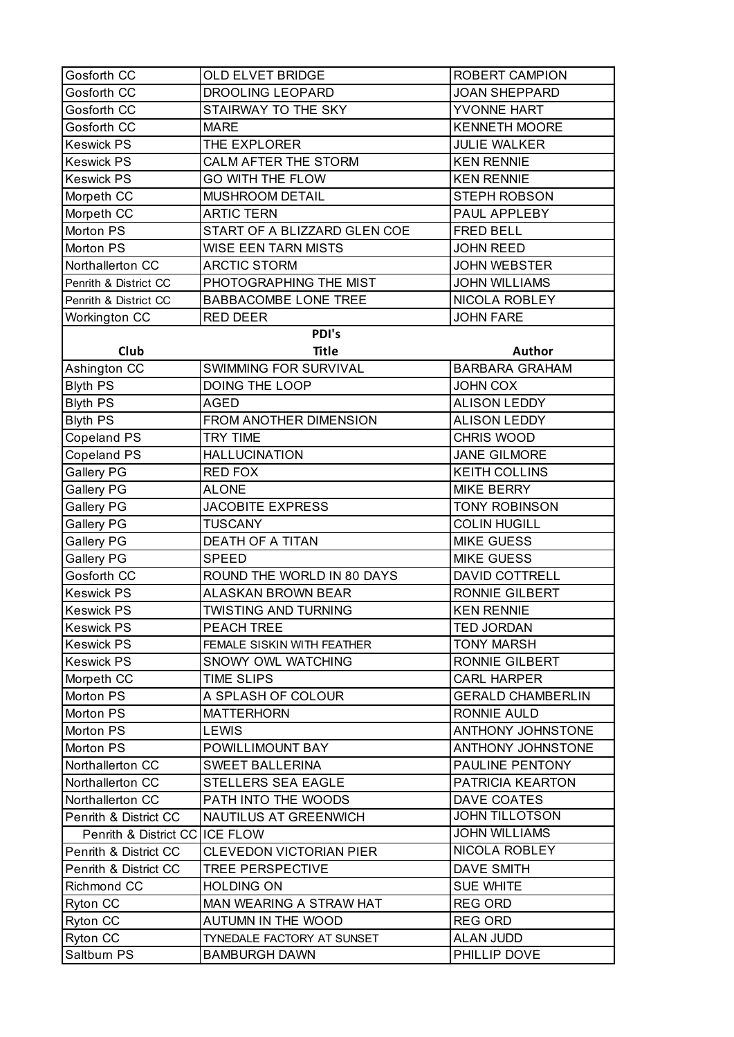| | | |
|---|---|---|
| Gosforth CC | OLD ELVET BRIDGE | ROBERT CAMPION |
| Gosforth CC | DROOLING LEOPARD | JOAN SHEPPARD |
| Gosforth CC | STAIRWAY TO THE SKY | YVONNE HART |
| Gosforth CC | MARE | KENNETH MOORE |
| Keswick PS | THE EXPLORER | JULIE WALKER |
| Keswick PS | CALM AFTER THE STORM | KEN RENNIE |
| Keswick PS | GO WITH THE FLOW | KEN RENNIE |
| Morpeth CC | MUSHROOM DETAIL | STEPH ROBSON |
| Morpeth CC | ARTIC TERN | PAUL APPLEBY |
| Morton PS | START OF A BLIZZARD GLEN COE | FRED BELL |
| Morton PS | WISE EEN TARN MISTS | JOHN REED |
| Northallerton CC | ARCTIC STORM | JOHN WEBSTER |
| Penrith & District CC | PHOTOGRAPHING THE MIST | JOHN WILLIAMS |
| Penrith & District CC | BABBACOMBE LONE TREE | NICOLA ROBLEY |
| Workington CC | RED DEER | JOHN FARE |

**PDI's**

| Club | Title | Author |
|---|---|---|
| Ashington CC | SWIMMING FOR SURVIVAL | BARBARA GRAHAM |
| Blyth PS | DOING THE LOOP | JOHN COX |
| Blyth PS | AGED | ALISON LEDDY |
| Blyth PS | FROM ANOTHER DIMENSION | ALISON LEDDY |
| Copeland PS | TRY TIME | CHRIS WOOD |
| Copeland PS | HALLUCINATION | JANE GILMORE |
| Gallery PG | RED FOX | KEITH COLLINS |
| Gallery PG | ALONE | MIKE BERRY |
| Gallery PG | JACOBITE EXPRESS | TONY ROBINSON |
| Gallery PG | TUSCANY | COLIN HUGILL |
| Gallery PG | DEATH OF A TITAN | MIKE GUESS |
| Gallery PG | SPEED | MIKE GUESS |
| Gosforth CC | ROUND THE WORLD IN 80 DAYS | DAVID COTTRELL |
| Keswick PS | ALASKAN BROWN BEAR | RONNIE GILBERT |
| Keswick PS | TWISTING AND TURNING | KEN RENNIE |
| Keswick PS | PEACH TREE | TED JORDAN |
| Keswick PS | FEMALE SISKIN WITH FEATHER | TONY MARSH |
| Keswick PS | SNOWY OWL WATCHING | RONNIE GILBERT |
| Morpeth CC | TIME SLIPS | CARL HARPER |
| Morton PS | A SPLASH OF COLOUR | GERALD CHAMBERLIN |
| Morton PS | MATTERHORN | RONNIE AULD |
| Morton PS | LEWIS | ANTHONY JOHNSTONE |
| Morton PS | POWILLIMOUNT BAY | ANTHONY JOHNSTONE |
| Northallerton CC | SWEET BALLERINA | PAULINE PENTONY |
| Northallerton CC | STELLERS SEA EAGLE | PATRICIA KEARTON |
| Northallerton CC | PATH INTO THE WOODS | DAVE COATES |
| Penrith & District CC | NAUTILUS AT GREENWICH | JOHN TILLOTSON |
| Penrith & District CC | ICE FLOW | JOHN WILLIAMS |
| Penrith & District CC | CLEVEDON VICTORIAN PIER | NICOLA ROBLEY |
| Penrith & District CC | TREE PERSPECTIVE | DAVE SMITH |
| Richmond CC | HOLDING ON | SUE WHITE |
| Ryton CC | MAN WEARING A STRAW HAT | REG ORD |
| Ryton CC | AUTUMN IN THE WOOD | REG ORD |
| Ryton CC | TYNEDALE FACTORY AT SUNSET | ALAN JUDD |
| Saltburn PS | BAMBURGH DAWN | PHILLIP DOVE |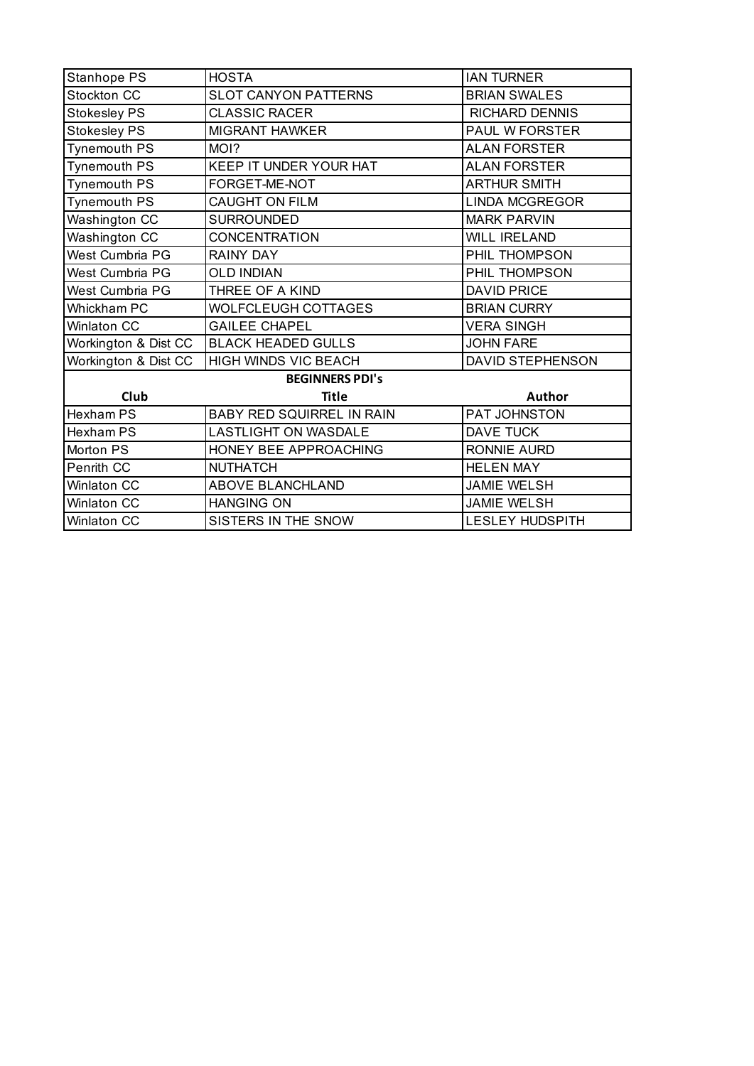| | | |
|---|---|---|
| Stanhope PS | HOSTA | IAN TURNER |
| Stockton CC | SLOT CANYON PATTERNS | BRIAN SWALES |
| Stokesley PS | CLASSIC RACER | RICHARD DENNIS |
| Stokesley PS | MIGRANT HAWKER | PAUL W FORSTER |
| Tynemouth PS | MOI? | ALAN FORSTER |
| Tynemouth PS | KEEP IT UNDER YOUR HAT | ALAN FORSTER |
| Tynemouth PS | FORGET-ME-NOT | ARTHUR SMITH |
| Tynemouth PS | CAUGHT ON FILM | LINDA MCGREGOR |
| Washington CC | SURROUNDED | MARK PARVIN |
| Washington CC | CONCENTRATION | WILL IRELAND |
| West Cumbria PG | RAINY DAY | PHIL THOMPSON |
| West Cumbria PG | OLD INDIAN | PHIL THOMPSON |
| West Cumbria PG | THREE OF A KIND | DAVID PRICE |
| Whickham PC | WOLFCLEUGH COTTAGES | BRIAN CURRY |
| Winlaton CC | GAILEE CHAPEL | VERA SINGH |
| Workington & Dist CC | BLACK HEADED GULLS | JOHN FARE |
| Workington & Dist CC | HIGH WINDS VIC BEACH | DAVID STEPHENSON |
| | **BEGINNERS PDI's** | |
| **Club** | **Title** | **Author** |
| Hexham PS | BABY RED SQUIRREL IN RAIN | PAT JOHNSTON |
| Hexham PS | LASTLIGHT ON WASDALE | DAVE TUCK |
| Morton PS | HONEY BEE APPROACHING | RONNIE AURD |
| Penrith CC | NUTHATCH | HELEN MAY |
| Winlaton CC | ABOVE BLANCHLAND | JAMIE WELSH |
| Winlaton CC | HANGING ON | JAMIE WELSH |
| Winlaton CC | SISTERS IN THE SNOW | LESLEY HUDSPITH |